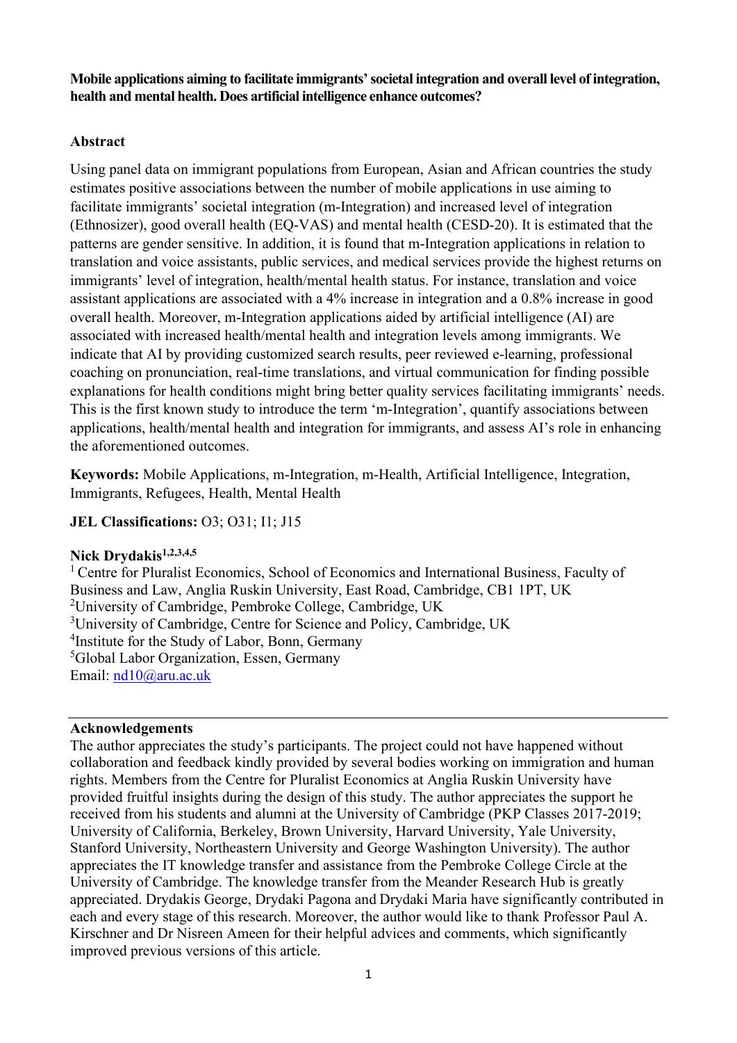**Mobile applications aiming to facilitate immigrants' societal integration and overall level of integration, health and mental health. Does artificial intelligence enhance outcomes?**

## Abstract

Using panel data on immigrant populations from European, Asian and African countries the study estimates positive associations between the number of mobile applications in use aiming to facilitate immigrants' societal integration (m-Integration) and increased level of integration (Ethnosizer), good overall health (EQ-VAS) and mental health (CESD-20). It is estimated that the patterns are gender sensitive. In addition, it is found that m-Integration applications in relation to translation and voice assistants, public services, and medical services provide the highest returns on immigrants' level of integration, health/mental health status. For instance, translation and voice assistant applications are associated with a 4% increase in integration and a 0.8% increase in good overall health. Moreover, m-Integration applications aided by artificial intelligence (AI) are associated with increased health/mental health and integration levels among immigrants. We indicate that AI by providing customized search results, peer reviewed e-learning, professional coaching on pronunciation, real-time translations, and virtual communication for finding possible explanations for health conditions might bring better quality services facilitating immigrants' needs. This is the first known study to introduce the term 'm-Integration', quantify associations between applications, health/mental health and integration for immigrants, and assess AI's role in enhancing the aforementioned outcomes.

**Keywords:** Mobile Applications, m-Integration, m-Health, Artificial Intelligence, Integration, Immigrants, Refugees, Health, Mental Health

**JEL Classifications:** O3; O31; I1; J15

**Nick Drydakis[1,2,3,4,5]**

[1] Centre for Pluralist Economics, School of Economics and International Business, Faculty of Business and Law, Anglia Ruskin University, East Road, Cambridge, CB1 1PT, UK
[2] University of Cambridge, Pembroke College, Cambridge, UK
[3] University of Cambridge, Centre for Science and Policy, Cambridge, UK
[4] Institute for the Study of Labor, Bonn, Germany
[5] Global Labor Organization, Essen, Germany
Email: nd10@aru.ac.uk

---

**Acknowledgements**

The author appreciates the study's participants. The project could not have happened without collaboration and feedback kindly provided by several bodies working on immigration and human rights. Members from the Centre for Pluralist Economics at Anglia Ruskin University have provided fruitful insights during the design of this study. The author appreciates the support he received from his students and alumni at the University of Cambridge (PKP Classes 2017-2019; University of California, Berkeley, Brown University, Harvard University, Yale University, Stanford University, Northeastern University and George Washington University). The author appreciates the IT knowledge transfer and assistance from the Pembroke College Circle at the University of Cambridge. The knowledge transfer from the Meander Research Hub is greatly appreciated. Drydakis George, Drydaki Pagona and Drydaki Maria have significantly contributed in each and every stage of this research. Moreover, the author would like to thank Professor Paul A. Kirschner and Dr Nisreen Ameen for their helpful advices and comments, which significantly improved previous versions of this article.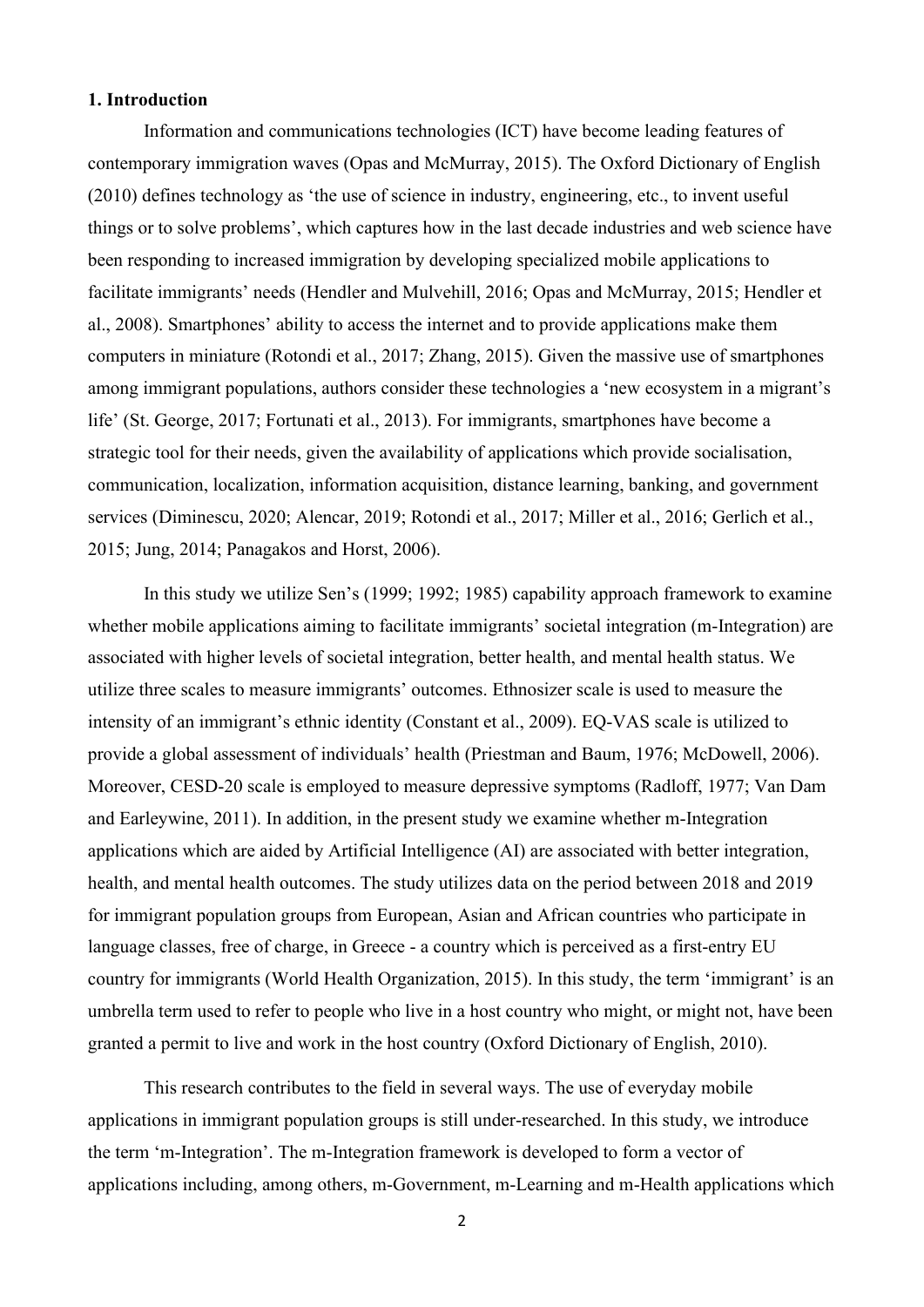## 1. Introduction

Information and communications technologies (ICT) have become leading features of contemporary immigration waves (Opas and McMurray, 2015). The Oxford Dictionary of English (2010) defines technology as 'the use of science in industry, engineering, etc., to invent useful things or to solve problems', which captures how in the last decade industries and web science have been responding to increased immigration by developing specialized mobile applications to facilitate immigrants' needs (Hendler and Mulvehill, 2016; Opas and McMurray, 2015; Hendler et al., 2008). Smartphones' ability to access the internet and to provide applications make them computers in miniature (Rotondi et al., 2017; Zhang, 2015). Given the massive use of smartphones among immigrant populations, authors consider these technologies a 'new ecosystem in a migrant's life' (St. George, 2017; Fortunati et al., 2013). For immigrants, smartphones have become a strategic tool for their needs, given the availability of applications which provide socialisation, communication, localization, information acquisition, distance learning, banking, and government services (Diminescu, 2020; Alencar, 2019; Rotondi et al., 2017; Miller et al., 2016; Gerlich et al., 2015; Jung, 2014; Panagakos and Horst, 2006).

In this study we utilize Sen's (1999; 1992; 1985) capability approach framework to examine whether mobile applications aiming to facilitate immigrants' societal integration (m-Integration) are associated with higher levels of societal integration, better health, and mental health status. We utilize three scales to measure immigrants' outcomes. Ethnosizer scale is used to measure the intensity of an immigrant's ethnic identity (Constant et al., 2009). EQ-VAS scale is utilized to provide a global assessment of individuals' health (Priestman and Baum, 1976; McDowell, 2006). Moreover, CESD-20 scale is employed to measure depressive symptoms (Radloff, 1977; Van Dam and Earleywine, 2011). In addition, in the present study we examine whether m-Integration applications which are aided by Artificial Intelligence (AI) are associated with better integration, health, and mental health outcomes. The study utilizes data on the period between 2018 and 2019 for immigrant population groups from European, Asian and African countries who participate in language classes, free of charge, in Greece - a country which is perceived as a first-entry EU country for immigrants (World Health Organization, 2015). In this study, the term 'immigrant' is an umbrella term used to refer to people who live in a host country who might, or might not, have been granted a permit to live and work in the host country (Oxford Dictionary of English, 2010).

This research contributes to the field in several ways. The use of everyday mobile applications in immigrant population groups is still under-researched. In this study, we introduce the term 'm-Integration'. The m-Integration framework is developed to form a vector of applications including, among others, m-Government, m-Learning and m-Health applications which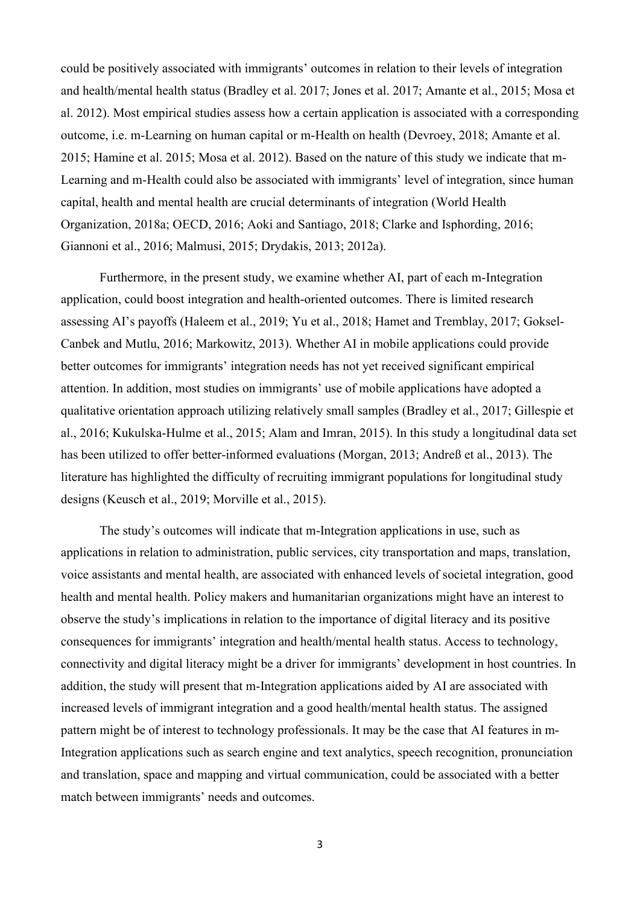could be positively associated with immigrants' outcomes in relation to their levels of integration and health/mental health status (Bradley et al. 2017; Jones et al. 2017; Amante et al., 2015; Mosa et al. 2012). Most empirical studies assess how a certain application is associated with a corresponding outcome, i.e. m-Learning on human capital or m-Health on health (Devroey, 2018; Amante et al. 2015; Hamine et al. 2015; Mosa et al. 2012). Based on the nature of this study we indicate that m-Learning and m-Health could also be associated with immigrants' level of integration, since human capital, health and mental health are crucial determinants of integration (World Health Organization, 2018a; OECD, 2016; Aoki and Santiago, 2018; Clarke and Isphording, 2016; Giannoni et al., 2016; Malmusi, 2015; Drydakis, 2013; 2012a).

Furthermore, in the present study, we examine whether AI, part of each m-Integration application, could boost integration and health-oriented outcomes. There is limited research assessing AI's payoffs (Haleem et al., 2019; Yu et al., 2018; Hamet and Tremblay, 2017; Goksel-Canbek and Mutlu, 2016; Markowitz, 2013). Whether AI in mobile applications could provide better outcomes for immigrants' integration needs has not yet received significant empirical attention. In addition, most studies on immigrants' use of mobile applications have adopted a qualitative orientation approach utilizing relatively small samples (Bradley et al., 2017; Gillespie et al., 2016; Kukulska-Hulme et al., 2015; Alam and Imran, 2015). In this study a longitudinal data set has been utilized to offer better-informed evaluations (Morgan, 2013; Andreß et al., 2013). The literature has highlighted the difficulty of recruiting immigrant populations for longitudinal study designs (Keusch et al., 2019; Morville et al., 2015).

The study's outcomes will indicate that m-Integration applications in use, such as applications in relation to administration, public services, city transportation and maps, translation, voice assistants and mental health, are associated with enhanced levels of societal integration, good health and mental health. Policy makers and humanitarian organizations might have an interest to observe the study's implications in relation to the importance of digital literacy and its positive consequences for immigrants' integration and health/mental health status. Access to technology, connectivity and digital literacy might be a driver for immigrants' development in host countries. In addition, the study will present that m-Integration applications aided by AI are associated with increased levels of immigrant integration and a good health/mental health status. The assigned pattern might be of interest to technology professionals. It may be the case that AI features in m-Integration applications such as search engine and text analytics, speech recognition, pronunciation and translation, space and mapping and virtual communication, could be associated with a better match between immigrants' needs and outcomes.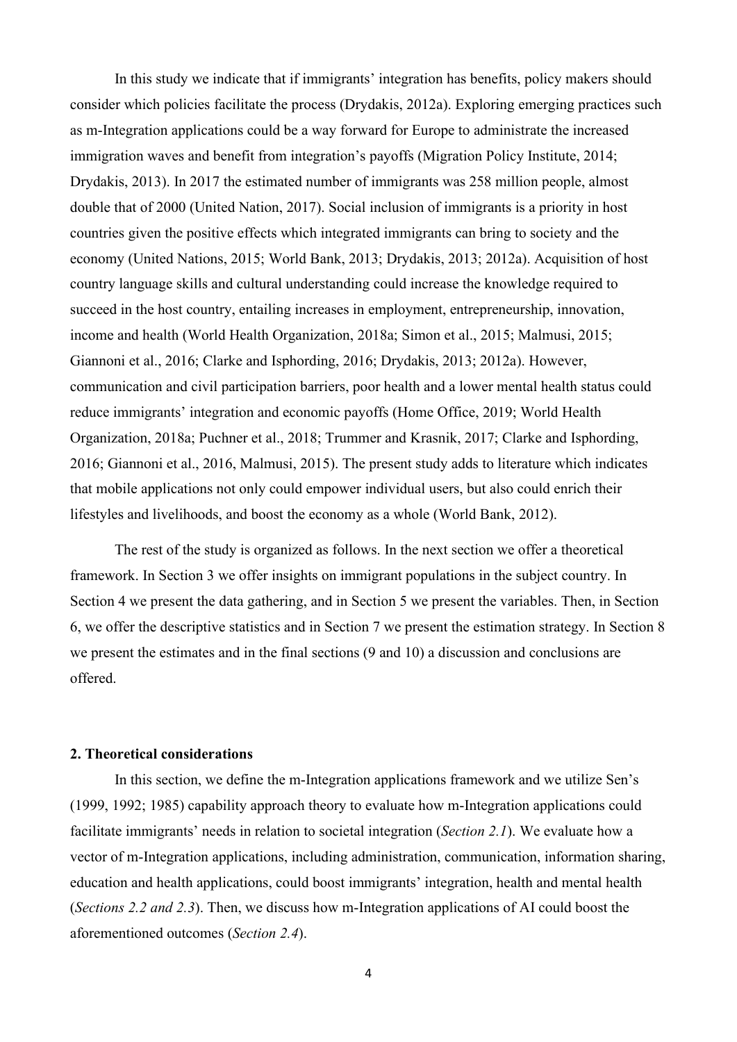In this study we indicate that if immigrants' integration has benefits, policy makers should consider which policies facilitate the process (Drydakis, 2012a). Exploring emerging practices such as m-Integration applications could be a way forward for Europe to administrate the increased immigration waves and benefit from integration's payoffs (Migration Policy Institute, 2014; Drydakis, 2013). In 2017 the estimated number of immigrants was 258 million people, almost double that of 2000 (United Nation, 2017). Social inclusion of immigrants is a priority in host countries given the positive effects which integrated immigrants can bring to society and the economy (United Nations, 2015; World Bank, 2013; Drydakis, 2013; 2012a). Acquisition of host country language skills and cultural understanding could increase the knowledge required to succeed in the host country, entailing increases in employment, entrepreneurship, innovation, income and health (World Health Organization, 2018a; Simon et al., 2015; Malmusi, 2015; Giannoni et al., 2016; Clarke and Isphording, 2016; Drydakis, 2013; 2012a). However, communication and civil participation barriers, poor health and a lower mental health status could reduce immigrants' integration and economic payoffs (Home Office, 2019; World Health Organization, 2018a; Puchner et al., 2018; Trummer and Krasnik, 2017; Clarke and Isphording, 2016; Giannoni et al., 2016, Malmusi, 2015). The present study adds to literature which indicates that mobile applications not only could empower individual users, but also could enrich their lifestyles and livelihoods, and boost the economy as a whole (World Bank, 2012).

The rest of the study is organized as follows. In the next section we offer a theoretical framework. In Section 3 we offer insights on immigrant populations in the subject country. In Section 4 we present the data gathering, and in Section 5 we present the variables. Then, in Section 6, we offer the descriptive statistics and in Section 7 we present the estimation strategy. In Section 8 we present the estimates and in the final sections (9 and 10) a discussion and conclusions are offered.

## 2. Theoretical considerations

In this section, we define the m-Integration applications framework and we utilize Sen's (1999, 1992; 1985) capability approach theory to evaluate how m-Integration applications could facilitate immigrants' needs in relation to societal integration (*Section 2.1*). We evaluate how a vector of m-Integration applications, including administration, communication, information sharing, education and health applications, could boost immigrants' integration, health and mental health (*Sections 2.2 and 2.3*). Then, we discuss how m-Integration applications of AI could boost the aforementioned outcomes (*Section 2.4*).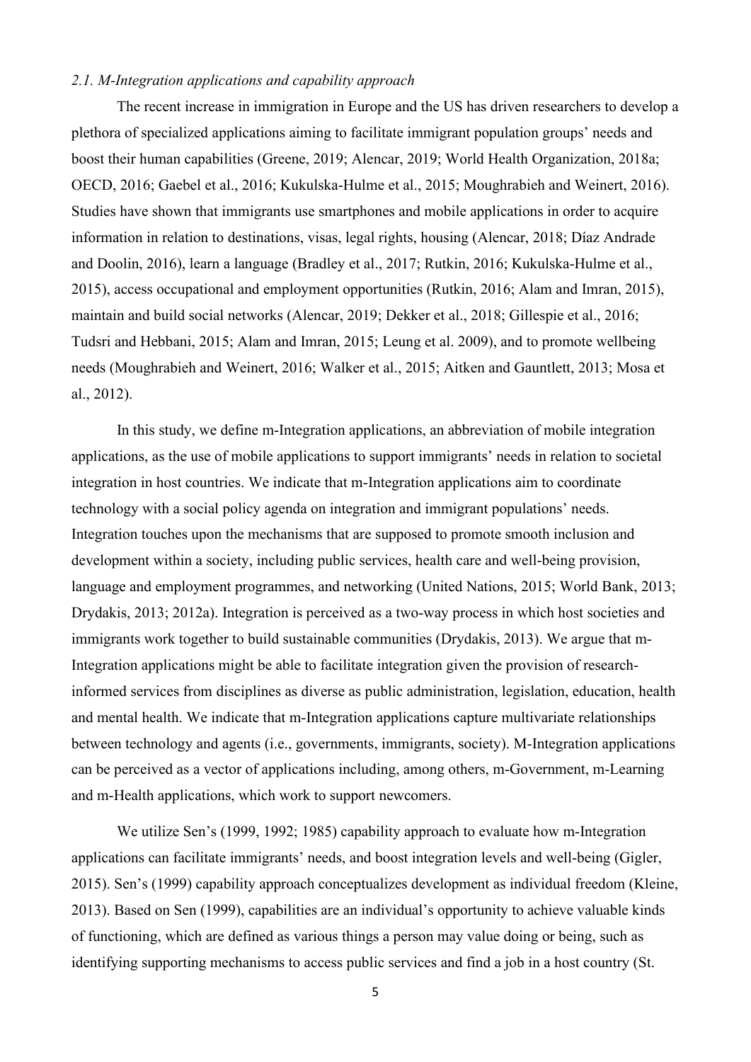### *2.1. M-Integration applications and capability approach*

The recent increase in immigration in Europe and the US has driven researchers to develop a plethora of specialized applications aiming to facilitate immigrant population groups' needs and boost their human capabilities (Greene, 2019; Alencar, 2019; World Health Organization, 2018a; OECD, 2016; Gaebel et al., 2016; Kukulska-Hulme et al., 2015; Moughrabieh and Weinert, 2016). Studies have shown that immigrants use smartphones and mobile applications in order to acquire information in relation to destinations, visas, legal rights, housing (Alencar, 2018; Díaz Andrade and Doolin, 2016), learn a language (Bradley et al., 2017; Rutkin, 2016; Kukulska-Hulme et al., 2015), access occupational and employment opportunities (Rutkin, 2016; Alam and Imran, 2015), maintain and build social networks (Alencar, 2019; Dekker et al., 2018; Gillespie et al., 2016; Tudsri and Hebbani, 2015; Alam and Imran, 2015; Leung et al. 2009), and to promote wellbeing needs (Moughrabieh and Weinert, 2016; Walker et al., 2015; Aitken and Gauntlett, 2013; Mosa et al., 2012).

In this study, we define m-Integration applications, an abbreviation of mobile integration applications, as the use of mobile applications to support immigrants' needs in relation to societal integration in host countries. We indicate that m-Integration applications aim to coordinate technology with a social policy agenda on integration and immigrant populations' needs. Integration touches upon the mechanisms that are supposed to promote smooth inclusion and development within a society, including public services, health care and well-being provision, language and employment programmes, and networking (United Nations, 2015; World Bank, 2013; Drydakis, 2013; 2012a). Integration is perceived as a two-way process in which host societies and immigrants work together to build sustainable communities (Drydakis, 2013). We argue that m-Integration applications might be able to facilitate integration given the provision of research-informed services from disciplines as diverse as public administration, legislation, education, health and mental health. We indicate that m-Integration applications capture multivariate relationships between technology and agents (i.e., governments, immigrants, society). M-Integration applications can be perceived as a vector of applications including, among others, m-Government, m-Learning and m-Health applications, which work to support newcomers.

We utilize Sen's (1999, 1992; 1985) capability approach to evaluate how m-Integration applications can facilitate immigrants' needs, and boost integration levels and well-being (Gigler, 2015). Sen's (1999) capability approach conceptualizes development as individual freedom (Kleine, 2013). Based on Sen (1999), capabilities are an individual's opportunity to achieve valuable kinds of functioning, which are defined as various things a person may value doing or being, such as identifying supporting mechanisms to access public services and find a job in a host country (St.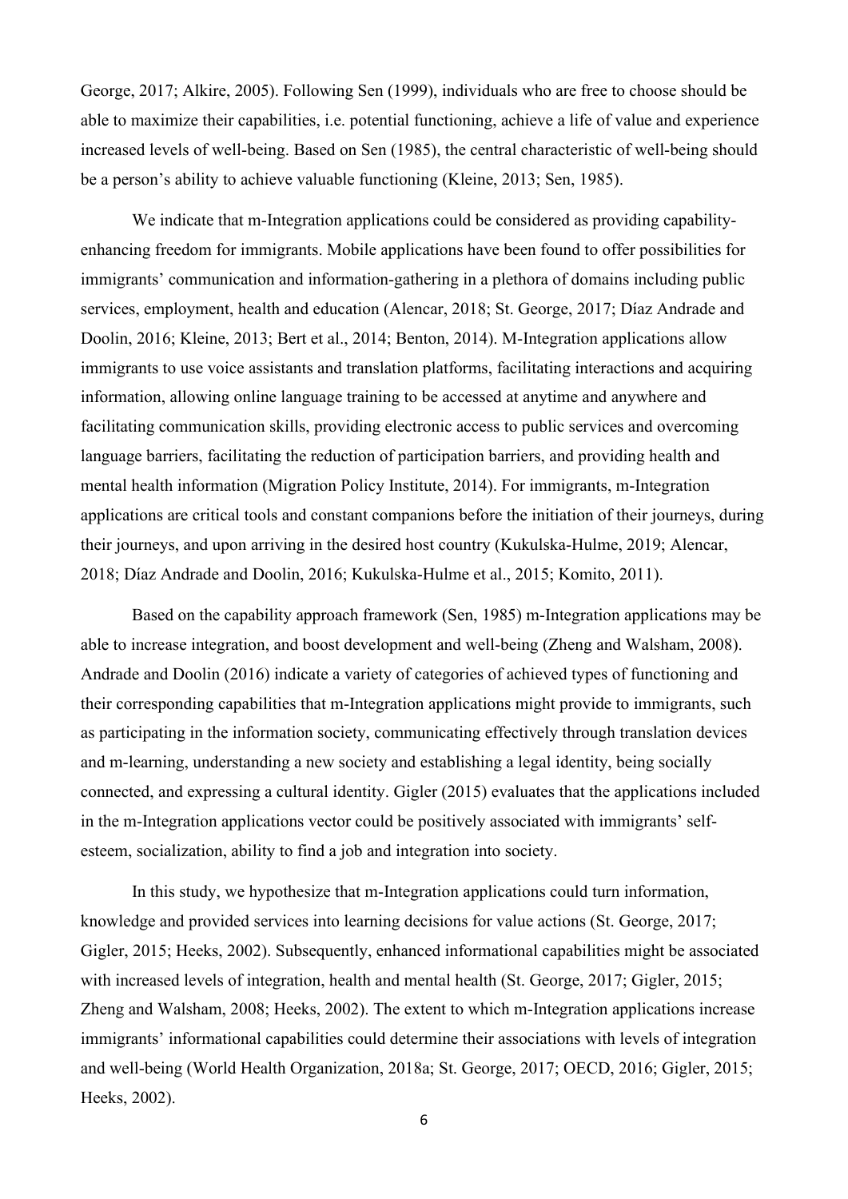George, 2017; Alkire, 2005). Following Sen (1999), individuals who are free to choose should be able to maximize their capabilities, i.e. potential functioning, achieve a life of value and experience increased levels of well-being. Based on Sen (1985), the central characteristic of well-being should be a person's ability to achieve valuable functioning (Kleine, 2013; Sen, 1985).

We indicate that m-Integration applications could be considered as providing capability-enhancing freedom for immigrants. Mobile applications have been found to offer possibilities for immigrants' communication and information-gathering in a plethora of domains including public services, employment, health and education (Alencar, 2018; St. George, 2017; Díaz Andrade and Doolin, 2016; Kleine, 2013; Bert et al., 2014; Benton, 2014). M-Integration applications allow immigrants to use voice assistants and translation platforms, facilitating interactions and acquiring information, allowing online language training to be accessed at anytime and anywhere and facilitating communication skills, providing electronic access to public services and overcoming language barriers, facilitating the reduction of participation barriers, and providing health and mental health information (Migration Policy Institute, 2014). For immigrants, m-Integration applications are critical tools and constant companions before the initiation of their journeys, during their journeys, and upon arriving in the desired host country (Kukulska-Hulme, 2019; Alencar, 2018; Díaz Andrade and Doolin, 2016; Kukulska-Hulme et al., 2015; Komito, 2011).

Based on the capability approach framework (Sen, 1985) m-Integration applications may be able to increase integration, and boost development and well-being (Zheng and Walsham, 2008). Andrade and Doolin (2016) indicate a variety of categories of achieved types of functioning and their corresponding capabilities that m-Integration applications might provide to immigrants, such as participating in the information society, communicating effectively through translation devices and m-learning, understanding a new society and establishing a legal identity, being socially connected, and expressing a cultural identity. Gigler (2015) evaluates that the applications included in the m-Integration applications vector could be positively associated with immigrants' self-esteem, socialization, ability to find a job and integration into society.

In this study, we hypothesize that m-Integration applications could turn information, knowledge and provided services into learning decisions for value actions (St. George, 2017; Gigler, 2015; Heeks, 2002). Subsequently, enhanced informational capabilities might be associated with increased levels of integration, health and mental health (St. George, 2017; Gigler, 2015; Zheng and Walsham, 2008; Heeks, 2002). The extent to which m-Integration applications increase immigrants' informational capabilities could determine their associations with levels of integration and well-being (World Health Organization, 2018a; St. George, 2017; OECD, 2016; Gigler, 2015; Heeks, 2002).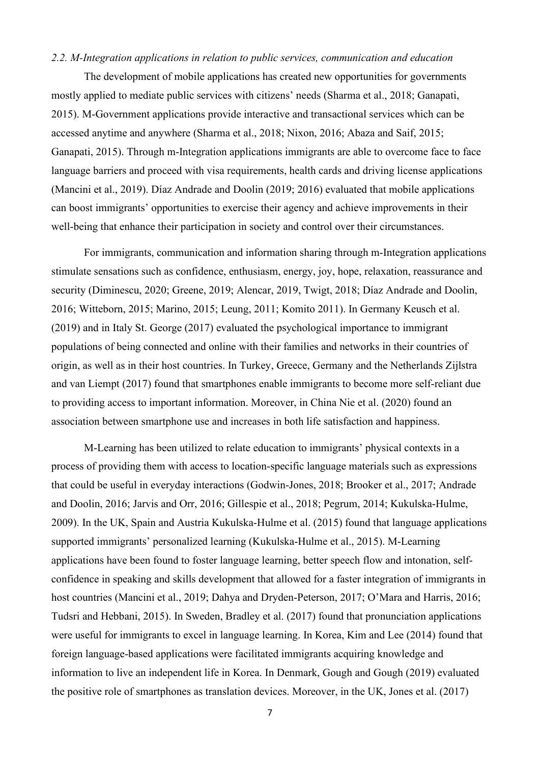*2.2. M-Integration applications in relation to public services, communication and education*

The development of mobile applications has created new opportunities for governments mostly applied to mediate public services with citizens' needs (Sharma et al., 2018; Ganapati, 2015). M-Government applications provide interactive and transactional services which can be accessed anytime and anywhere (Sharma et al., 2018; Nixon, 2016; Abaza and Saif, 2015; Ganapati, 2015). Through m-Integration applications immigrants are able to overcome face to face language barriers and proceed with visa requirements, health cards and driving license applications (Mancini et al., 2019). Díaz Andrade and Doolin (2019; 2016) evaluated that mobile applications can boost immigrants' opportunities to exercise their agency and achieve improvements in their well-being that enhance their participation in society and control over their circumstances.

For immigrants, communication and information sharing through m-Integration applications stimulate sensations such as confidence, enthusiasm, energy, joy, hope, relaxation, reassurance and security (Diminescu, 2020; Greene, 2019; Alencar, 2019, Twigt, 2018; Díaz Andrade and Doolin, 2016; Witteborn, 2015; Marino, 2015; Leung, 2011; Komito 2011). In Germany Keusch et al. (2019) and in Italy St. George (2017) evaluated the psychological importance to immigrant populations of being connected and online with their families and networks in their countries of origin, as well as in their host countries. In Turkey, Greece, Germany and the Netherlands Zijlstra and van Liempt (2017) found that smartphones enable immigrants to become more self-reliant due to providing access to important information. Moreover, in China Nie et al. (2020) found an association between smartphone use and increases in both life satisfaction and happiness.

M-Learning has been utilized to relate education to immigrants' physical contexts in a process of providing them with access to location-specific language materials such as expressions that could be useful in everyday interactions (Godwin-Jones, 2018; Brooker et al., 2017; Andrade and Doolin, 2016; Jarvis and Orr, 2016; Gillespie et al., 2018; Pegrum, 2014; Kukulska-Hulme, 2009). In the UK, Spain and Austria Kukulska-Hulme et al. (2015) found that language applications supported immigrants' personalized learning (Kukulska-Hulme et al., 2015). M-Learning applications have been found to foster language learning, better speech flow and intonation, self-confidence in speaking and skills development that allowed for a faster integration of immigrants in host countries (Mancini et al., 2019; Dahya and Dryden-Peterson, 2017; O'Mara and Harris, 2016; Tudsri and Hebbani, 2015). In Sweden, Bradley et al. (2017) found that pronunciation applications were useful for immigrants to excel in language learning. In Korea, Kim and Lee (2014) found that foreign language-based applications were facilitated immigrants acquiring knowledge and information to live an independent life in Korea. In Denmark, Gough and Gough (2019) evaluated the positive role of smartphones as translation devices. Moreover, in the UK, Jones et al. (2017)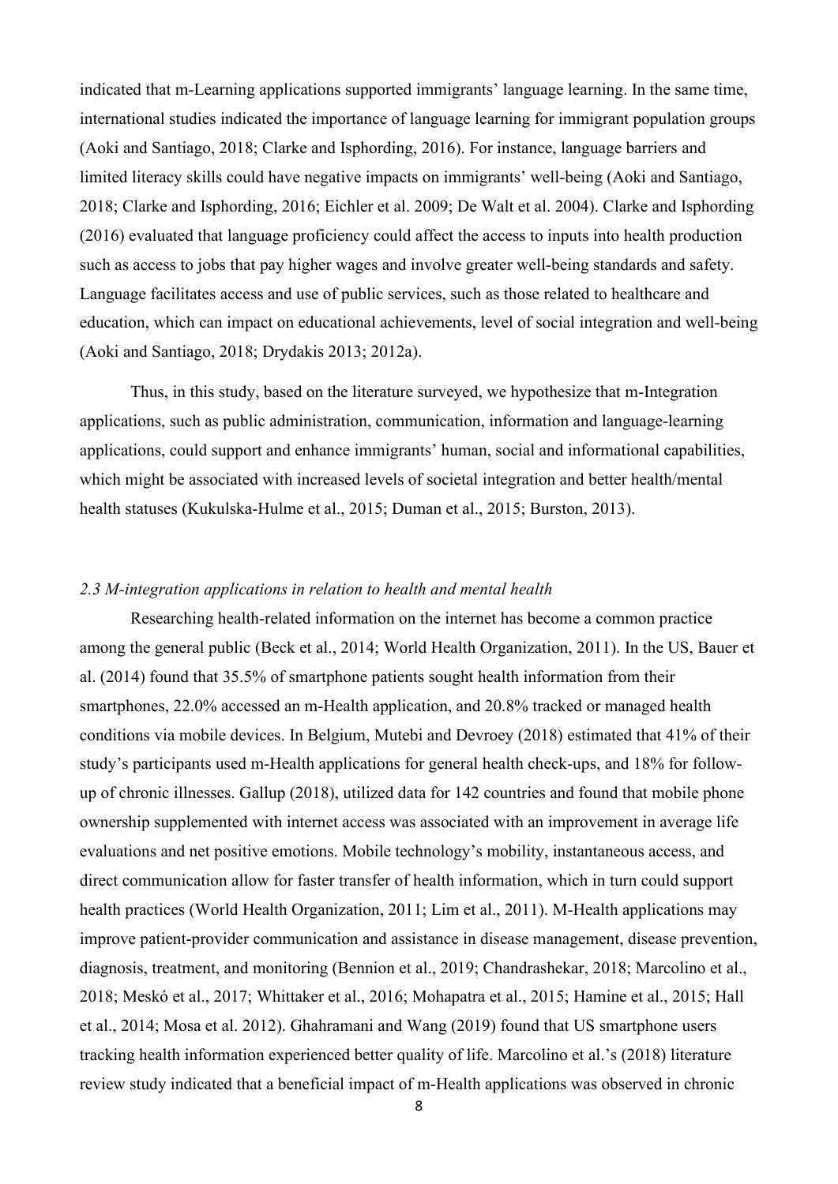indicated that m-Learning applications supported immigrants' language learning. In the same time, international studies indicated the importance of language learning for immigrant population groups (Aoki and Santiago, 2018; Clarke and Isphording, 2016). For instance, language barriers and limited literacy skills could have negative impacts on immigrants' well-being (Aoki and Santiago, 2018; Clarke and Isphording, 2016; Eichler et al. 2009; De Walt et al. 2004). Clarke and Isphording (2016) evaluated that language proficiency could affect the access to inputs into health production such as access to jobs that pay higher wages and involve greater well-being standards and safety. Language facilitates access and use of public services, such as those related to healthcare and education, which can impact on educational achievements, level of social integration and well-being (Aoki and Santiago, 2018; Drydakis 2013; 2012a).

Thus, in this study, based on the literature surveyed, we hypothesize that m-Integration applications, such as public administration, communication, information and language-learning applications, could support and enhance immigrants' human, social and informational capabilities, which might be associated with increased levels of societal integration and better health/mental health statuses (Kukulska-Hulme et al., 2015; Duman et al., 2015; Burston, 2013).

### *2.3 M-integration applications in relation to health and mental health*

Researching health-related information on the internet has become a common practice among the general public (Beck et al., 2014; World Health Organization, 2011). In the US, Bauer et al. (2014) found that 35.5% of smartphone patients sought health information from their smartphones, 22.0% accessed an m-Health application, and 20.8% tracked or managed health conditions via mobile devices. In Belgium, Mutebi and Devroey (2018) estimated that 41% of their study's participants used m-Health applications for general health check-ups, and 18% for follow-up of chronic illnesses. Gallup (2018), utilized data for 142 countries and found that mobile phone ownership supplemented with internet access was associated with an improvement in average life evaluations and net positive emotions. Mobile technology's mobility, instantaneous access, and direct communication allow for faster transfer of health information, which in turn could support health practices (World Health Organization, 2011; Lim et al., 2011). M-Health applications may improve patient-provider communication and assistance in disease management, disease prevention, diagnosis, treatment, and monitoring (Bennion et al., 2019; Chandrashekar, 2018; Marcolino et al., 2018; Meskó et al., 2017; Whittaker et al., 2016; Mohapatra et al., 2015; Hamine et al., 2015; Hall et al., 2014; Mosa et al. 2012). Ghahramani and Wang (2019) found that US smartphone users tracking health information experienced better quality of life. Marcolino et al.'s (2018) literature review study indicated that a beneficial impact of m-Health applications was observed in chronic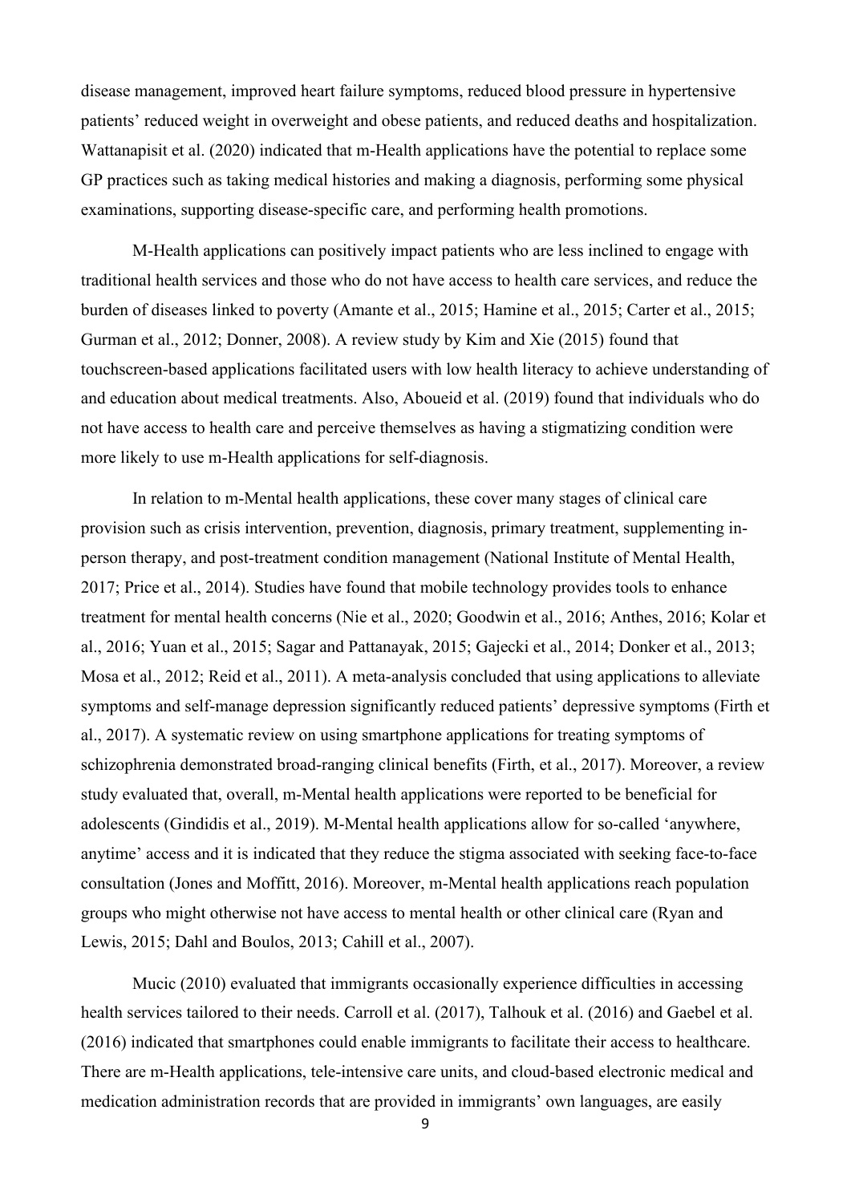disease management, improved heart failure symptoms, reduced blood pressure in hypertensive patients' reduced weight in overweight and obese patients, and reduced deaths and hospitalization. Wattanapisit et al. (2020) indicated that m-Health applications have the potential to replace some GP practices such as taking medical histories and making a diagnosis, performing some physical examinations, supporting disease-specific care, and performing health promotions.

M-Health applications can positively impact patients who are less inclined to engage with traditional health services and those who do not have access to health care services, and reduce the burden of diseases linked to poverty (Amante et al., 2015; Hamine et al., 2015; Carter et al., 2015; Gurman et al., 2012; Donner, 2008). A review study by Kim and Xie (2015) found that touchscreen-based applications facilitated users with low health literacy to achieve understanding of and education about medical treatments. Also, Aboueid et al. (2019) found that individuals who do not have access to health care and perceive themselves as having a stigmatizing condition were more likely to use m-Health applications for self-diagnosis.

In relation to m-Mental health applications, these cover many stages of clinical care provision such as crisis intervention, prevention, diagnosis, primary treatment, supplementing in-person therapy, and post-treatment condition management (National Institute of Mental Health, 2017; Price et al., 2014). Studies have found that mobile technology provides tools to enhance treatment for mental health concerns (Nie et al., 2020; Goodwin et al., 2016; Anthes, 2016; Kolar et al., 2016; Yuan et al., 2015; Sagar and Pattanayak, 2015; Gajecki et al., 2014; Donker et al., 2013; Mosa et al., 2012; Reid et al., 2011). A meta-analysis concluded that using applications to alleviate symptoms and self-manage depression significantly reduced patients' depressive symptoms (Firth et al., 2017). A systematic review on using smartphone applications for treating symptoms of schizophrenia demonstrated broad-ranging clinical benefits (Firth, et al., 2017). Moreover, a review study evaluated that, overall, m-Mental health applications were reported to be beneficial for adolescents (Gindidis et al., 2019). M-Mental health applications allow for so-called 'anywhere, anytime' access and it is indicated that they reduce the stigma associated with seeking face-to-face consultation (Jones and Moffitt, 2016). Moreover, m-Mental health applications reach population groups who might otherwise not have access to mental health or other clinical care (Ryan and Lewis, 2015; Dahl and Boulos, 2013; Cahill et al., 2007).

Mucic (2010) evaluated that immigrants occasionally experience difficulties in accessing health services tailored to their needs. Carroll et al. (2017), Talhouk et al. (2016) and Gaebel et al. (2016) indicated that smartphones could enable immigrants to facilitate their access to healthcare. There are m-Health applications, tele-intensive care units, and cloud-based electronic medical and medication administration records that are provided in immigrants' own languages, are easily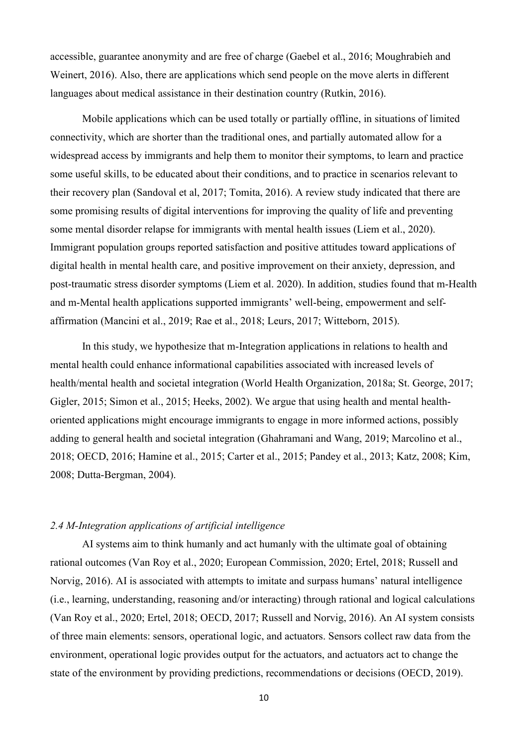accessible, guarantee anonymity and are free of charge (Gaebel et al., 2016; Moughrabieh and Weinert, 2016). Also, there are applications which send people on the move alerts in different languages about medical assistance in their destination country (Rutkin, 2016).

Mobile applications which can be used totally or partially offline, in situations of limited connectivity, which are shorter than the traditional ones, and partially automated allow for a widespread access by immigrants and help them to monitor their symptoms, to learn and practice some useful skills, to be educated about their conditions, and to practice in scenarios relevant to their recovery plan (Sandoval et al, 2017; Tomita, 2016). A review study indicated that there are some promising results of digital interventions for improving the quality of life and preventing some mental disorder relapse for immigrants with mental health issues (Liem et al., 2020). Immigrant population groups reported satisfaction and positive attitudes toward applications of digital health in mental health care, and positive improvement on their anxiety, depression, and post-traumatic stress disorder symptoms (Liem et al. 2020). In addition, studies found that m-Health and m-Mental health applications supported immigrants' well-being, empowerment and self-affirmation (Mancini et al., 2019; Rae et al., 2018; Leurs, 2017; Witteborn, 2015).

In this study, we hypothesize that m-Integration applications in relations to health and mental health could enhance informational capabilities associated with increased levels of health/mental health and societal integration (World Health Organization, 2018a; St. George, 2017; Gigler, 2015; Simon et al., 2015; Heeks, 2002). We argue that using health and mental health-oriented applications might encourage immigrants to engage in more informed actions, possibly adding to general health and societal integration (Ghahramani and Wang, 2019; Marcolino et al., 2018; OECD, 2016; Hamine et al., 2015; Carter et al., 2015; Pandey et al., 2013; Katz, 2008; Kim, 2008; Dutta-Bergman, 2004).

### *2.4 M-Integration applications of artificial intelligence*

AI systems aim to think humanly and act humanly with the ultimate goal of obtaining rational outcomes (Van Roy et al., 2020; European Commission, 2020; Ertel, 2018; Russell and Norvig, 2016). AI is associated with attempts to imitate and surpass humans' natural intelligence (i.e., learning, understanding, reasoning and/or interacting) through rational and logical calculations (Van Roy et al., 2020; Ertel, 2018; OECD, 2017; Russell and Norvig, 2016). An AI system consists of three main elements: sensors, operational logic, and actuators. Sensors collect raw data from the environment, operational logic provides output for the actuators, and actuators act to change the state of the environment by providing predictions, recommendations or decisions (OECD, 2019).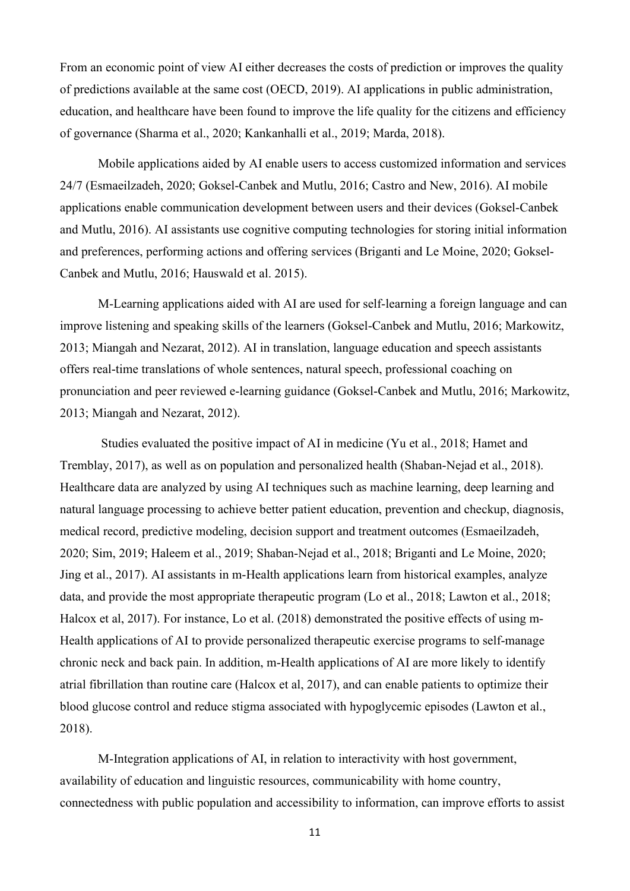From an economic point of view AI either decreases the costs of prediction or improves the quality of predictions available at the same cost (OECD, 2019). AI applications in public administration, education, and healthcare have been found to improve the life quality for the citizens and efficiency of governance (Sharma et al., 2020; Kankanhalli et al., 2019; Marda, 2018).

Mobile applications aided by AI enable users to access customized information and services 24/7 (Esmaeilzadeh, 2020; Goksel-Canbek and Mutlu, 2016; Castro and New, 2016). AI mobile applications enable communication development between users and their devices (Goksel-Canbek and Mutlu, 2016). AI assistants use cognitive computing technologies for storing initial information and preferences, performing actions and offering services (Briganti and Le Moine, 2020; Goksel-Canbek and Mutlu, 2016; Hauswald et al. 2015).

M-Learning applications aided with AI are used for self-learning a foreign language and can improve listening and speaking skills of the learners (Goksel-Canbek and Mutlu, 2016; Markowitz, 2013; Miangah and Nezarat, 2012). AI in translation, language education and speech assistants offers real-time translations of whole sentences, natural speech, professional coaching on pronunciation and peer reviewed e-learning guidance (Goksel-Canbek and Mutlu, 2016; Markowitz, 2013; Miangah and Nezarat, 2012).

Studies evaluated the positive impact of AI in medicine (Yu et al., 2018; Hamet and Tremblay, 2017), as well as on population and personalized health (Shaban-Nejad et al., 2018). Healthcare data are analyzed by using AI techniques such as machine learning, deep learning and natural language processing to achieve better patient education, prevention and checkup, diagnosis, medical record, predictive modeling, decision support and treatment outcomes (Esmaeilzadeh, 2020; Sim, 2019; Haleem et al., 2019; Shaban-Nejad et al., 2018; Briganti and Le Moine, 2020; Jing et al., 2017). AI assistants in m-Health applications learn from historical examples, analyze data, and provide the most appropriate therapeutic program (Lo et al., 2018; Lawton et al., 2018; Halcox et al, 2017). For instance, Lo et al. (2018) demonstrated the positive effects of using m-Health applications of AI to provide personalized therapeutic exercise programs to self-manage chronic neck and back pain. In addition, m-Health applications of AI are more likely to identify atrial fibrillation than routine care (Halcox et al, 2017), and can enable patients to optimize their blood glucose control and reduce stigma associated with hypoglycemic episodes (Lawton et al., 2018).

M-Integration applications of AI, in relation to interactivity with host government, availability of education and linguistic resources, communicability with home country, connectedness with public population and accessibility to information, can improve efforts to assist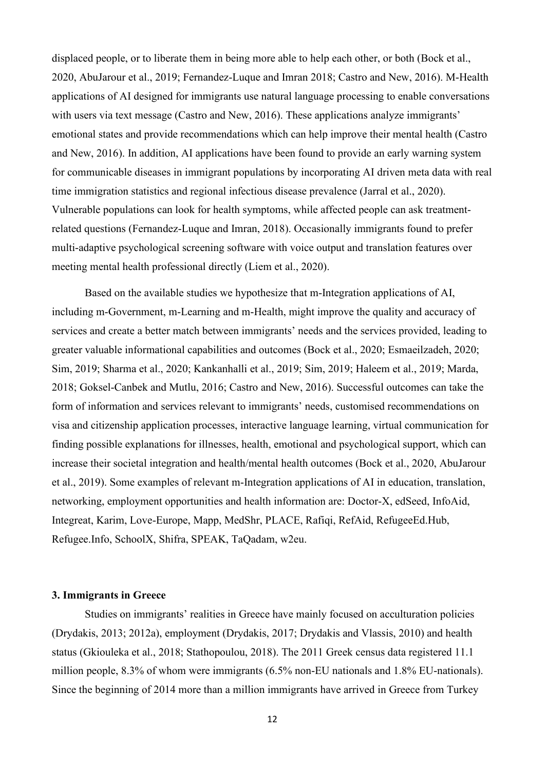displaced people, or to liberate them in being more able to help each other, or both (Bock et al., 2020, AbuJarour et al., 2019; Fernandez-Luque and Imran 2018; Castro and New, 2016). M-Health applications of AI designed for immigrants use natural language processing to enable conversations with users via text message (Castro and New, 2016). These applications analyze immigrants' emotional states and provide recommendations which can help improve their mental health (Castro and New, 2016). In addition, AI applications have been found to provide an early warning system for communicable diseases in immigrant populations by incorporating AI driven meta data with real time immigration statistics and regional infectious disease prevalence (Jarral et al., 2020). Vulnerable populations can look for health symptoms, while affected people can ask treatment-related questions (Fernandez-Luque and Imran, 2018). Occasionally immigrants found to prefer multi-adaptive psychological screening software with voice output and translation features over meeting mental health professional directly (Liem et al., 2020).

Based on the available studies we hypothesize that m-Integration applications of AI, including m-Government, m-Learning and m-Health, might improve the quality and accuracy of services and create a better match between immigrants' needs and the services provided, leading to greater valuable informational capabilities and outcomes (Bock et al., 2020; Esmaeilzadeh, 2020; Sim, 2019; Sharma et al., 2020; Kankanhalli et al., 2019; Sim, 2019; Haleem et al., 2019; Marda, 2018; Goksel-Canbek and Mutlu, 2016; Castro and New, 2016). Successful outcomes can take the form of information and services relevant to immigrants' needs, customised recommendations on visa and citizenship application processes, interactive language learning, virtual communication for finding possible explanations for illnesses, health, emotional and psychological support, which can increase their societal integration and health/mental health outcomes (Bock et al., 2020, AbuJarour et al., 2019). Some examples of relevant m-Integration applications of AI in education, translation, networking, employment opportunities and health information are: Doctor-X, edSeed, InfoAid, Integreat, Karim, Love-Europe, Mapp, MedShr, PLACE, Rafiqi, RefAid, RefugeeEd.Hub, Refugee.Info, SchoolX, Shifra, SPEAK, TaQadam, w2eu.

### 3. Immigrants in Greece

Studies on immigrants' realities in Greece have mainly focused on acculturation policies (Drydakis, 2013; 2012a), employment (Drydakis, 2017; Drydakis and Vlassis, 2010) and health status (Gkiouleka et al., 2018; Stathopoulou, 2018). The 2011 Greek census data registered 11.1 million people, 8.3% of whom were immigrants (6.5% non-EU nationals and 1.8% EU-nationals). Since the beginning of 2014 more than a million immigrants have arrived in Greece from Turkey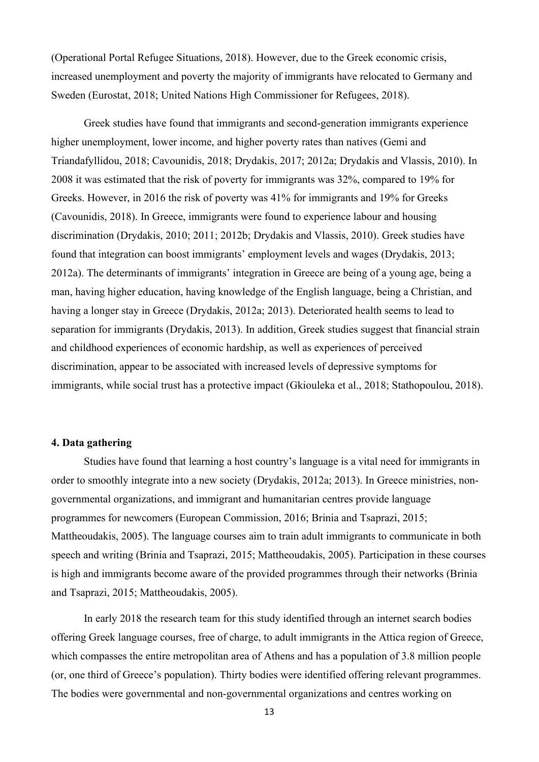(Operational Portal Refugee Situations, 2018). However, due to the Greek economic crisis, increased unemployment and poverty the majority of immigrants have relocated to Germany and Sweden (Eurostat, 2018; United Nations High Commissioner for Refugees, 2018).

Greek studies have found that immigrants and second-generation immigrants experience higher unemployment, lower income, and higher poverty rates than natives (Gemi and Triandafyllidou, 2018; Cavounidis, 2018; Drydakis, 2017; 2012a; Drydakis and Vlassis, 2010). In 2008 it was estimated that the risk of poverty for immigrants was 32%, compared to 19% for Greeks. However, in 2016 the risk of poverty was 41% for immigrants and 19% for Greeks (Cavounidis, 2018). In Greece, immigrants were found to experience labour and housing discrimination (Drydakis, 2010; 2011; 2012b; Drydakis and Vlassis, 2010). Greek studies have found that integration can boost immigrants' employment levels and wages (Drydakis, 2013; 2012a). The determinants of immigrants' integration in Greece are being of a young age, being a man, having higher education, having knowledge of the English language, being a Christian, and having a longer stay in Greece (Drydakis, 2012a; 2013). Deteriorated health seems to lead to separation for immigrants (Drydakis, 2013). In addition, Greek studies suggest that financial strain and childhood experiences of economic hardship, as well as experiences of perceived discrimination, appear to be associated with increased levels of depressive symptoms for immigrants, while social trust has a protective impact (Gkiouleka et al., 2018; Stathopoulou, 2018).

## 4. Data gathering

Studies have found that learning a host country's language is a vital need for immigrants in order to smoothly integrate into a new society (Drydakis, 2012a; 2013). In Greece ministries, non-governmental organizations, and immigrant and humanitarian centres provide language programmes for newcomers (European Commission, 2016; Brinia and Tsaprazi, 2015; Mattheoudakis, 2005). The language courses aim to train adult immigrants to communicate in both speech and writing (Brinia and Tsaprazi, 2015; Mattheoudakis, 2005). Participation in these courses is high and immigrants become aware of the provided programmes through their networks (Brinia and Tsaprazi, 2015; Mattheoudakis, 2005).

In early 2018 the research team for this study identified through an internet search bodies offering Greek language courses, free of charge, to adult immigrants in the Attica region of Greece, which compasses the entire metropolitan area of Athens and has a population of 3.8 million people (or, one third of Greece's population). Thirty bodies were identified offering relevant programmes. The bodies were governmental and non-governmental organizations and centres working on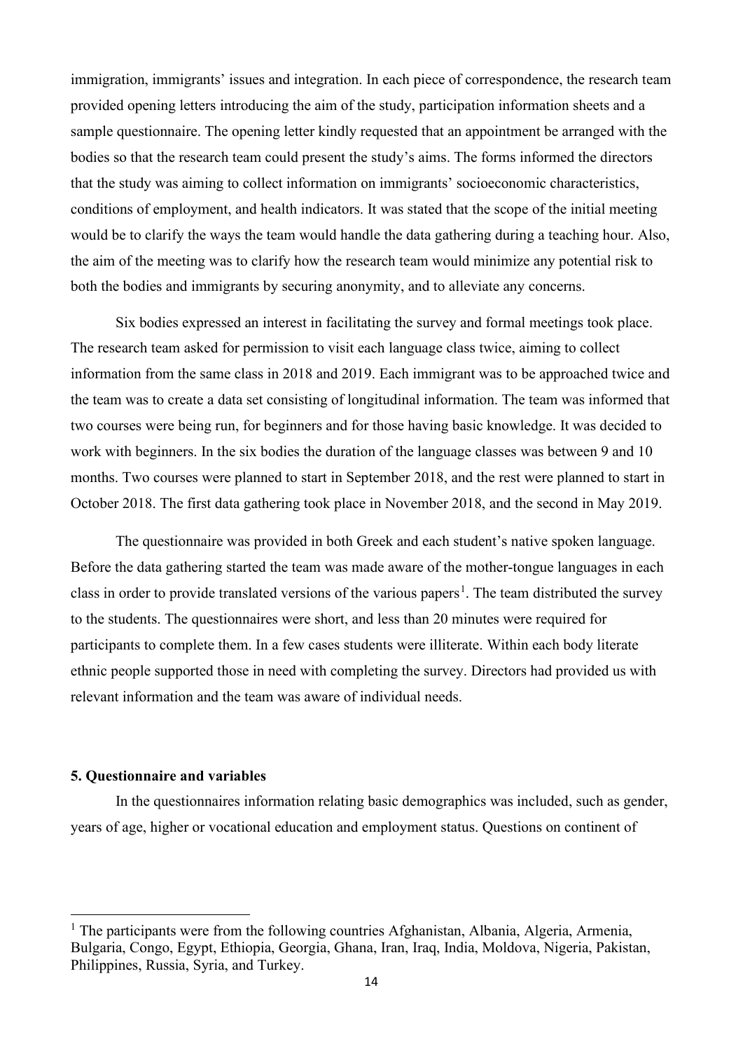immigration, immigrants' issues and integration. In each piece of correspondence, the research team provided opening letters introducing the aim of the study, participation information sheets and a sample questionnaire. The opening letter kindly requested that an appointment be arranged with the bodies so that the research team could present the study's aims. The forms informed the directors that the study was aiming to collect information on immigrants' socioeconomic characteristics, conditions of employment, and health indicators. It was stated that the scope of the initial meeting would be to clarify the ways the team would handle the data gathering during a teaching hour. Also, the aim of the meeting was to clarify how the research team would minimize any potential risk to both the bodies and immigrants by securing anonymity, and to alleviate any concerns.

Six bodies expressed an interest in facilitating the survey and formal meetings took place. The research team asked for permission to visit each language class twice, aiming to collect information from the same class in 2018 and 2019. Each immigrant was to be approached twice and the team was to create a data set consisting of longitudinal information. The team was informed that two courses were being run, for beginners and for those having basic knowledge. It was decided to work with beginners. In the six bodies the duration of the language classes was between 9 and 10 months. Two courses were planned to start in September 2018, and the rest were planned to start in October 2018. The first data gathering took place in November 2018, and the second in May 2019.

The questionnaire was provided in both Greek and each student's native spoken language. Before the data gathering started the team was made aware of the mother-tongue languages in each class in order to provide translated versions of the various papers[1]. The team distributed the survey to the students. The questionnaires were short, and less than 20 minutes were required for participants to complete them. In a few cases students were illiterate. Within each body literate ethnic people supported those in need with completing the survey. Directors had provided us with relevant information and the team was aware of individual needs.

## 5. Questionnaire and variables

In the questionnaires information relating basic demographics was included, such as gender, years of age, higher or vocational education and employment status. Questions on continent of

[1] The participants were from the following countries Afghanistan, Albania, Algeria, Armenia, Bulgaria, Congo, Egypt, Ethiopia, Georgia, Ghana, Iran, Iraq, India, Moldova, Nigeria, Pakistan, Philippines, Russia, Syria, and Turkey.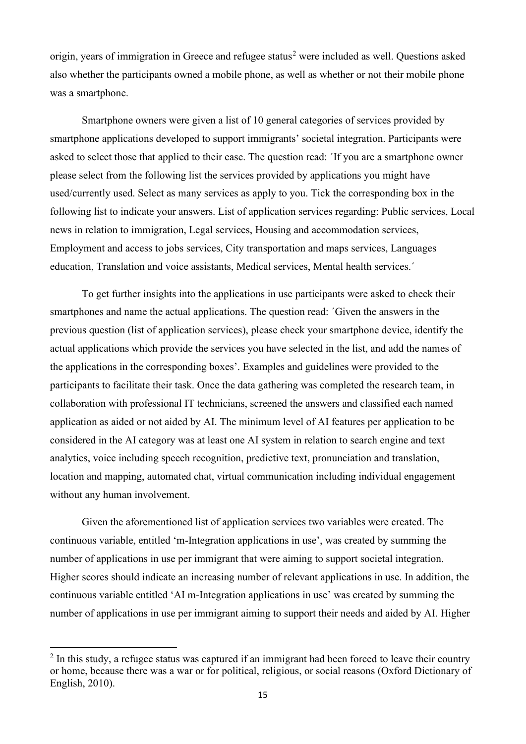origin, years of immigration in Greece and refugee status[2] were included as well. Questions asked also whether the participants owned a mobile phone, as well as whether or not their mobile phone was a smartphone.

Smartphone owners were given a list of 10 general categories of services provided by smartphone applications developed to support immigrants' societal integration. Participants were asked to select those that applied to their case. The question read: ´If you are a smartphone owner please select from the following list the services provided by applications you might have used/currently used. Select as many services as apply to you. Tick the corresponding box in the following list to indicate your answers. List of application services regarding: Public services, Local news in relation to immigration, Legal services, Housing and accommodation services, Employment and access to jobs services, City transportation and maps services, Languages education, Translation and voice assistants, Medical services, Mental health services.´

To get further insights into the applications in use participants were asked to check their smartphones and name the actual applications. The question read: ´Given the answers in the previous question (list of application services), please check your smartphone device, identify the actual applications which provide the services you have selected in the list, and add the names of the applications in the corresponding boxes'. Examples and guidelines were provided to the participants to facilitate their task. Once the data gathering was completed the research team, in collaboration with professional IT technicians, screened the answers and classified each named application as aided or not aided by AI. The minimum level of AI features per application to be considered in the AI category was at least one AI system in relation to search engine and text analytics, voice including speech recognition, predictive text, pronunciation and translation, location and mapping, automated chat, virtual communication including individual engagement without any human involvement.

Given the aforementioned list of application services two variables were created. The continuous variable, entitled 'm-Integration applications in use', was created by summing the number of applications in use per immigrant that were aiming to support societal integration. Higher scores should indicate an increasing number of relevant applications in use. In addition, the continuous variable entitled 'AI m-Integration applications in use' was created by summing the number of applications in use per immigrant aiming to support their needs and aided by AI. Higher

[2] In this study, a refugee status was captured if an immigrant had been forced to leave their country or home, because there was a war or for political, religious, or social reasons (Oxford Dictionary of English, 2010).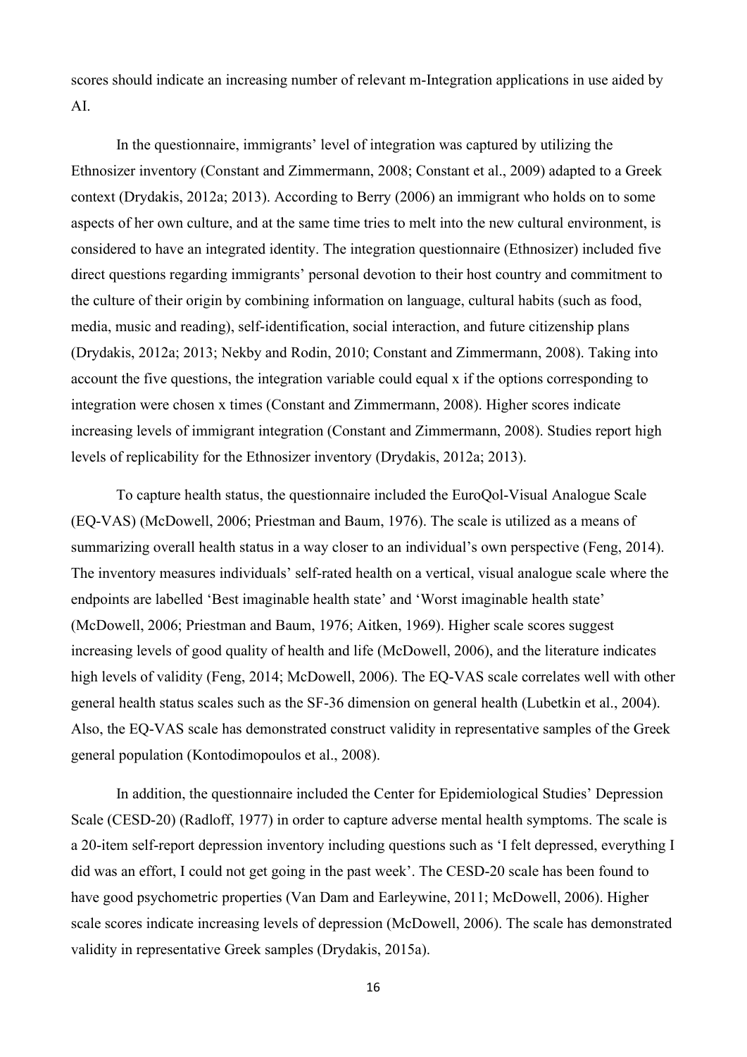scores should indicate an increasing number of relevant m-Integration applications in use aided by AI.

In the questionnaire, immigrants' level of integration was captured by utilizing the Ethnosizer inventory (Constant and Zimmermann, 2008; Constant et al., 2009) adapted to a Greek context (Drydakis, 2012a; 2013). According to Berry (2006) an immigrant who holds on to some aspects of her own culture, and at the same time tries to melt into the new cultural environment, is considered to have an integrated identity. The integration questionnaire (Ethnosizer) included five direct questions regarding immigrants' personal devotion to their host country and commitment to the culture of their origin by combining information on language, cultural habits (such as food, media, music and reading), self-identification, social interaction, and future citizenship plans (Drydakis, 2012a; 2013; Nekby and Rodin, 2010; Constant and Zimmermann, 2008). Taking into account the five questions, the integration variable could equal x if the options corresponding to integration were chosen x times (Constant and Zimmermann, 2008). Higher scores indicate increasing levels of immigrant integration (Constant and Zimmermann, 2008). Studies report high levels of replicability for the Ethnosizer inventory (Drydakis, 2012a; 2013).

To capture health status, the questionnaire included the EuroQol-Visual Analogue Scale (EQ-VAS) (McDowell, 2006; Priestman and Baum, 1976). The scale is utilized as a means of summarizing overall health status in a way closer to an individual's own perspective (Feng, 2014). The inventory measures individuals' self-rated health on a vertical, visual analogue scale where the endpoints are labelled 'Best imaginable health state' and 'Worst imaginable health state' (McDowell, 2006; Priestman and Baum, 1976; Aitken, 1969). Higher scale scores suggest increasing levels of good quality of health and life (McDowell, 2006), and the literature indicates high levels of validity (Feng, 2014; McDowell, 2006). The EQ-VAS scale correlates well with other general health status scales such as the SF-36 dimension on general health (Lubetkin et al., 2004). Also, the EQ-VAS scale has demonstrated construct validity in representative samples of the Greek general population (Kontodimopoulos et al., 2008).

In addition, the questionnaire included the Center for Epidemiological Studies' Depression Scale (CESD-20) (Radloff, 1977) in order to capture adverse mental health symptoms. The scale is a 20-item self-report depression inventory including questions such as 'I felt depressed, everything I did was an effort, I could not get going in the past week'. The CESD-20 scale has been found to have good psychometric properties (Van Dam and Earleywine, 2011; McDowell, 2006). Higher scale scores indicate increasing levels of depression (McDowell, 2006). The scale has demonstrated validity in representative Greek samples (Drydakis, 2015a).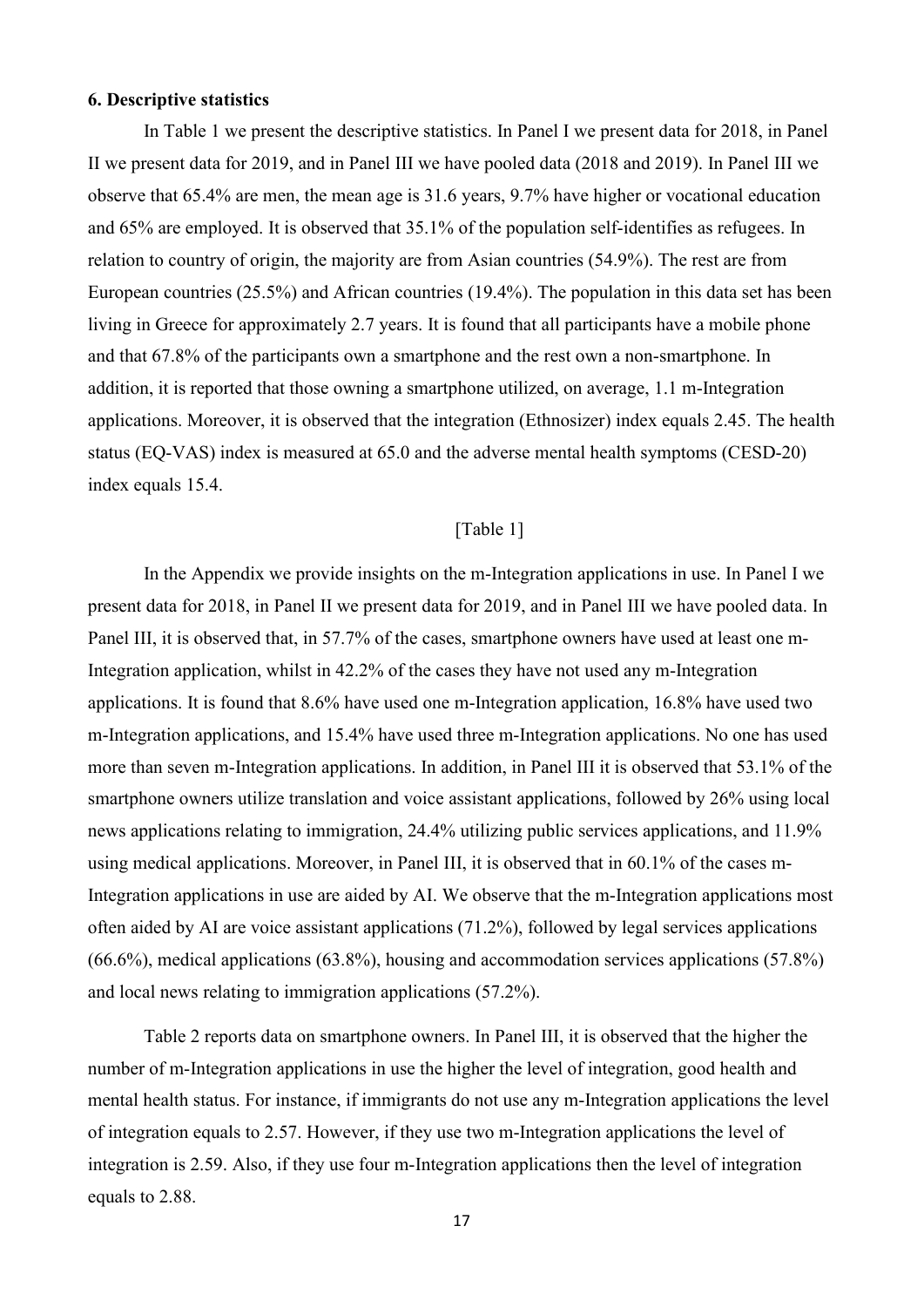### 6. Descriptive statistics

In Table 1 we present the descriptive statistics. In Panel I we present data for 2018, in Panel II we present data for 2019, and in Panel III we have pooled data (2018 and 2019). In Panel III we observe that 65.4% are men, the mean age is 31.6 years, 9.7% have higher or vocational education and 65% are employed. It is observed that 35.1% of the population self-identifies as refugees. In relation to country of origin, the majority are from Asian countries (54.9%). The rest are from European countries (25.5%) and African countries (19.4%). The population in this data set has been living in Greece for approximately 2.7 years. It is found that all participants have a mobile phone and that 67.8% of the participants own a smartphone and the rest own a non-smartphone. In addition, it is reported that those owning a smartphone utilized, on average, 1.1 m-Integration applications. Moreover, it is observed that the integration (Ethnosizer) index equals 2.45. The health status (EQ-VAS) index is measured at 65.0 and the adverse mental health symptoms (CESD-20) index equals 15.4.

[Table 1]

In the Appendix we provide insights on the m-Integration applications in use. In Panel I we present data for 2018, in Panel II we present data for 2019, and in Panel III we have pooled data. In Panel III, it is observed that, in 57.7% of the cases, smartphone owners have used at least one m-Integration application, whilst in 42.2% of the cases they have not used any m-Integration applications. It is found that 8.6% have used one m-Integration application, 16.8% have used two m-Integration applications, and 15.4% have used three m-Integration applications. No one has used more than seven m-Integration applications. In addition, in Panel III it is observed that 53.1% of the smartphone owners utilize translation and voice assistant applications, followed by 26% using local news applications relating to immigration, 24.4% utilizing public services applications, and 11.9% using medical applications. Moreover, in Panel III, it is observed that in 60.1% of the cases m-Integration applications in use are aided by AI. We observe that the m-Integration applications most often aided by AI are voice assistant applications (71.2%), followed by legal services applications (66.6%), medical applications (63.8%), housing and accommodation services applications (57.8%) and local news relating to immigration applications (57.2%).

Table 2 reports data on smartphone owners. In Panel III, it is observed that the higher the number of m-Integration applications in use the higher the level of integration, good health and mental health status. For instance, if immigrants do not use any m-Integration applications the level of integration equals to 2.57. However, if they use two m-Integration applications the level of integration is 2.59. Also, if they use four m-Integration applications then the level of integration equals to 2.88.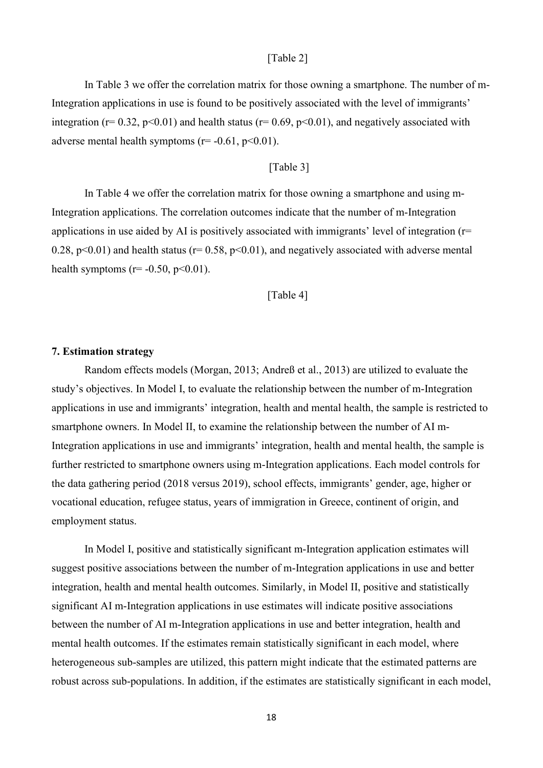[Table 2]

In Table 3 we offer the correlation matrix for those owning a smartphone. The number of m-Integration applications in use is found to be positively associated with the level of immigrants' integration ($r = 0.32$, $p < 0.01$) and health status ($r = 0.69$, $p < 0.01$), and negatively associated with adverse mental health symptoms ($r = -0.61$, $p < 0.01$).

[Table 3]

In Table 4 we offer the correlation matrix for those owning a smartphone and using m-Integration applications. The correlation outcomes indicate that the number of m-Integration applications in use aided by AI is positively associated with immigrants' level of integration ($r = 0.28$, $p < 0.01$) and health status ($r = 0.58$, $p < 0.01$), and negatively associated with adverse mental health symptoms ($r = -0.50$, $p < 0.01$).

[Table 4]

**7. Estimation strategy**

Random effects models (Morgan, 2013; Andreß et al., 2013) are utilized to evaluate the study's objectives. In Model I, to evaluate the relationship between the number of m-Integration applications in use and immigrants' integration, health and mental health, the sample is restricted to smartphone owners. In Model II, to examine the relationship between the number of AI m-Integration applications in use and immigrants' integration, health and mental health, the sample is further restricted to smartphone owners using m-Integration applications. Each model controls for the data gathering period (2018 versus 2019), school effects, immigrants' gender, age, higher or vocational education, refugee status, years of immigration in Greece, continent of origin, and employment status.

In Model I, positive and statistically significant m-Integration application estimates will suggest positive associations between the number of m-Integration applications in use and better integration, health and mental health outcomes. Similarly, in Model II, positive and statistically significant AI m-Integration applications in use estimates will indicate positive associations between the number of AI m-Integration applications in use and better integration, health and mental health outcomes. If the estimates remain statistically significant in each model, where heterogeneous sub-samples are utilized, this pattern might indicate that the estimated patterns are robust across sub-populations. In addition, if the estimates are statistically significant in each model,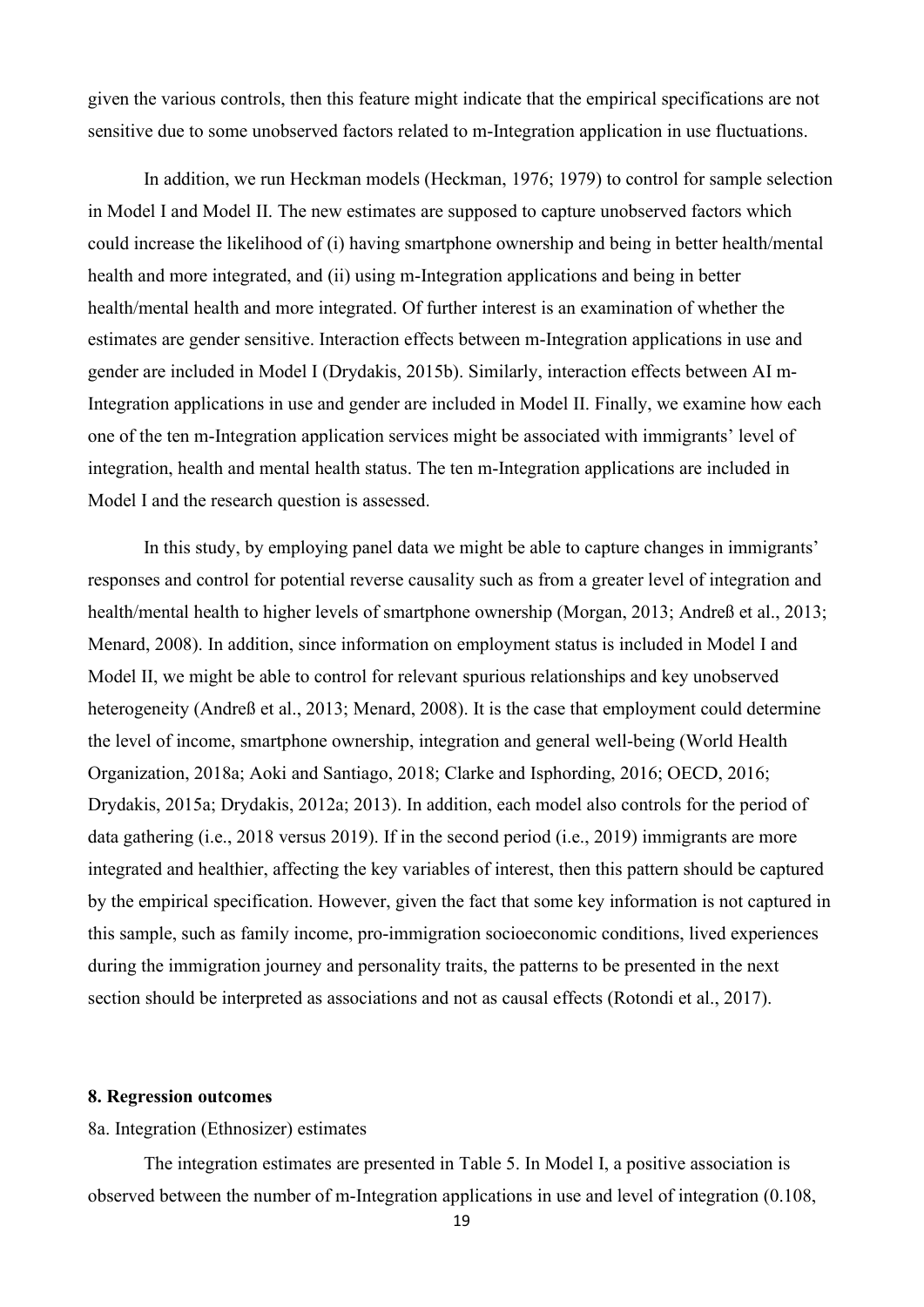given the various controls, then this feature might indicate that the empirical specifications are not sensitive due to some unobserved factors related to m-Integration application in use fluctuations.

In addition, we run Heckman models (Heckman, 1976; 1979) to control for sample selection in Model I and Model II. The new estimates are supposed to capture unobserved factors which could increase the likelihood of (i) having smartphone ownership and being in better health/mental health and more integrated, and (ii) using m-Integration applications and being in better health/mental health and more integrated. Of further interest is an examination of whether the estimates are gender sensitive. Interaction effects between m-Integration applications in use and gender are included in Model I (Drydakis, 2015b). Similarly, interaction effects between AI m-Integration applications in use and gender are included in Model II. Finally, we examine how each one of the ten m-Integration application services might be associated with immigrants' level of integration, health and mental health status. The ten m-Integration applications are included in Model I and the research question is assessed.

In this study, by employing panel data we might be able to capture changes in immigrants' responses and control for potential reverse causality such as from a greater level of integration and health/mental health to higher levels of smartphone ownership (Morgan, 2013; Andreß et al., 2013; Menard, 2008). In addition, since information on employment status is included in Model I and Model II, we might be able to control for relevant spurious relationships and key unobserved heterogeneity (Andreß et al., 2013; Menard, 2008). It is the case that employment could determine the level of income, smartphone ownership, integration and general well-being (World Health Organization, 2018a; Aoki and Santiago, 2018; Clarke and Isphording, 2016; OECD, 2016; Drydakis, 2015a; Drydakis, 2012a; 2013). In addition, each model also controls for the period of data gathering (i.e., 2018 versus 2019). If in the second period (i.e., 2019) immigrants are more integrated and healthier, affecting the key variables of interest, then this pattern should be captured by the empirical specification. However, given the fact that some key information is not captured in this sample, such as family income, pro-immigration socioeconomic conditions, lived experiences during the immigration journey and personality traits, the patterns to be presented in the next section should be interpreted as associations and not as causal effects (Rotondi et al., 2017).

## 8. Regression outcomes

### 8a. Integration (Ethnosizer) estimates

The integration estimates are presented in Table 5. In Model I, a positive association is observed between the number of m-Integration applications in use and level of integration (0.108,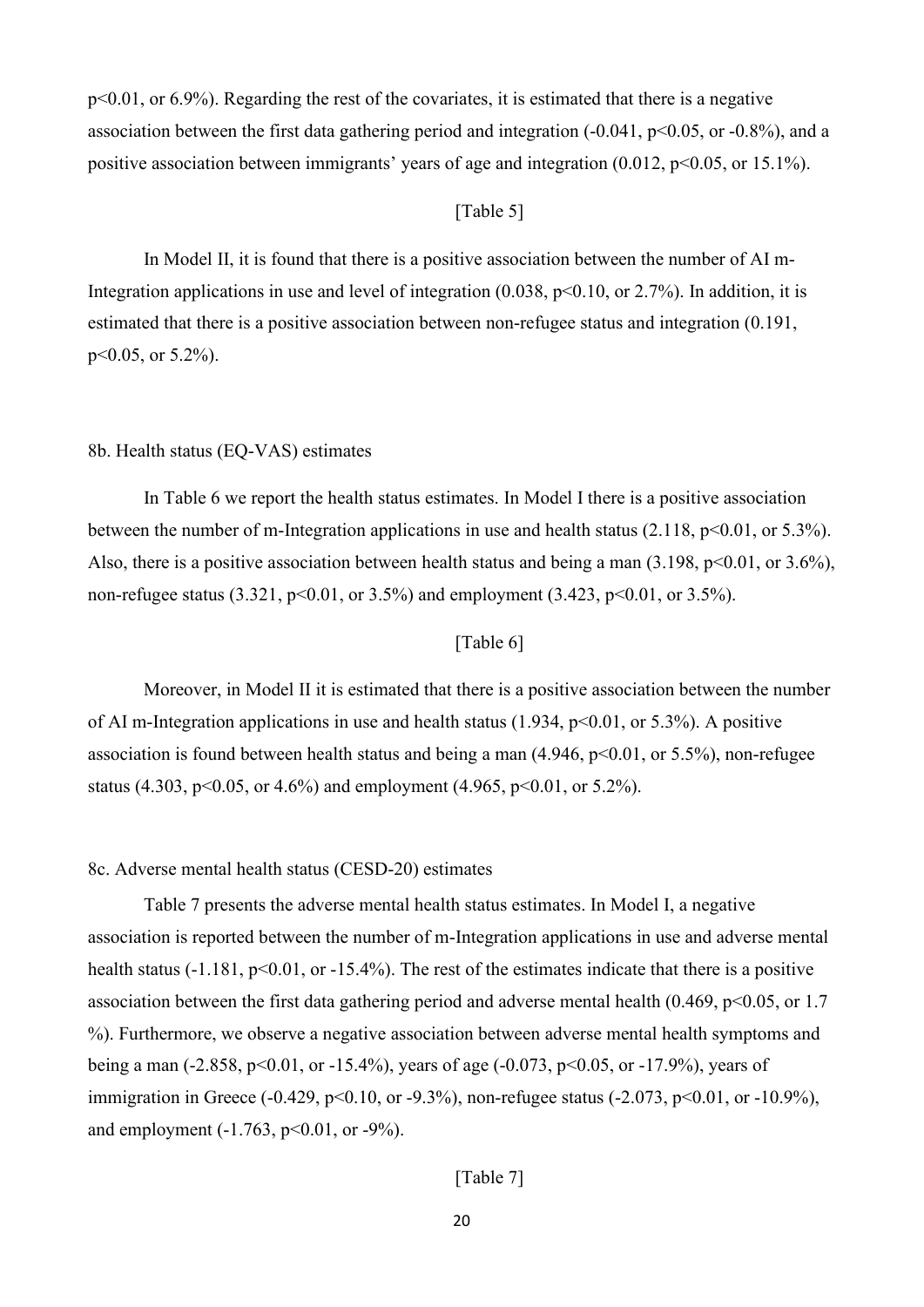p<0.01, or 6.9%). Regarding the rest of the covariates, it is estimated that there is a negative association between the first data gathering period and integration (-0.041, p<0.05, or -0.8%), and a positive association between immigrants' years of age and integration (0.012, p<0.05, or 15.1%).

[Table 5]

In Model II, it is found that there is a positive association between the number of AI m-Integration applications in use and level of integration (0.038, p<0.10, or 2.7%). In addition, it is estimated that there is a positive association between non-refugee status and integration (0.191, p<0.05, or 5.2%).

8b. Health status (EQ-VAS) estimates

In Table 6 we report the health status estimates. In Model I there is a positive association between the number of m-Integration applications in use and health status (2.118, p<0.01, or 5.3%). Also, there is a positive association between health status and being a man (3.198, p<0.01, or 3.6%), non-refugee status (3.321, p<0.01, or 3.5%) and employment (3.423, p<0.01, or 3.5%).

[Table 6]

Moreover, in Model II it is estimated that there is a positive association between the number of AI m-Integration applications in use and health status (1.934, p<0.01, or 5.3%). A positive association is found between health status and being a man (4.946, p<0.01, or 5.5%), non-refugee status (4.303, p<0.05, or 4.6%) and employment (4.965, p<0.01, or 5.2%).

8c. Adverse mental health status (CESD-20) estimates

Table 7 presents the adverse mental health status estimates. In Model I, a negative association is reported between the number of m-Integration applications in use and adverse mental health status (-1.181, p<0.01, or -15.4%). The rest of the estimates indicate that there is a positive association between the first data gathering period and adverse mental health (0.469, p<0.05, or 1.7 %). Furthermore, we observe a negative association between adverse mental health symptoms and being a man (-2.858, p<0.01, or -15.4%), years of age (-0.073, p<0.05, or -17.9%), years of immigration in Greece (-0.429, p<0.10, or -9.3%), non-refugee status (-2.073, p<0.01, or -10.9%), and employment (-1.763, p<0.01, or -9%).

[Table 7]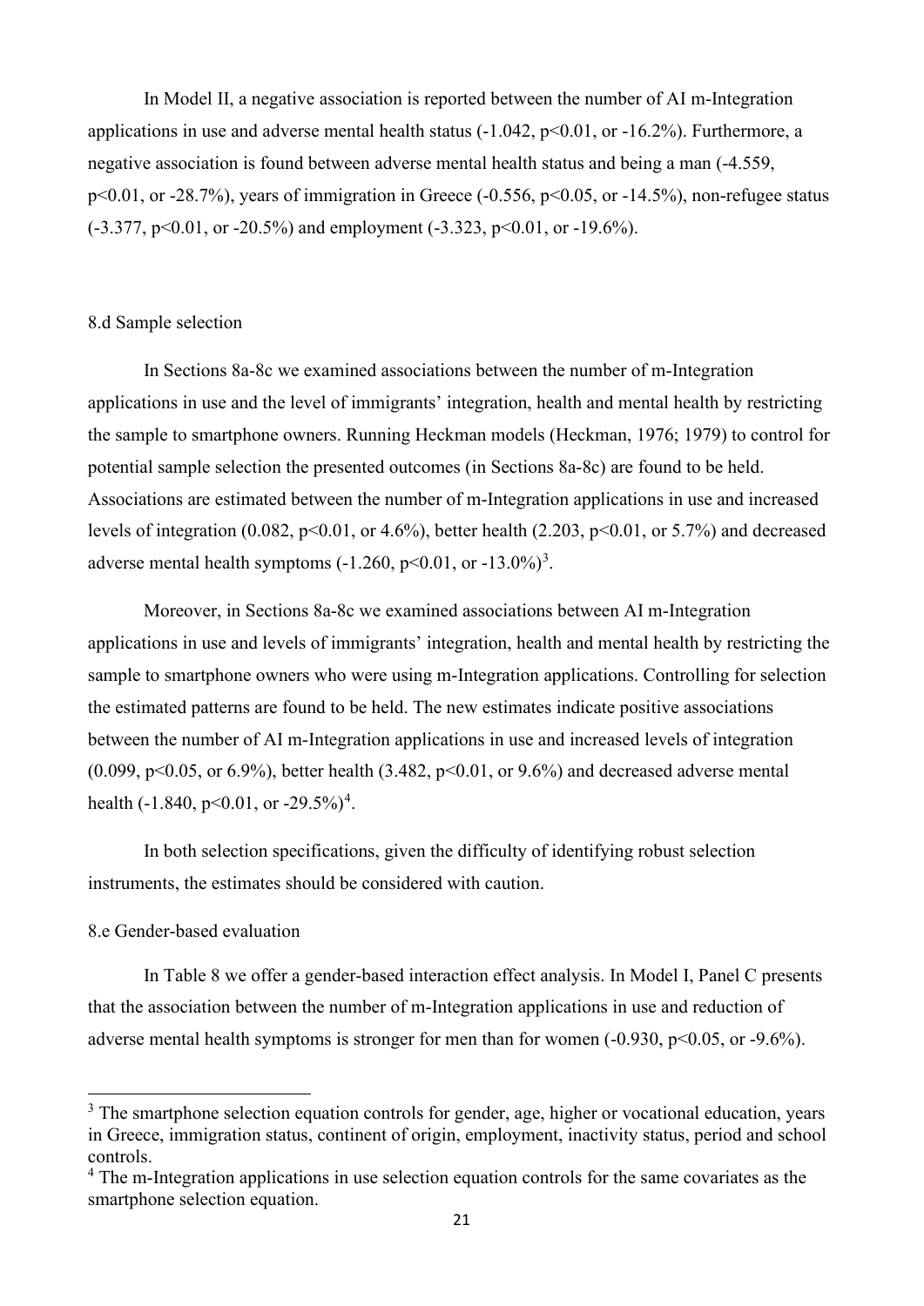In Model II, a negative association is reported between the number of AI m-Integration applications in use and adverse mental health status (-1.042, $p<0.01$, or -16.2%). Furthermore, a negative association is found between adverse mental health status and being a man (-4.559, $p<0.01$, or -28.7%), years of immigration in Greece (-0.556, $p<0.05$, or -14.5%), non-refugee status (-3.377, $p<0.01$, or -20.5%) and employment (-3.323, $p<0.01$, or -19.6%).

### 8.d Sample selection

In Sections 8a-8c we examined associations between the number of m-Integration applications in use and the level of immigrants' integration, health and mental health by restricting the sample to smartphone owners. Running Heckman models (Heckman, 1976; 1979) to control for potential sample selection the presented outcomes (in Sections 8a-8c) are found to be held. Associations are estimated between the number of m-Integration applications in use and increased levels of integration (0.082, $p<0.01$, or 4.6%), better health (2.203, $p<0.01$, or 5.7%) and decreased adverse mental health symptoms (-1.260, $p<0.01$, or -13.0%)[3].

Moreover, in Sections 8a-8c we examined associations between AI m-Integration applications in use and levels of immigrants' integration, health and mental health by restricting the sample to smartphone owners who were using m-Integration applications. Controlling for selection the estimated patterns are found to be held. The new estimates indicate positive associations between the number of AI m-Integration applications in use and increased levels of integration (0.099, $p<0.05$, or 6.9%), better health (3.482, $p<0.01$, or 9.6%) and decreased adverse mental health (-1.840, $p<0.01$, or -29.5%)[4].

In both selection specifications, given the difficulty of identifying robust selection instruments, the estimates should be considered with caution.

### 8.e Gender-based evaluation

In Table 8 we offer a gender-based interaction effect analysis. In Model I, Panel C presents that the association between the number of m-Integration applications in use and reduction of adverse mental health symptoms is stronger for men than for women (-0.930, $p<0.05$, or -9.6%).

---

[3] The smartphone selection equation controls for gender, age, higher or vocational education, years in Greece, immigration status, continent of origin, employment, inactivity status, period and school controls.

[4] The m-Integration applications in use selection equation controls for the same covariates as the smartphone selection equation.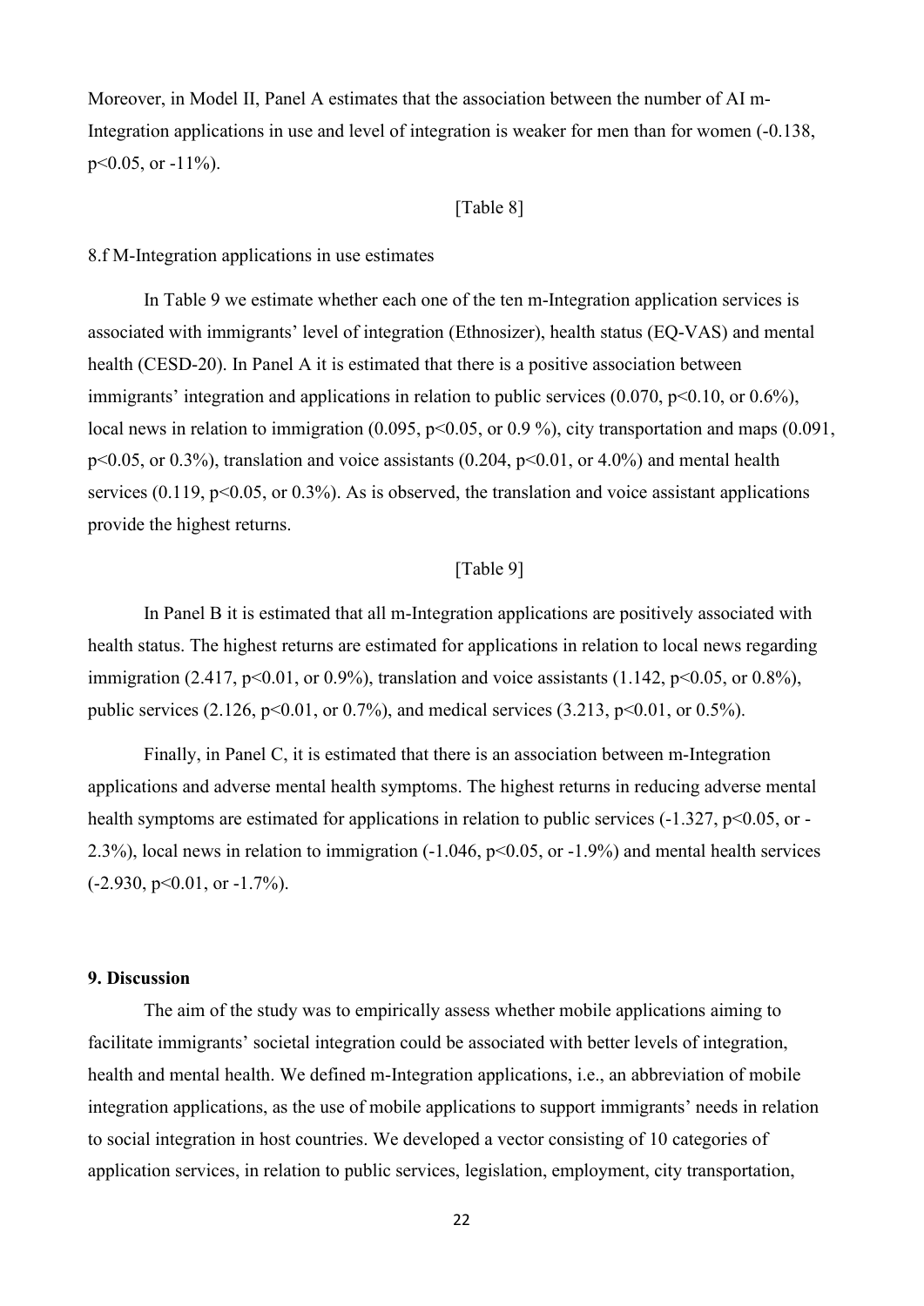Moreover, in Model II, Panel A estimates that the association between the number of AI m-Integration applications in use and level of integration is weaker for men than for women (-0.138, $p<0.05$, or -11%).

[Table 8]

8.f M-Integration applications in use estimates

In Table 9 we estimate whether each one of the ten m-Integration application services is associated with immigrants' level of integration (Ethnosizer), health status (EQ-VAS) and mental health (CESD-20). In Panel A it is estimated that there is a positive association between immigrants' integration and applications in relation to public services (0.070, $p<0.10$, or 0.6%), local news in relation to immigration (0.095, $p<0.05$, or 0.9 %), city transportation and maps (0.091, $p<0.05$, or 0.3%), translation and voice assistants (0.204, $p<0.01$, or 4.0%) and mental health services (0.119, $p<0.05$, or 0.3%). As is observed, the translation and voice assistant applications provide the highest returns.

[Table 9]

In Panel B it is estimated that all m-Integration applications are positively associated with health status. The highest returns are estimated for applications in relation to local news regarding immigration (2.417, $p<0.01$, or 0.9%), translation and voice assistants (1.142, $p<0.05$, or 0.8%), public services (2.126, $p<0.01$, or 0.7%), and medical services (3.213, $p<0.01$, or 0.5%).

Finally, in Panel C, it is estimated that there is an association between m-Integration applications and adverse mental health symptoms. The highest returns in reducing adverse mental health symptoms are estimated for applications in relation to public services (-1.327, $p<0.05$, or -2.3%), local news in relation to immigration (-1.046, $p<0.05$, or -1.9%) and mental health services (-2.930, $p<0.01$, or -1.7%).

## 9. Discussion

The aim of the study was to empirically assess whether mobile applications aiming to facilitate immigrants' societal integration could be associated with better levels of integration, health and mental health. We defined m-Integration applications, i.e., an abbreviation of mobile integration applications, as the use of mobile applications to support immigrants' needs in relation to social integration in host countries. We developed a vector consisting of 10 categories of application services, in relation to public services, legislation, employment, city transportation,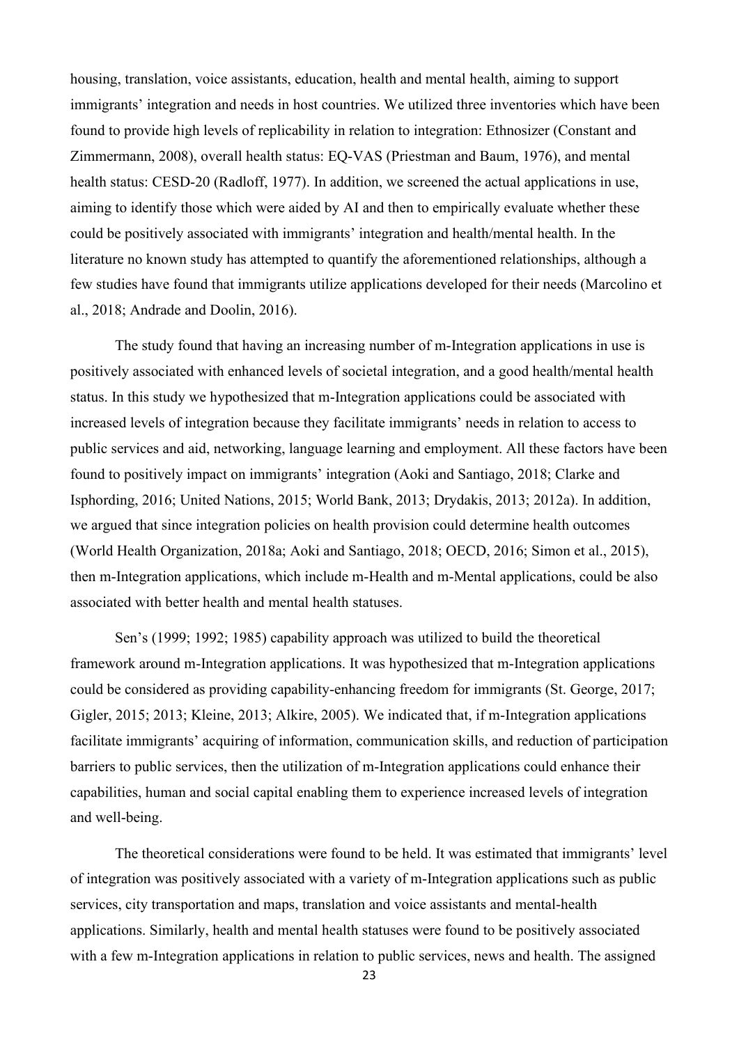housing, translation, voice assistants, education, health and mental health, aiming to support immigrants' integration and needs in host countries. We utilized three inventories which have been found to provide high levels of replicability in relation to integration: Ethnosizer (Constant and Zimmermann, 2008), overall health status: EQ-VAS (Priestman and Baum, 1976), and mental health status: CESD-20 (Radloff, 1977). In addition, we screened the actual applications in use, aiming to identify those which were aided by AI and then to empirically evaluate whether these could be positively associated with immigrants' integration and health/mental health. In the literature no known study has attempted to quantify the aforementioned relationships, although a few studies have found that immigrants utilize applications developed for their needs (Marcolino et al., 2018; Andrade and Doolin, 2016).

The study found that having an increasing number of m-Integration applications in use is positively associated with enhanced levels of societal integration, and a good health/mental health status. In this study we hypothesized that m-Integration applications could be associated with increased levels of integration because they facilitate immigrants' needs in relation to access to public services and aid, networking, language learning and employment. All these factors have been found to positively impact on immigrants' integration (Aoki and Santiago, 2018; Clarke and Isphording, 2016; United Nations, 2015; World Bank, 2013; Drydakis, 2013; 2012a). In addition, we argued that since integration policies on health provision could determine health outcomes (World Health Organization, 2018a; Aoki and Santiago, 2018; OECD, 2016; Simon et al., 2015), then m-Integration applications, which include m-Health and m-Mental applications, could be also associated with better health and mental health statuses.

Sen's (1999; 1992; 1985) capability approach was utilized to build the theoretical framework around m-Integration applications. It was hypothesized that m-Integration applications could be considered as providing capability-enhancing freedom for immigrants (St. George, 2017; Gigler, 2015; 2013; Kleine, 2013; Alkire, 2005). We indicated that, if m-Integration applications facilitate immigrants' acquiring of information, communication skills, and reduction of participation barriers to public services, then the utilization of m-Integration applications could enhance their capabilities, human and social capital enabling them to experience increased levels of integration and well-being.

The theoretical considerations were found to be held. It was estimated that immigrants' level of integration was positively associated with a variety of m-Integration applications such as public services, city transportation and maps, translation and voice assistants and mental-health applications. Similarly, health and mental health statuses were found to be positively associated with a few m-Integration applications in relation to public services, news and health. The assigned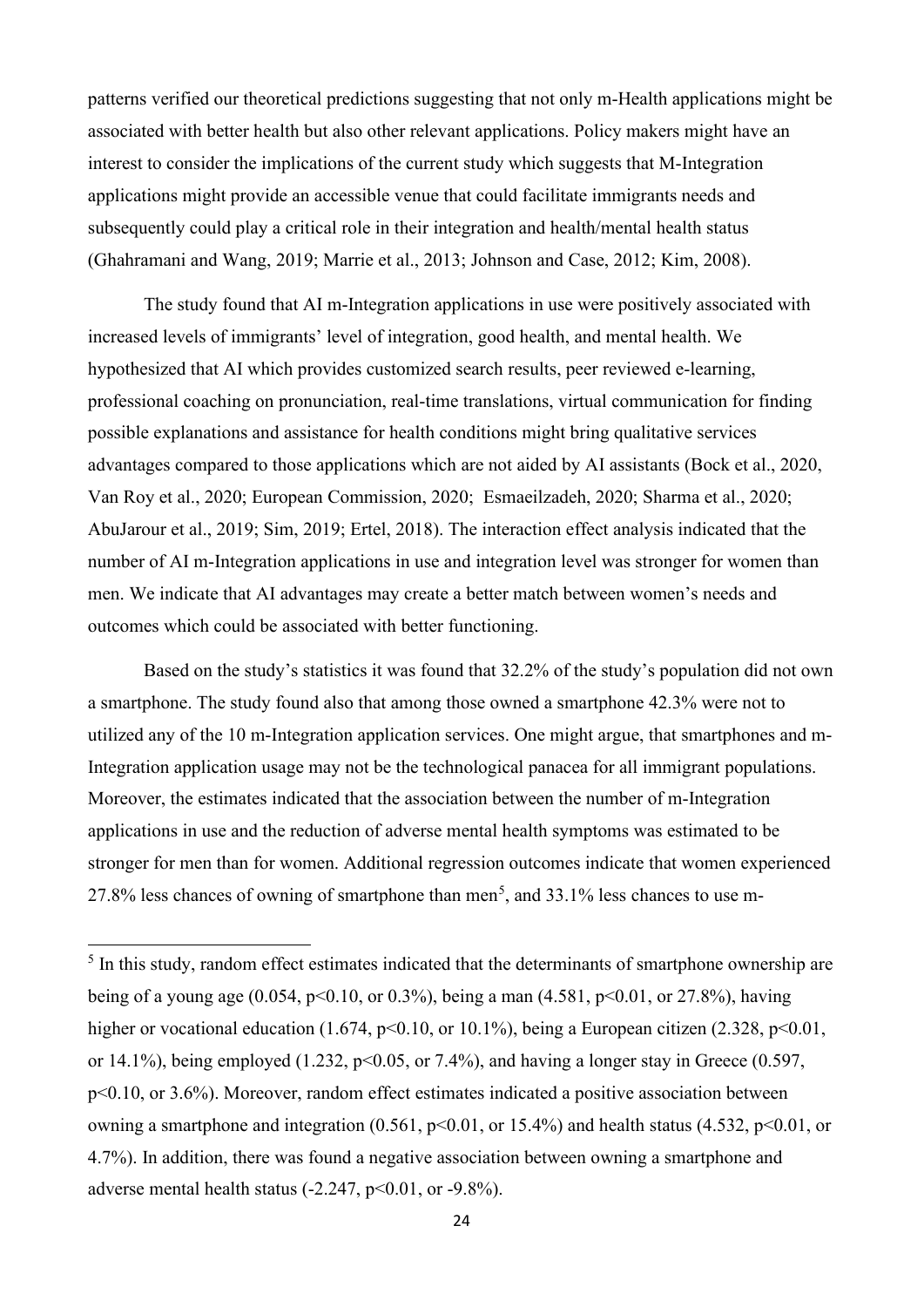patterns verified our theoretical predictions suggesting that not only m-Health applications might be associated with better health but also other relevant applications. Policy makers might have an interest to consider the implications of the current study which suggests that M-Integration applications might provide an accessible venue that could facilitate immigrants needs and subsequently could play a critical role in their integration and health/mental health status (Ghahramani and Wang, 2019; Marrie et al., 2013; Johnson and Case, 2012; Kim, 2008).

The study found that AI m-Integration applications in use were positively associated with increased levels of immigrants' level of integration, good health, and mental health. We hypothesized that AI which provides customized search results, peer reviewed e-learning, professional coaching on pronunciation, real-time translations, virtual communication for finding possible explanations and assistance for health conditions might bring qualitative services advantages compared to those applications which are not aided by AI assistants (Bock et al., 2020, Van Roy et al., 2020; European Commission, 2020; Esmaeilzadeh, 2020; Sharma et al., 2020; AbuJarour et al., 2019; Sim, 2019; Ertel, 2018). The interaction effect analysis indicated that the number of AI m-Integration applications in use and integration level was stronger for women than men. We indicate that AI advantages may create a better match between women's needs and outcomes which could be associated with better functioning.

Based on the study's statistics it was found that 32.2% of the study's population did not own a smartphone. The study found also that among those owned a smartphone 42.3% were not to utilized any of the 10 m-Integration application services. One might argue, that smartphones and m-Integration application usage may not be the technological panacea for all immigrant populations. Moreover, the estimates indicated that the association between the number of m-Integration applications in use and the reduction of adverse mental health symptoms was estimated to be stronger for men than for women. Additional regression outcomes indicate that women experienced 27.8% less chances of owning of smartphone than men[5], and 33.1% less chances to use m-

[5] In this study, random effect estimates indicated that the determinants of smartphone ownership are being of a young age (0.054, $p<0.10$, or 0.3%), being a man (4.581, $p<0.01$, or 27.8%), having higher or vocational education (1.674, $p<0.10$, or 10.1%), being a European citizen (2.328, $p<0.01$, or 14.1%), being employed (1.232, $p<0.05$, or 7.4%), and having a longer stay in Greece (0.597, $p<0.10$, or 3.6%). Moreover, random effect estimates indicated a positive association between owning a smartphone and integration (0.561, $p<0.01$, or 15.4%) and health status (4.532, $p<0.01$, or 4.7%). In addition, there was found a negative association between owning a smartphone and adverse mental health status (-2.247, $p<0.01$, or -9.8%).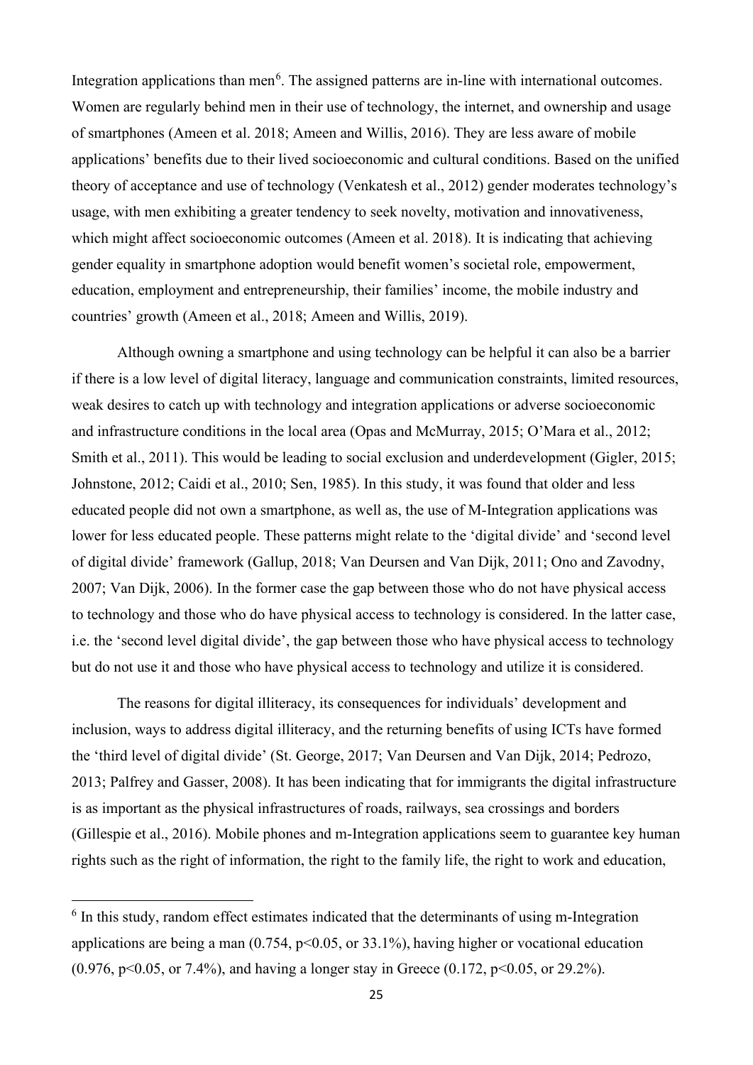Integration applications than men[6]. The assigned patterns are in-line with international outcomes. Women are regularly behind men in their use of technology, the internet, and ownership and usage of smartphones (Ameen et al. 2018; Ameen and Willis, 2016). They are less aware of mobile applications' benefits due to their lived socioeconomic and cultural conditions. Based on the unified theory of acceptance and use of technology (Venkatesh et al., 2012) gender moderates technology's usage, with men exhibiting a greater tendency to seek novelty, motivation and innovativeness, which might affect socioeconomic outcomes (Ameen et al. 2018). It is indicating that achieving gender equality in smartphone adoption would benefit women's societal role, empowerment, education, employment and entrepreneurship, their families' income, the mobile industry and countries' growth (Ameen et al., 2018; Ameen and Willis, 2019).

Although owning a smartphone and using technology can be helpful it can also be a barrier if there is a low level of digital literacy, language and communication constraints, limited resources, weak desires to catch up with technology and integration applications or adverse socioeconomic and infrastructure conditions in the local area (Opas and McMurray, 2015; O'Mara et al., 2012; Smith et al., 2011). This would be leading to social exclusion and underdevelopment (Gigler, 2015; Johnstone, 2012; Caidi et al., 2010; Sen, 1985). In this study, it was found that older and less educated people did not own a smartphone, as well as, the use of M-Integration applications was lower for less educated people. These patterns might relate to the 'digital divide' and 'second level of digital divide' framework (Gallup, 2018; Van Deursen and Van Dijk, 2011; Ono and Zavodny, 2007; Van Dijk, 2006). In the former case the gap between those who do not have physical access to technology and those who do have physical access to technology is considered. In the latter case, i.e. the 'second level digital divide', the gap between those who have physical access to technology but do not use it and those who have physical access to technology and utilize it is considered.

The reasons for digital illiteracy, its consequences for individuals' development and inclusion, ways to address digital illiteracy, and the returning benefits of using ICTs have formed the 'third level of digital divide' (St. George, 2017; Van Deursen and Van Dijk, 2014; Pedrozo, 2013; Palfrey and Gasser, 2008). It has been indicating that for immigrants the digital infrastructure is as important as the physical infrastructures of roads, railways, sea crossings and borders (Gillespie et al., 2016). Mobile phones and m-Integration applications seem to guarantee key human rights such as the right of information, the right to the family life, the right to work and education,

---

[6] In this study, random effect estimates indicated that the determinants of using m-Integration applications are being a man (0.754, $p<0.05$, or 33.1%), having higher or vocational education (0.976, $p<0.05$, or 7.4%), and having a longer stay in Greece (0.172, $p<0.05$, or 29.2%).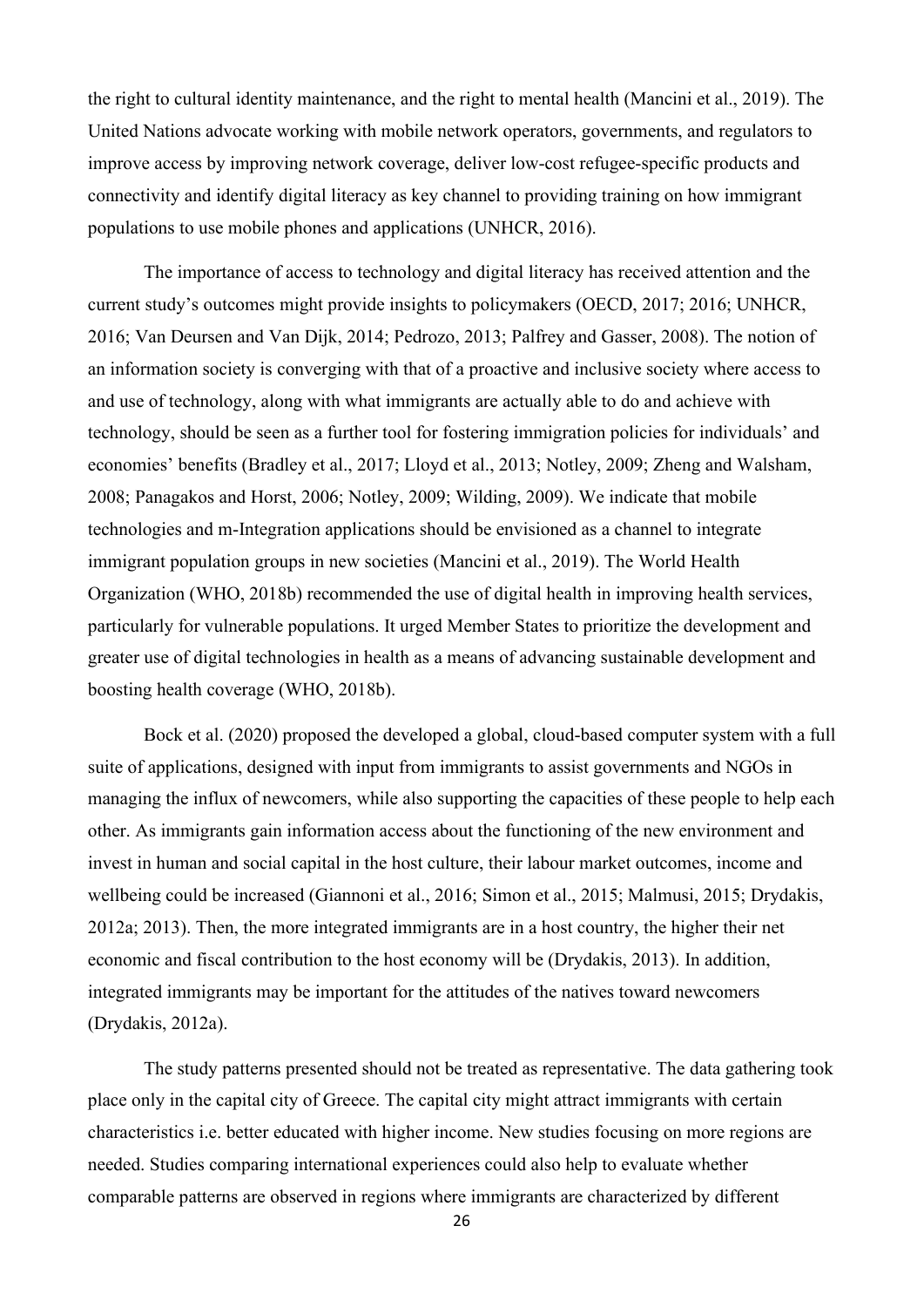the right to cultural identity maintenance, and the right to mental health (Mancini et al., 2019). The United Nations advocate working with mobile network operators, governments, and regulators to improve access by improving network coverage, deliver low-cost refugee-specific products and connectivity and identify digital literacy as key channel to providing training on how immigrant populations to use mobile phones and applications (UNHCR, 2016).

The importance of access to technology and digital literacy has received attention and the current study's outcomes might provide insights to policymakers (OECD, 2017; 2016; UNHCR, 2016; Van Deursen and Van Dijk, 2014; Pedrozo, 2013; Palfrey and Gasser, 2008). The notion of an information society is converging with that of a proactive and inclusive society where access to and use of technology, along with what immigrants are actually able to do and achieve with technology, should be seen as a further tool for fostering immigration policies for individuals' and economies' benefits (Bradley et al., 2017; Lloyd et al., 2013; Notley, 2009; Zheng and Walsham, 2008; Panagakos and Horst, 2006; Notley, 2009; Wilding, 2009). We indicate that mobile technologies and m-Integration applications should be envisioned as a channel to integrate immigrant population groups in new societies (Mancini et al., 2019). The World Health Organization (WHO, 2018b) recommended the use of digital health in improving health services, particularly for vulnerable populations. It urged Member States to prioritize the development and greater use of digital technologies in health as a means of advancing sustainable development and boosting health coverage (WHO, 2018b).

Bock et al. (2020) proposed the developed a global, cloud-based computer system with a full suite of applications, designed with input from immigrants to assist governments and NGOs in managing the influx of newcomers, while also supporting the capacities of these people to help each other. As immigrants gain information access about the functioning of the new environment and invest in human and social capital in the host culture, their labour market outcomes, income and wellbeing could be increased (Giannoni et al., 2016; Simon et al., 2015; Malmusi, 2015; Drydakis, 2012a; 2013). Then, the more integrated immigrants are in a host country, the higher their net economic and fiscal contribution to the host economy will be (Drydakis, 2013). In addition, integrated immigrants may be important for the attitudes of the natives toward newcomers (Drydakis, 2012a).

The study patterns presented should not be treated as representative. The data gathering took place only in the capital city of Greece. The capital city might attract immigrants with certain characteristics i.e. better educated with higher income. New studies focusing on more regions are needed. Studies comparing international experiences could also help to evaluate whether comparable patterns are observed in regions where immigrants are characterized by different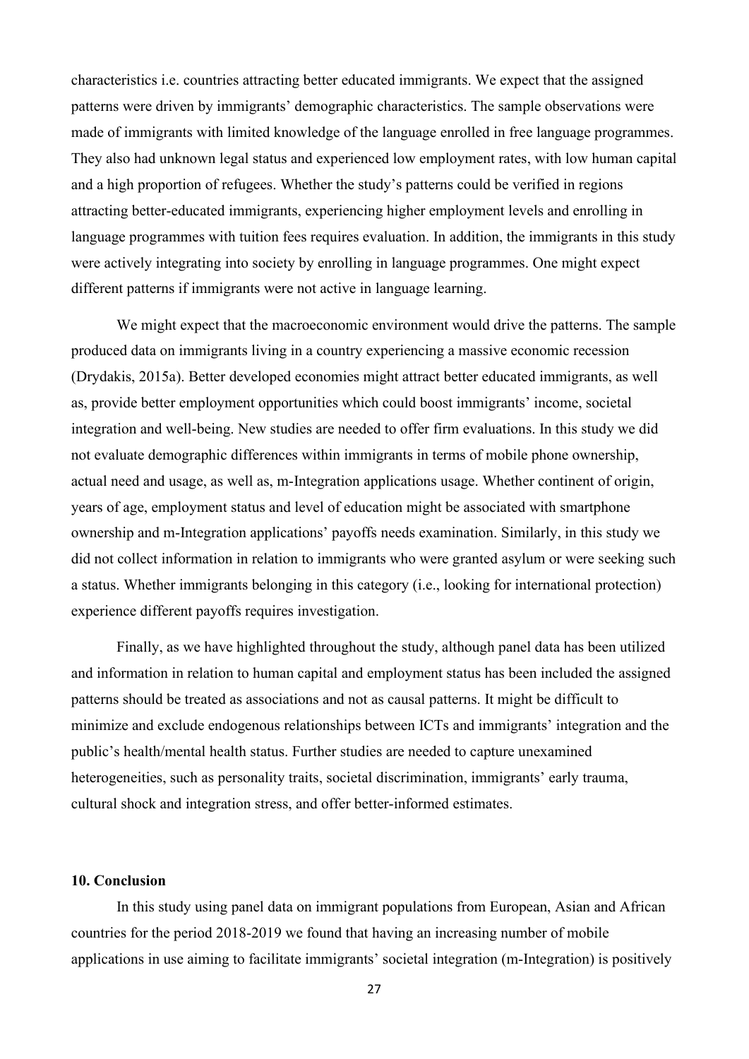characteristics i.e. countries attracting better educated immigrants. We expect that the assigned patterns were driven by immigrants' demographic characteristics. The sample observations were made of immigrants with limited knowledge of the language enrolled in free language programmes. They also had unknown legal status and experienced low employment rates, with low human capital and a high proportion of refugees. Whether the study's patterns could be verified in regions attracting better-educated immigrants, experiencing higher employment levels and enrolling in language programmes with tuition fees requires evaluation. In addition, the immigrants in this study were actively integrating into society by enrolling in language programmes. One might expect different patterns if immigrants were not active in language learning.

We might expect that the macroeconomic environment would drive the patterns. The sample produced data on immigrants living in a country experiencing a massive economic recession (Drydakis, 2015a). Better developed economies might attract better educated immigrants, as well as, provide better employment opportunities which could boost immigrants' income, societal integration and well-being. New studies are needed to offer firm evaluations. In this study we did not evaluate demographic differences within immigrants in terms of mobile phone ownership, actual need and usage, as well as, m-Integration applications usage. Whether continent of origin, years of age, employment status and level of education might be associated with smartphone ownership and m-Integration applications' payoffs needs examination. Similarly, in this study we did not collect information in relation to immigrants who were granted asylum or were seeking such a status. Whether immigrants belonging in this category (i.e., looking for international protection) experience different payoffs requires investigation.

Finally, as we have highlighted throughout the study, although panel data has been utilized and information in relation to human capital and employment status has been included the assigned patterns should be treated as associations and not as causal patterns. It might be difficult to minimize and exclude endogenous relationships between ICTs and immigrants' integration and the public's health/mental health status. Further studies are needed to capture unexamined heterogeneities, such as personality traits, societal discrimination, immigrants' early trauma, cultural shock and integration stress, and offer better-informed estimates.

## 10. Conclusion

In this study using panel data on immigrant populations from European, Asian and African countries for the period 2018-2019 we found that having an increasing number of mobile applications in use aiming to facilitate immigrants' societal integration (m-Integration) is positively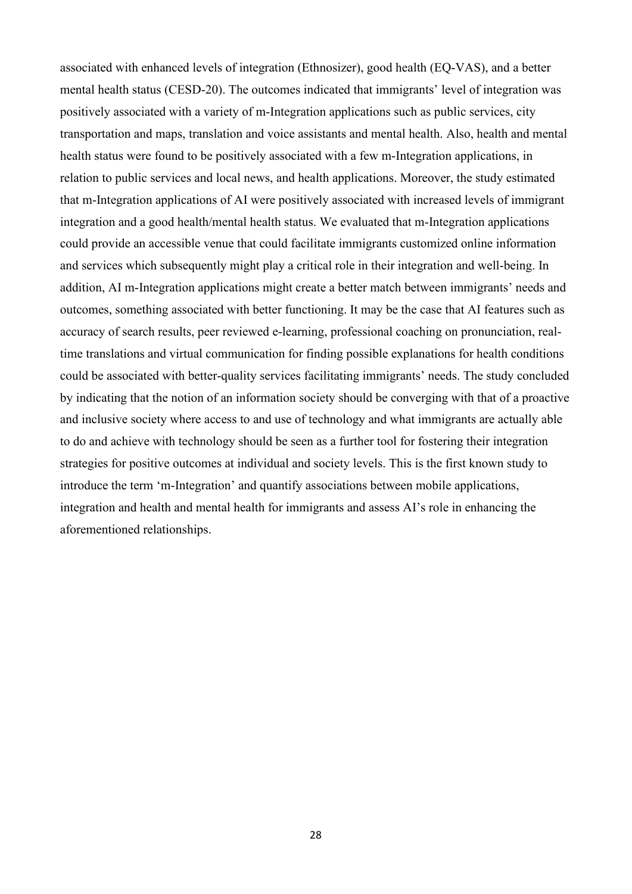associated with enhanced levels of integration (Ethnosizer), good health (EQ-VAS), and a better mental health status (CESD-20). The outcomes indicated that immigrants' level of integration was positively associated with a variety of m-Integration applications such as public services, city transportation and maps, translation and voice assistants and mental health. Also, health and mental health status were found to be positively associated with a few m-Integration applications, in relation to public services and local news, and health applications. Moreover, the study estimated that m-Integration applications of AI were positively associated with increased levels of immigrant integration and a good health/mental health status. We evaluated that m-Integration applications could provide an accessible venue that could facilitate immigrants customized online information and services which subsequently might play a critical role in their integration and well-being. In addition, AI m-Integration applications might create a better match between immigrants' needs and outcomes, something associated with better functioning. It may be the case that AI features such as accuracy of search results, peer reviewed e-learning, professional coaching on pronunciation, real-time translations and virtual communication for finding possible explanations for health conditions could be associated with better-quality services facilitating immigrants' needs. The study concluded by indicating that the notion of an information society should be converging with that of a proactive and inclusive society where access to and use of technology and what immigrants are actually able to do and achieve with technology should be seen as a further tool for fostering their integration strategies for positive outcomes at individual and society levels. This is the first known study to introduce the term 'm-Integration' and quantify associations between mobile applications, integration and health and mental health for immigrants and assess AI's role in enhancing the aforementioned relationships.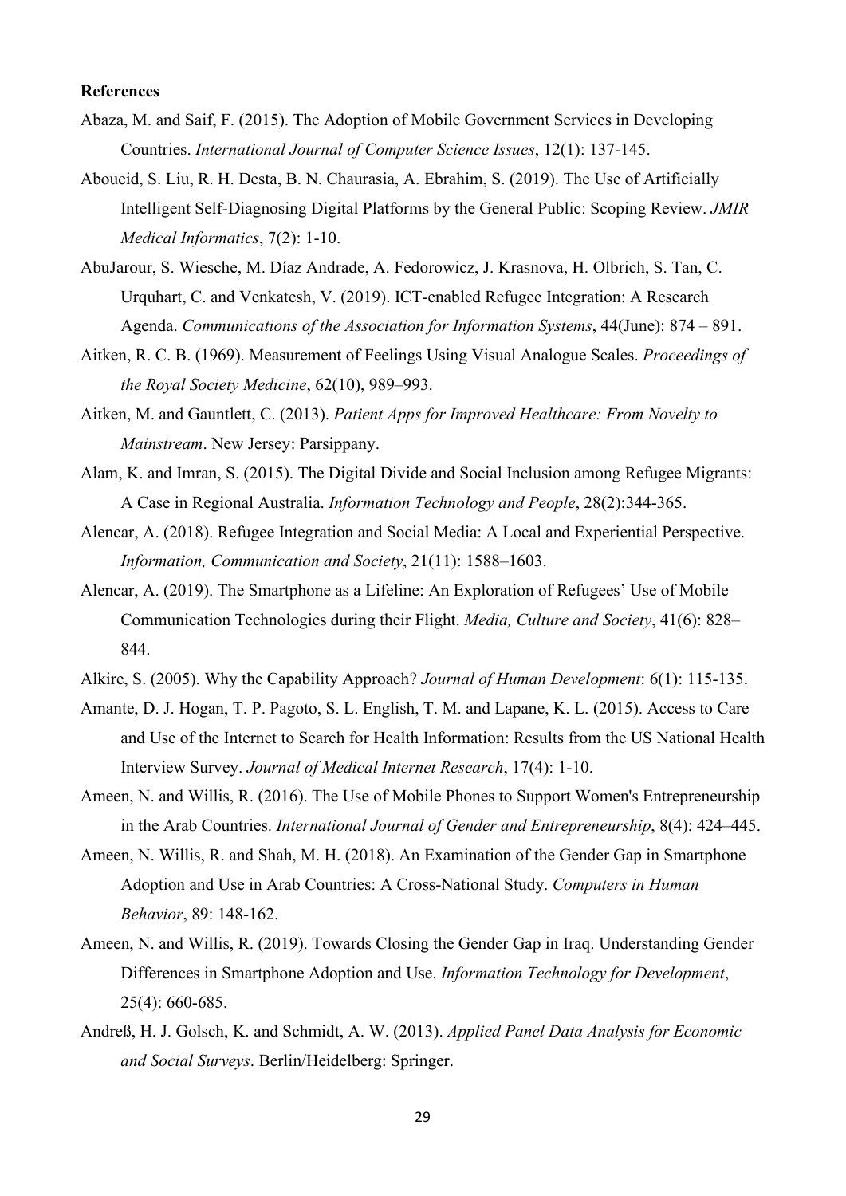**References**

Abaza, M. and Saif, F. (2015). The Adoption of Mobile Government Services in Developing Countries. *International Journal of Computer Science Issues*, 12(1): 137-145.

Aboueid, S. Liu, R. H. Desta, B. N. Chaurasia, A. Ebrahim, S. (2019). The Use of Artificially Intelligent Self-Diagnosing Digital Platforms by the General Public: Scoping Review. *JMIR Medical Informatics*, 7(2): 1-10.

AbuJarour, S. Wiesche, M. Díaz Andrade, A. Fedorowicz, J. Krasnova, H. Olbrich, S. Tan, C. Urquhart, C. and Venkatesh, V. (2019). ICT-enabled Refugee Integration: A Research Agenda. *Communications of the Association for Information Systems*, 44(June): 874 – 891.

Aitken, R. C. B. (1969). Measurement of Feelings Using Visual Analogue Scales. *Proceedings of the Royal Society Medicine*, 62(10), 989–993.

Aitken, M. and Gauntlett, C. (2013). *Patient Apps for Improved Healthcare: From Novelty to Mainstream*. New Jersey: Parsippany.

Alam, K. and Imran, S. (2015). The Digital Divide and Social Inclusion among Refugee Migrants: A Case in Regional Australia. *Information Technology and People*, 28(2):344-365.

Alencar, A. (2018). Refugee Integration and Social Media: A Local and Experiential Perspective. *Information, Communication and Society*, 21(11): 1588–1603.

Alencar, A. (2019). The Smartphone as a Lifeline: An Exploration of Refugees' Use of Mobile Communication Technologies during their Flight. *Media, Culture and Society*, 41(6): 828–844.

Alkire, S. (2005). Why the Capability Approach? *Journal of Human Development*: 6(1): 115-135.

Amante, D. J. Hogan, T. P. Pagoto, S. L. English, T. M. and Lapane, K. L. (2015). Access to Care and Use of the Internet to Search for Health Information: Results from the US National Health Interview Survey. *Journal of Medical Internet Research*, 17(4): 1-10.

Ameen, N. and Willis, R. (2016). The Use of Mobile Phones to Support Women's Entrepreneurship in the Arab Countries. *International Journal of Gender and Entrepreneurship*, 8(4): 424–445.

Ameen, N. Willis, R. and Shah, M. H. (2018). An Examination of the Gender Gap in Smartphone Adoption and Use in Arab Countries: A Cross-National Study. *Computers in Human Behavior*, 89: 148-162.

Ameen, N. and Willis, R. (2019). Towards Closing the Gender Gap in Iraq. Understanding Gender Differences in Smartphone Adoption and Use. *Information Technology for Development*, 25(4): 660-685.

Andreß, H. J. Golsch, K. and Schmidt, A. W. (2013). *Applied Panel Data Analysis for Economic and Social Surveys*. Berlin/Heidelberg: Springer.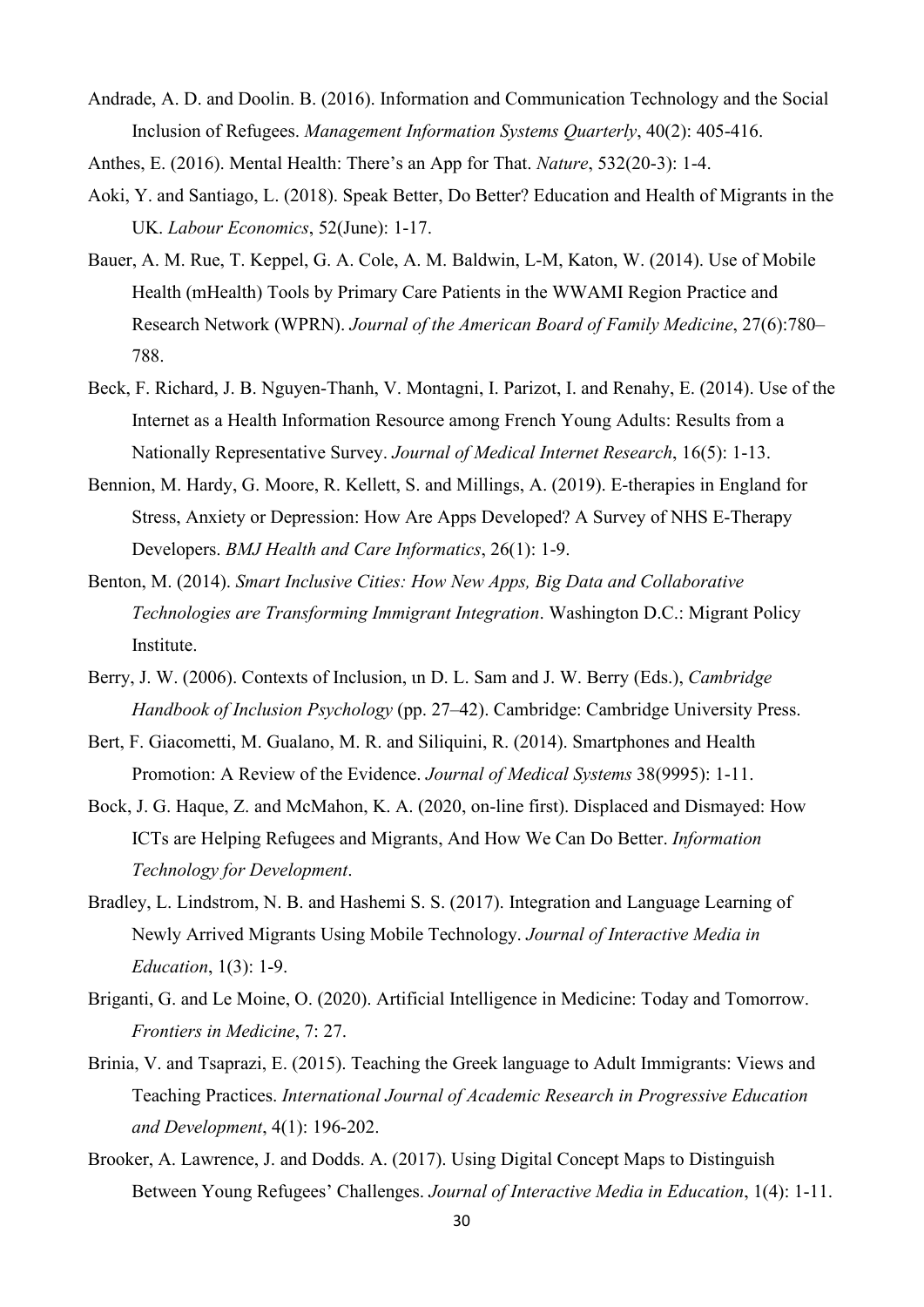Andrade, A. D. and Doolin. B. (2016). Information and Communication Technology and the Social Inclusion of Refugees. *Management Information Systems Quarterly*, 40(2): 405-416.

Anthes, E. (2016). Mental Health: There's an App for That. *Nature*, 532(20-3): 1-4.

Aoki, Y. and Santiago, L. (2018). Speak Better, Do Better? Education and Health of Migrants in the UK. *Labour Economics*, 52(June): 1-17.

Bauer, A. M. Rue, T. Keppel, G. A. Cole, A. M. Baldwin, L-M, Katon, W. (2014). Use of Mobile Health (mHealth) Tools by Primary Care Patients in the WWAMI Region Practice and Research Network (WPRN). *Journal of the American Board of Family Medicine*, 27(6):780–788.

Beck, F. Richard, J. B. Nguyen-Thanh, V. Montagni, I. Parizot, I. and Renahy, E. (2014). Use of the Internet as a Health Information Resource among French Young Adults: Results from a Nationally Representative Survey. *Journal of Medical Internet Research*, 16(5): 1-13.

Bennion, M. Hardy, G. Moore, R. Kellett, S. and Millings, A. (2019). E-therapies in England for Stress, Anxiety or Depression: How Are Apps Developed? A Survey of NHS E-Therapy Developers. *BMJ Health and Care Informatics*, 26(1): 1-9.

Benton, M. (2014). *Smart Inclusive Cities: How New Apps, Big Data and Collaborative Technologies are Transforming Immigrant Integration*. Washington D.C.: Migrant Policy Institute.

Berry, J. W. (2006). Contexts of Inclusion, ın D. L. Sam and J. W. Berry (Eds.), *Cambridge Handbook of Inclusion Psychology* (pp. 27–42). Cambridge: Cambridge University Press.

Bert, F. Giacometti, M. Gualano, M. R. and Siliquini, R. (2014). Smartphones and Health Promotion: A Review of the Evidence. *Journal of Medical Systems* 38(9995): 1-11.

Bock, J. G. Haque, Z. and McMahon, K. A. (2020, on-line first). Displaced and Dismayed: How ICTs are Helping Refugees and Migrants, And How We Can Do Better. *Information Technology for Development*.

Bradley, L. Lindstrom, N. B. and Hashemi S. S. (2017). Integration and Language Learning of Newly Arrived Migrants Using Mobile Technology. *Journal of Interactive Media in Education*, 1(3): 1-9.

Briganti, G. and Le Moine, O. (2020). Artificial Intelligence in Medicine: Today and Tomorrow. *Frontiers in Medicine*, 7: 27.

Brinia, V. and Tsaprazi, E. (2015). Teaching the Greek language to Adult Immigrants: Views and Teaching Practices. *International Journal of Academic Research in Progressive Education and Development*, 4(1): 196-202.

Brooker, A. Lawrence, J. and Dodds. A. (2017). Using Digital Concept Maps to Distinguish Between Young Refugees' Challenges. *Journal of Interactive Media in Education*, 1(4): 1-11.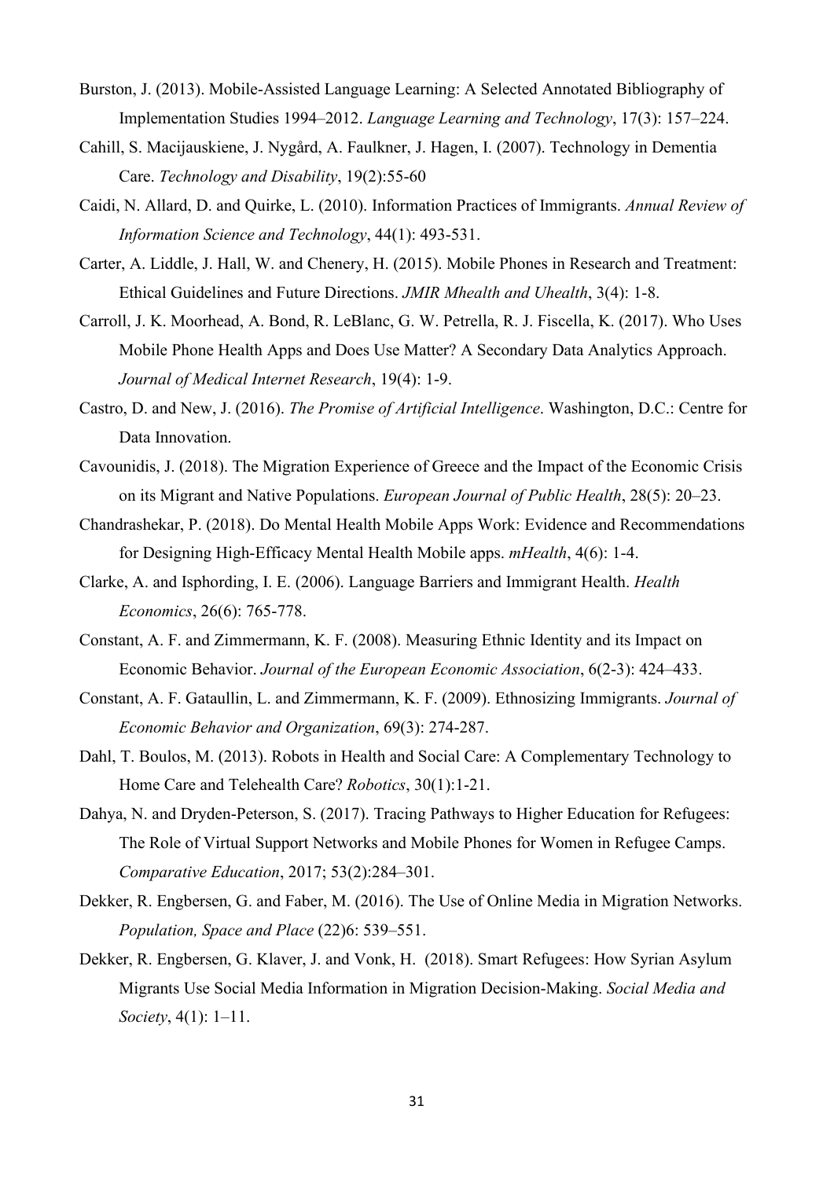Burston, J. (2013). Mobile-Assisted Language Learning: A Selected Annotated Bibliography of Implementation Studies 1994–2012. *Language Learning and Technology*, 17(3): 157–224.

Cahill, S. Macijauskiene, J. Nygård, A. Faulkner, J. Hagen, I. (2007). Technology in Dementia Care. *Technology and Disability*, 19(2):55-60

Caidi, N. Allard, D. and Quirke, L. (2010). Information Practices of Immigrants. *Annual Review of Information Science and Technology*, 44(1): 493-531.

Carter, A. Liddle, J. Hall, W. and Chenery, H. (2015). Mobile Phones in Research and Treatment: Ethical Guidelines and Future Directions. *JMIR Mhealth and Uhealth*, 3(4): 1-8.

Carroll, J. K. Moorhead, A. Bond, R. LeBlanc, G. W. Petrella, R. J. Fiscella, K. (2017). Who Uses Mobile Phone Health Apps and Does Use Matter? A Secondary Data Analytics Approach. *Journal of Medical Internet Research*, 19(4): 1-9.

Castro, D. and New, J. (2016). *The Promise of Artificial Intelligence*. Washington, D.C.: Centre for Data Innovation.

Cavounidis, J. (2018). The Migration Experience of Greece and the Impact of the Economic Crisis on its Migrant and Native Populations. *European Journal of Public Health*, 28(5): 20–23.

Chandrashekar, P. (2018). Do Mental Health Mobile Apps Work: Evidence and Recommendations for Designing High-Efficacy Mental Health Mobile apps. *mHealth*, 4(6): 1-4.

Clarke, A. and Isphording, I. E. (2006). Language Barriers and Immigrant Health. *Health Economics*, 26(6): 765-778.

Constant, A. F. and Zimmermann, K. F. (2008). Measuring Ethnic Identity and its Impact on Economic Behavior. *Journal of the European Economic Association*, 6(2-3): 424–433.

Constant, A. F. Gataullin, L. and Zimmermann, K. F. (2009). Ethnosizing Immigrants. *Journal of Economic Behavior and Organization*, 69(3): 274-287.

Dahl, T. Boulos, M. (2013). Robots in Health and Social Care: A Complementary Technology to Home Care and Telehealth Care? *Robotics*, 30(1):1-21.

Dahya, N. and Dryden-Peterson, S. (2017). Tracing Pathways to Higher Education for Refugees: The Role of Virtual Support Networks and Mobile Phones for Women in Refugee Camps. *Comparative Education*, 2017; 53(2):284–301.

Dekker, R. Engbersen, G. and Faber, M. (2016). The Use of Online Media in Migration Networks. *Population, Space and Place* (22)6: 539–551.

Dekker, R. Engbersen, G. Klaver, J. and Vonk, H. (2018). Smart Refugees: How Syrian Asylum Migrants Use Social Media Information in Migration Decision-Making. *Social Media and Society*, 4(1): 1–11.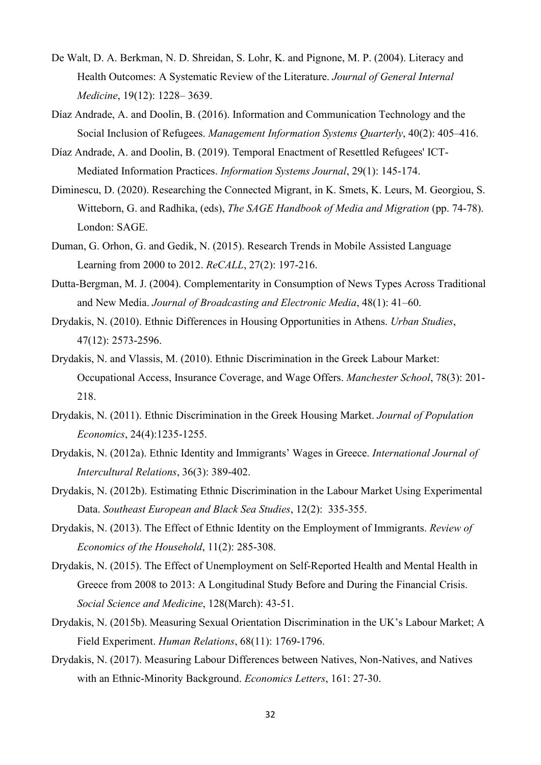De Walt, D. A. Berkman, N. D. Shreidan, S. Lohr, K. and Pignone, M. P. (2004). Literacy and Health Outcomes: A Systematic Review of the Literature. *Journal of General Internal Medicine*, 19(12): 1228– 3639.

Díaz Andrade, A. and Doolin, B. (2016). Information and Communication Technology and the Social Inclusion of Refugees. *Management Information Systems Quarterly*, 40(2): 405–416.

Díaz Andrade, A. and Doolin, B. (2019). Temporal Enactment of Resettled Refugees' ICT-Mediated Information Practices. *Information Systems Journal*, 29(1): 145-174.

Diminescu, D. (2020). Researching the Connected Migrant, in K. Smets, K. Leurs, M. Georgiou, S. Witteborn, G. and Radhika, (eds), *The SAGE Handbook of Media and Migration* (pp. 74-78). London: SAGE.

Duman, G. Orhon, G. and Gedik, N. (2015). Research Trends in Mobile Assisted Language Learning from 2000 to 2012. *ReCALL*, 27(2): 197-216.

Dutta-Bergman, M. J. (2004). Complementarity in Consumption of News Types Across Traditional and New Media. *Journal of Broadcasting and Electronic Media*, 48(1): 41–60.

Drydakis, N. (2010). Ethnic Differences in Housing Opportunities in Athens. *Urban Studies*, 47(12): 2573-2596.

Drydakis, N. and Vlassis, M. (2010). Ethnic Discrimination in the Greek Labour Market: Occupational Access, Insurance Coverage, and Wage Offers. *Manchester School*, 78(3): 201-218.

Drydakis, N. (2011). Ethnic Discrimination in the Greek Housing Market. *Journal of Population Economics*, 24(4):1235-1255.

Drydakis, N. (2012a). Ethnic Identity and Immigrants' Wages in Greece. *International Journal of Intercultural Relations*, 36(3): 389-402.

Drydakis, N. (2012b). Estimating Ethnic Discrimination in the Labour Market Using Experimental Data. *Southeast European and Black Sea Studies*, 12(2): 335-355.

Drydakis, N. (2013). The Effect of Ethnic Identity on the Employment of Immigrants. *Review of Economics of the Household*, 11(2): 285-308.

Drydakis, N. (2015). The Effect of Unemployment on Self-Reported Health and Mental Health in Greece from 2008 to 2013: A Longitudinal Study Before and During the Financial Crisis. *Social Science and Medicine*, 128(March): 43-51.

Drydakis, N. (2015b). Measuring Sexual Orientation Discrimination in the UK's Labour Market; A Field Experiment. *Human Relations*, 68(11): 1769-1796.

Drydakis, N. (2017). Measuring Labour Differences between Natives, Non-Natives, and Natives with an Ethnic-Minority Background. *Economics Letters*, 161: 27-30.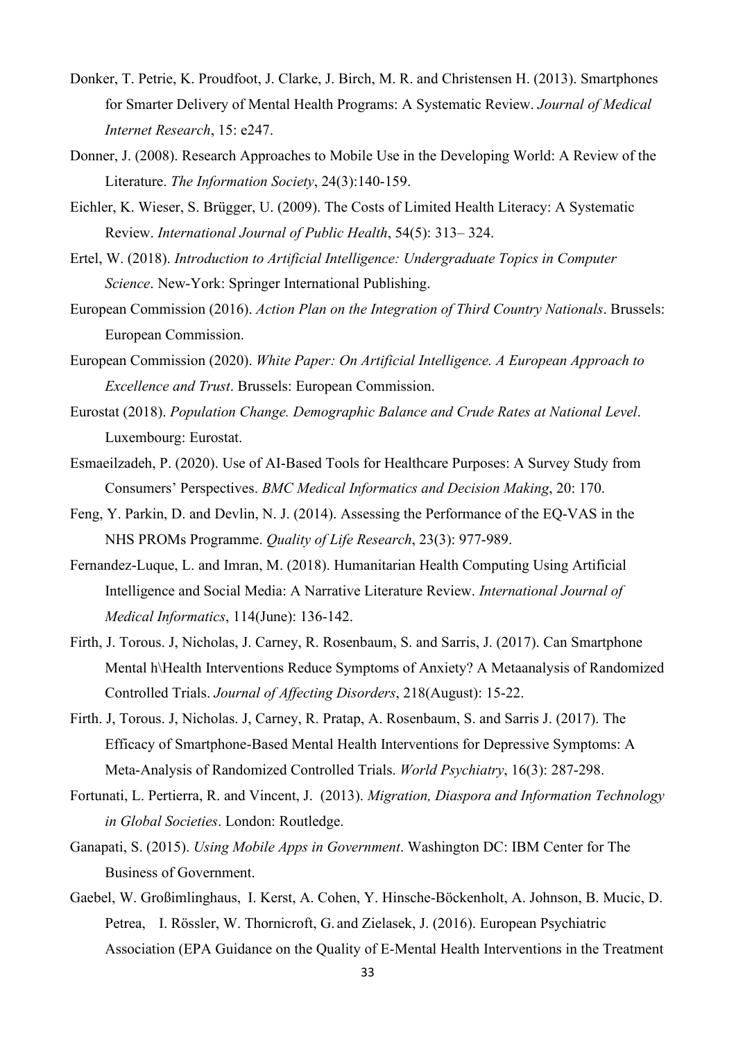Donker, T. Petrie, K. Proudfoot, J. Clarke, J. Birch, M. R. and Christensen H. (2013). Smartphones for Smarter Delivery of Mental Health Programs: A Systematic Review. *Journal of Medical Internet Research*, 15: e247.

Donner, J. (2008). Research Approaches to Mobile Use in the Developing World: A Review of the Literature. *The Information Society*, 24(3):140-159.

Eichler, K. Wieser, S. Brügger, U. (2009). The Costs of Limited Health Literacy: A Systematic Review. *International Journal of Public Health*, 54(5): 313– 324.

Ertel, W. (2018). *Introduction to Artificial Intelligence: Undergraduate Topics in Computer Science*. New-York: Springer International Publishing.

European Commission (2016). *Action Plan on the Integration of Third Country Nationals*. Brussels: European Commission.

European Commission (2020). *White Paper: On Artificial Intelligence. A European Approach to Excellence and Trust*. Brussels: European Commission.

Eurostat (2018). *Population Change. Demographic Balance and Crude Rates at National Level*. Luxembourg: Eurostat.

Esmaeilzadeh, P. (2020). Use of AI-Based Tools for Healthcare Purposes: A Survey Study from Consumers' Perspectives. *BMC Medical Informatics and Decision Making*, 20: 170.

Feng, Y. Parkin, D. and Devlin, N. J. (2014). Assessing the Performance of the EQ-VAS in the NHS PROMs Programme. *Quality of Life Research*, 23(3): 977-989.

Fernandez-Luque, L. and Imran, M. (2018). Humanitarian Health Computing Using Artificial Intelligence and Social Media: A Narrative Literature Review. *International Journal of Medical Informatics*, 114(June): 136-142.

Firth, J. Torous. J, Nicholas, J. Carney, R. Rosenbaum, S. and Sarris, J. (2017). Can Smartphone Mental h\Health Interventions Reduce Symptoms of Anxiety? A Metaanalysis of Randomized Controlled Trials. *Journal of Affecting Disorders*, 218(August): 15-22.

Firth. J, Torous. J, Nicholas. J, Carney, R. Pratap, A. Rosenbaum, S. and Sarris J. (2017). The Efficacy of Smartphone-Based Mental Health Interventions for Depressive Symptoms: A Meta-Analysis of Randomized Controlled Trials. *World Psychiatry*, 16(3): 287-298.

Fortunati, L. Pertierra, R. and Vincent, J. (2013). *Migration, Diaspora and Information Technology in Global Societies*. London: Routledge.

Ganapati, S. (2015). *Using Mobile Apps in Government*. Washington DC: IBM Center for The Business of Government.

Gaebel, W. Großimlinghaus, I. Kerst, A. Cohen, Y. Hinsche-Böckenholt, A. Johnson, B. Mucic, D. Petrea, I. Rössler, W. Thornicroft, G. and Zielasek, J. (2016). European Psychiatric Association (EPA Guidance on the Quality of E-Mental Health Interventions in the Treatment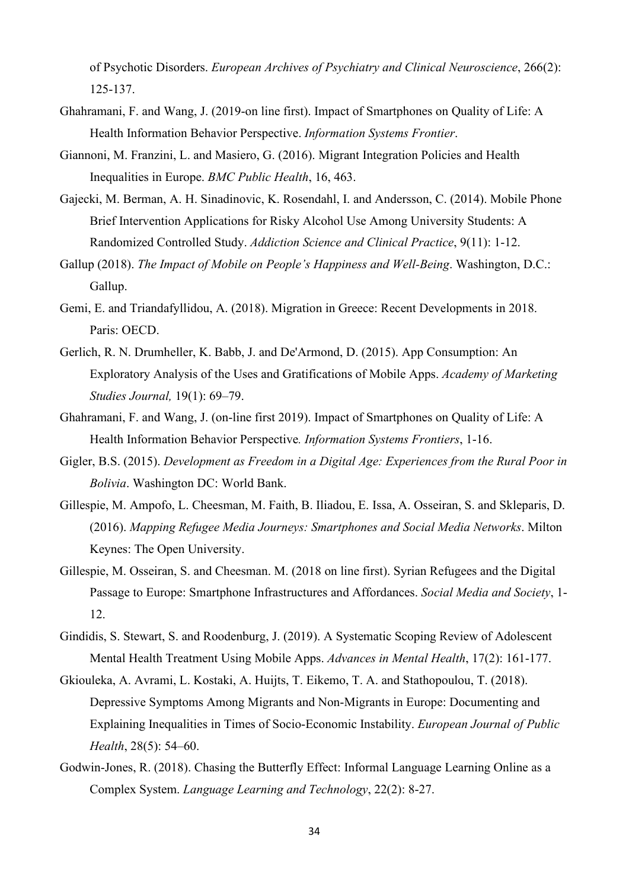of Psychotic Disorders. *European Archives of Psychiatry and Clinical Neuroscience*, 266(2): 125-137.

Ghahramani, F. and Wang, J. (2019-on line first). Impact of Smartphones on Quality of Life: A Health Information Behavior Perspective. *Information Systems Frontier*.

Giannoni, M. Franzini, L. and Masiero, G. (2016). Migrant Integration Policies and Health Inequalities in Europe. *BMC Public Health*, 16, 463.

Gajecki, M. Berman, A. H. Sinadinovic, K. Rosendahl, I. and Andersson, C. (2014). Mobile Phone Brief Intervention Applications for Risky Alcohol Use Among University Students: A Randomized Controlled Study. *Addiction Science and Clinical Practice*, 9(11): 1-12.

Gallup (2018). *The Impact of Mobile on People's Happiness and Well-Being*. Washington, D.C.: Gallup.

Gemi, E. and Triandafyllidou, A. (2018). Migration in Greece: Recent Developments in 2018. Paris: OECD.

Gerlich, R. N. Drumheller, K. Babb, J. and De'Armond, D. (2015). App Consumption: An Exploratory Analysis of the Uses and Gratifications of Mobile Apps. *Academy of Marketing Studies Journal,* 19(1): 69–79.

Ghahramani, F. and Wang, J. (on-line first 2019). Impact of Smartphones on Quality of Life: A Health Information Behavior Perspective*. Information Systems Frontiers*, 1-16.

Gigler, B.S. (2015). *Development as Freedom in a Digital Age: Experiences from the Rural Poor in Bolivia*. Washington DC: World Bank.

Gillespie, M. Ampofo, L. Cheesman, M. Faith, B. Iliadou, E. Issa, A. Osseiran, S. and Skleparis, D. (2016). *Mapping Refugee Media Journeys: Smartphones and Social Media Networks*. Milton Keynes: The Open University.

Gillespie, M. Osseiran, S. and Cheesman. M. (2018 on line first). Syrian Refugees and the Digital Passage to Europe: Smartphone Infrastructures and Affordances. *Social Media and Society*, 1-12.

Gindidis, S. Stewart, S. and Roodenburg, J. (2019). A Systematic Scoping Review of Adolescent Mental Health Treatment Using Mobile Apps. *Advances in Mental Health*, 17(2): 161-177.

Gkiouleka, A. Avrami, L. Kostaki, A. Huijts, T. Eikemo, T. A. and Stathopoulou, T. (2018). Depressive Symptoms Among Migrants and Non-Migrants in Europe: Documenting and Explaining Inequalities in Times of Socio-Economic Instability. *European Journal of Public Health*, 28(5): 54–60.

Godwin-Jones, R. (2018). Chasing the Butterfly Effect: Informal Language Learning Online as a Complex System. *Language Learning and Technology*, 22(2): 8-27.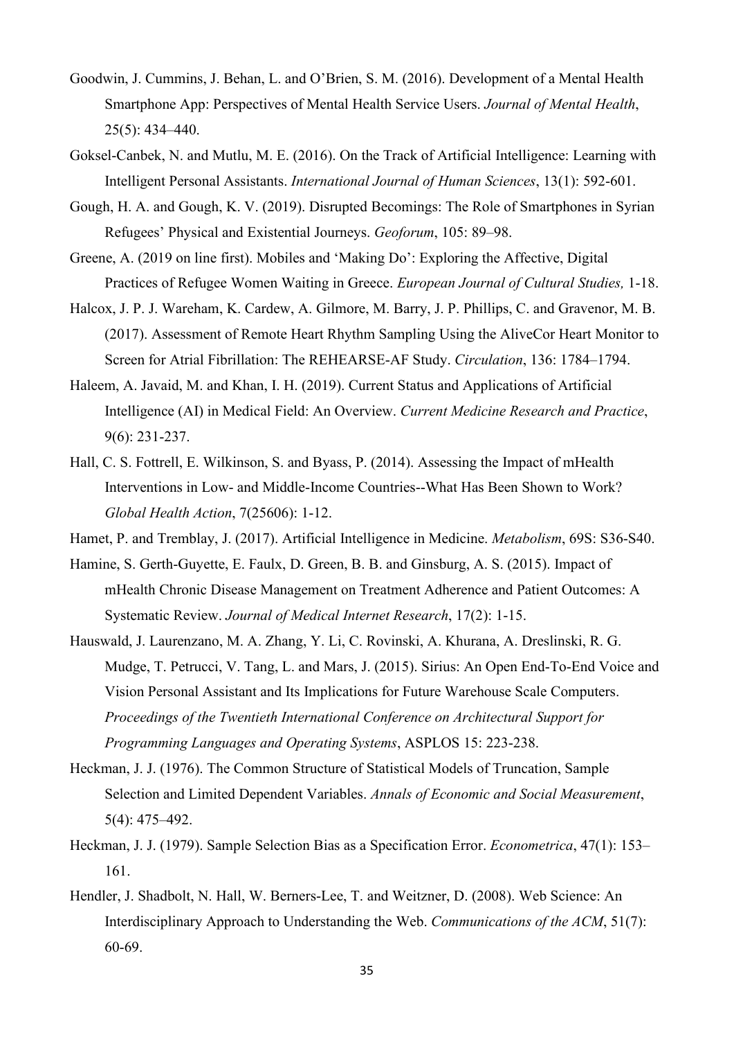Goodwin, J. Cummins, J. Behan, L. and O'Brien, S. M. (2016). Development of a Mental Health Smartphone App: Perspectives of Mental Health Service Users. *Journal of Mental Health*, 25(5): 434–440.

Goksel-Canbek, N. and Mutlu, M. E. (2016). On the Track of Artificial Intelligence: Learning with Intelligent Personal Assistants. *International Journal of Human Sciences*, 13(1): 592-601.

Gough, H. A. and Gough, K. V. (2019). Disrupted Becomings: The Role of Smartphones in Syrian Refugees' Physical and Existential Journeys. *Geoforum*, 105: 89–98.

Greene, A. (2019 on line first). Mobiles and 'Making Do': Exploring the Affective, Digital Practices of Refugee Women Waiting in Greece. *European Journal of Cultural Studies,* 1-18.

Halcox, J. P. J. Wareham, K. Cardew, A. Gilmore, M. Barry, J. P. Phillips, C. and Gravenor, M. B. (2017). Assessment of Remote Heart Rhythm Sampling Using the AliveCor Heart Monitor to Screen for Atrial Fibrillation: The REHEARSE-AF Study. *Circulation*, 136: 1784–1794.

Haleem, A. Javaid, M. and Khan, I. H. (2019). Current Status and Applications of Artificial Intelligence (AI) in Medical Field: An Overview. *Current Medicine Research and Practice*, 9(6): 231-237.

Hall, C. S. Fottrell, E. Wilkinson, S. and Byass, P. (2014). Assessing the Impact of mHealth Interventions in Low- and Middle-Income Countries--What Has Been Shown to Work? *Global Health Action*, 7(25606): 1-12.

Hamet, P. and Tremblay, J. (2017). Artificial Intelligence in Medicine. *Metabolism*, 69S: S36-S40.

Hamine, S. Gerth-Guyette, E. Faulx, D. Green, B. B. and Ginsburg, A. S. (2015). Impact of mHealth Chronic Disease Management on Treatment Adherence and Patient Outcomes: A Systematic Review. *Journal of Medical Internet Research*, 17(2): 1-15.

Hauswald, J. Laurenzano, M. A. Zhang, Y. Li, C. Rovinski, A. Khurana, A. Dreslinski, R. G. Mudge, T. Petrucci, V. Tang, L. and Mars, J. (2015). Sirius: An Open End-To-End Voice and Vision Personal Assistant and Its Implications for Future Warehouse Scale Computers. *Proceedings of the Twentieth International Conference on Architectural Support for Programming Languages and Operating Systems*, ASPLOS 15: 223-238.

Heckman, J. J. (1976). The Common Structure of Statistical Models of Truncation, Sample Selection and Limited Dependent Variables. *Annals of Economic and Social Measurement*, 5(4): 475–492.

Heckman, J. J. (1979). Sample Selection Bias as a Specification Error. *Econometrica*, 47(1): 153–161.

Hendler, J. Shadbolt, N. Hall, W. Berners-Lee, T. and Weitzner, D. (2008). Web Science: An Interdisciplinary Approach to Understanding the Web. *Communications of the ACM*, 51(7): 60-69.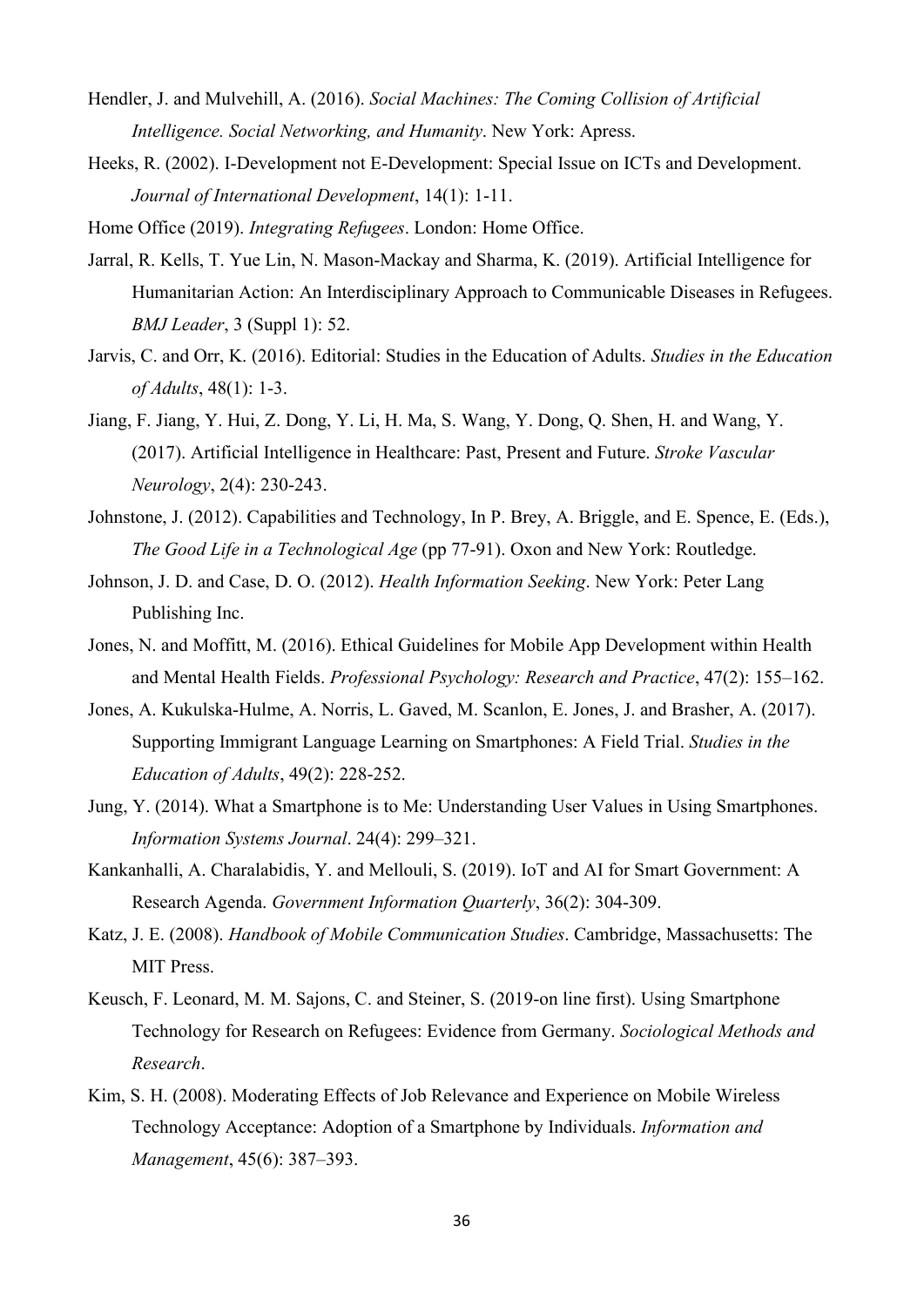Hendler, J. and Mulvehill, A. (2016). *Social Machines: The Coming Collision of Artificial Intelligence. Social Networking, and Humanity*. New York: Apress.

Heeks, R. (2002). I-Development not E-Development: Special Issue on ICTs and Development. *Journal of International Development*, 14(1): 1-11.

Home Office (2019). *Integrating Refugees*. London: Home Office.

Jarral, R. Kells, T. Yue Lin, N. Mason-Mackay and Sharma, K. (2019). Artificial Intelligence for Humanitarian Action: An Interdisciplinary Approach to Communicable Diseases in Refugees. *BMJ Leader*, 3 (Suppl 1): 52.

Jarvis, C. and Orr, K. (2016). Editorial: Studies in the Education of Adults. *Studies in the Education of Adults*, 48(1): 1-3.

Jiang, F. Jiang, Y. Hui, Z. Dong, Y. Li, H. Ma, S. Wang, Y. Dong, Q. Shen, H. and Wang, Y. (2017). Artificial Intelligence in Healthcare: Past, Present and Future. *Stroke Vascular Neurology*, 2(4): 230-243.

Johnstone, J. (2012). Capabilities and Technology, In P. Brey, A. Briggle, and E. Spence, E. (Eds.), *The Good Life in a Technological Age* (pp 77-91). Oxon and New York: Routledge.

Johnson, J. D. and Case, D. O. (2012). *Health Information Seeking*. New York: Peter Lang Publishing Inc.

Jones, N. and Moffitt, M. (2016). Ethical Guidelines for Mobile App Development within Health and Mental Health Fields. *Professional Psychology: Research and Practice*, 47(2): 155–162.

Jones, A. Kukulska-Hulme, A. Norris, L. Gaved, M. Scanlon, E. Jones, J. and Brasher, A. (2017). Supporting Immigrant Language Learning on Smartphones: A Field Trial. *Studies in the Education of Adults*, 49(2): 228-252.

Jung, Y. (2014). What a Smartphone is to Me: Understanding User Values in Using Smartphones. *Information Systems Journal*. 24(4): 299–321.

Kankanhalli, A. Charalabidis, Y. and Mellouli, S. (2019). IoT and AI for Smart Government: A Research Agenda. *Government Information Quarterly*, 36(2): 304-309.

Katz, J. E. (2008). *Handbook of Mobile Communication Studies*. Cambridge, Massachusetts: The MIT Press.

Keusch, F. Leonard, M. M. Sajons, C. and Steiner, S. (2019-on line first). Using Smartphone Technology for Research on Refugees: Evidence from Germany. *Sociological Methods and Research*.

Kim, S. H. (2008). Moderating Effects of Job Relevance and Experience on Mobile Wireless Technology Acceptance: Adoption of a Smartphone by Individuals. *Information and Management*, 45(6): 387–393.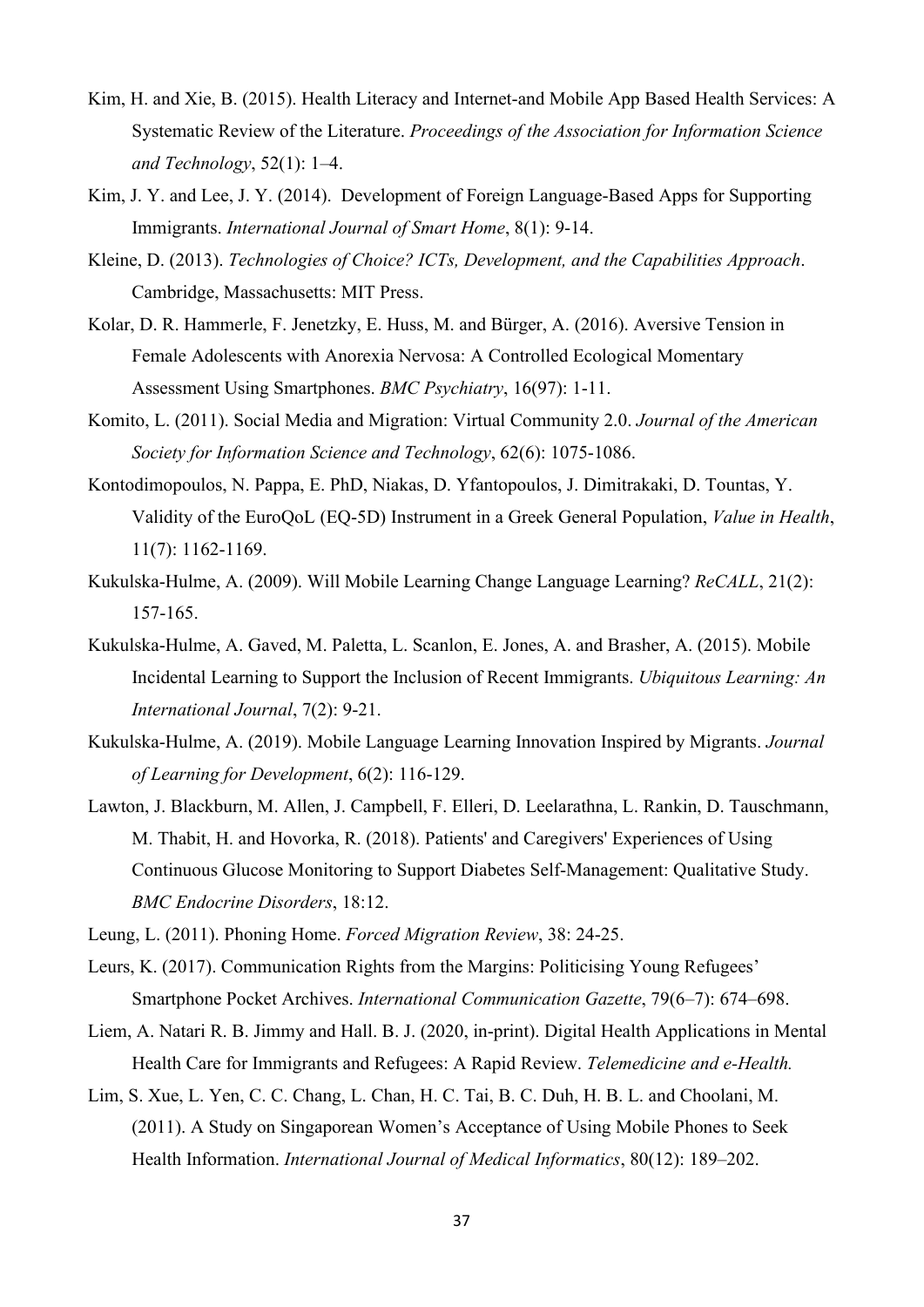Kim, H. and Xie, B. (2015). Health Literacy and Internet-and Mobile App Based Health Services: A Systematic Review of the Literature. *Proceedings of the Association for Information Science and Technology*, 52(1): 1–4.

Kim, J. Y. and Lee, J. Y. (2014). Development of Foreign Language-Based Apps for Supporting Immigrants. *International Journal of Smart Home*, 8(1): 9-14.

Kleine, D. (2013). *Technologies of Choice? ICTs, Development, and the Capabilities Approach*. Cambridge, Massachusetts: MIT Press.

Kolar, D. R. Hammerle, F. Jenetzky, E. Huss, M. and Bürger, A. (2016). Aversive Tension in Female Adolescents with Anorexia Nervosa: A Controlled Ecological Momentary Assessment Using Smartphones. *BMC Psychiatry*, 16(97): 1-11.

Komito, L. (2011). Social Media and Migration: Virtual Community 2.0. *Journal of the American Society for Information Science and Technology*, 62(6): 1075-1086.

Kontodimopoulos, N. Pappa, E. PhD, Niakas, D. Yfantopoulos, J. Dimitrakaki, D. Tountas, Y. Validity of the EuroQoL (EQ-5D) Instrument in a Greek General Population, *Value in Health*, 11(7): 1162-1169.

Kukulska-Hulme, A. (2009). Will Mobile Learning Change Language Learning? *ReCALL*, 21(2): 157-165.

Kukulska-Hulme, A. Gaved, M. Paletta, L. Scanlon, E. Jones, A. and Brasher, A. (2015). Mobile Incidental Learning to Support the Inclusion of Recent Immigrants. *Ubiquitous Learning: An International Journal*, 7(2): 9-21.

Kukulska-Hulme, A. (2019). Mobile Language Learning Innovation Inspired by Migrants. *Journal of Learning for Development*, 6(2): 116-129.

Lawton, J. Blackburn, M. Allen, J. Campbell, F. Elleri, D. Leelarathna, L. Rankin, D. Tauschmann, M. Thabit, H. and Hovorka, R. (2018). Patients' and Caregivers' Experiences of Using Continuous Glucose Monitoring to Support Diabetes Self-Management: Qualitative Study. *BMC Endocrine Disorders*, 18:12.

Leung, L. (2011). Phoning Home. *Forced Migration Review*, 38: 24-25.

Leurs, K. (2017). Communication Rights from the Margins: Politicising Young Refugees' Smartphone Pocket Archives. *International Communication Gazette*, 79(6–7): 674–698.

Liem, A. Natari R. B. Jimmy and Hall. B. J. (2020, in-print). Digital Health Applications in Mental Health Care for Immigrants and Refugees: A Rapid Review. *Telemedicine and e-Health.*

Lim, S. Xue, L. Yen, C. C. Chang, L. Chan, H. C. Tai, B. C. Duh, H. B. L. and Choolani, M. (2011). A Study on Singaporean Women's Acceptance of Using Mobile Phones to Seek Health Information. *International Journal of Medical Informatics*, 80(12): 189–202.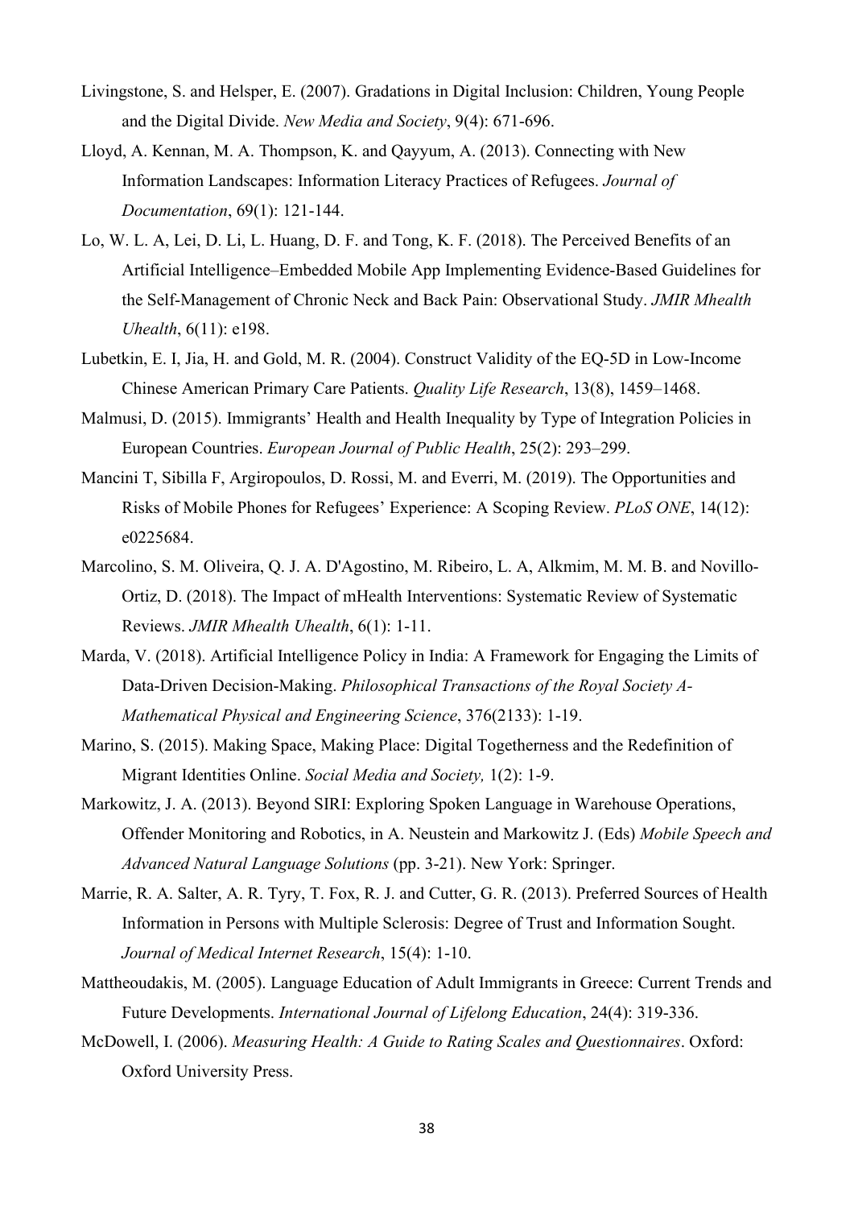Livingstone, S. and Helsper, E. (2007). Gradations in Digital Inclusion: Children, Young People and the Digital Divide. *New Media and Society*, 9(4): 671-696.

Lloyd, A. Kennan, M. A. Thompson, K. and Qayyum, A. (2013). Connecting with New Information Landscapes: Information Literacy Practices of Refugees. *Journal of Documentation*, 69(1): 121-144.

Lo, W. L. A, Lei, D. Li, L. Huang, D. F. and Tong, K. F. (2018). The Perceived Benefits of an Artificial Intelligence–Embedded Mobile App Implementing Evidence-Based Guidelines for the Self-Management of Chronic Neck and Back Pain: Observational Study. *JMIR Mhealth Uhealth*, 6(11): e198.

Lubetkin, E. I, Jia, H. and Gold, M. R. (2004). Construct Validity of the EQ-5D in Low-Income Chinese American Primary Care Patients. *Quality Life Research*, 13(8), 1459–1468.

Malmusi, D. (2015). Immigrants' Health and Health Inequality by Type of Integration Policies in European Countries. *European Journal of Public Health*, 25(2): 293–299.

Mancini T, Sibilla F, Argiropoulos, D. Rossi, M. and Everri, M. (2019). The Opportunities and Risks of Mobile Phones for Refugees' Experience: A Scoping Review. *PLoS ONE*, 14(12): e0225684.

Marcolino, S. M. Oliveira, Q. J. A. D'Agostino, M. Ribeiro, L. A, Alkmim, M. M. B. and Novillo-Ortiz, D. (2018). The Impact of mHealth Interventions: Systematic Review of Systematic Reviews. *JMIR Mhealth Uhealth*, 6(1): 1-11.

Marda, V. (2018). Artificial Intelligence Policy in India: A Framework for Engaging the Limits of Data-Driven Decision-Making. *Philosophical Transactions of the Royal Society A-Mathematical Physical and Engineering Science*, 376(2133): 1-19.

Marino, S. (2015). Making Space, Making Place: Digital Togetherness and the Redefinition of Migrant Identities Online. *Social Media and Society,* 1(2): 1-9.

Markowitz, J. A. (2013). Beyond SIRI: Exploring Spoken Language in Warehouse Operations, Offender Monitoring and Robotics, in A. Neustein and Markowitz J. (Eds) *Mobile Speech and Advanced Natural Language Solutions* (pp. 3-21). New York: Springer.

Marrie, R. A. Salter, A. R. Tyry, T. Fox, R. J. and Cutter, G. R. (2013). Preferred Sources of Health Information in Persons with Multiple Sclerosis: Degree of Trust and Information Sought. *Journal of Medical Internet Research*, 15(4): 1-10.

Mattheoudakis, M. (2005). Language Education of Adult Immigrants in Greece: Current Trends and Future Developments. *International Journal of Lifelong Education*, 24(4): 319-336.

McDowell, I. (2006). *Measuring Health: A Guide to Rating Scales and Questionnaires*. Oxford: Oxford University Press.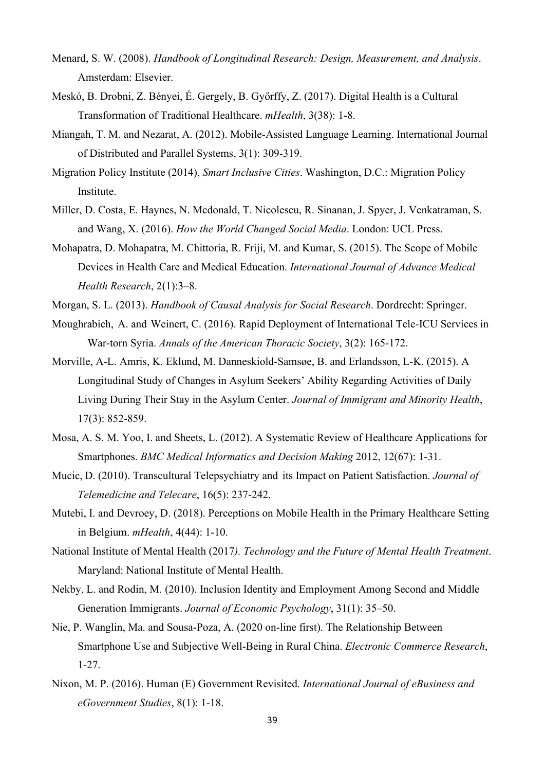Menard, S. W. (2008). *Handbook of Longitudinal Research: Design, Measurement, and Analysis*. Amsterdam: Elsevier.

Meskó, B. Drobni, Z. Bényei, É. Gergely, B. Győrffy, Z. (2017). Digital Health is a Cultural Transformation of Traditional Healthcare. *mHealth*, 3(38): 1-8.

Miangah, T. M. and Nezarat, A. (2012). Mobile-Assisted Language Learning. International Journal of Distributed and Parallel Systems, 3(1): 309-319.

Migration Policy Institute (2014). *Smart Inclusive Cities*. Washington, D.C.: Migration Policy Institute.

Miller, D. Costa, E. Haynes, N. Mcdonald, T. Nicolescu, R. Sinanan, J. Spyer, J. Venkatraman, S. and Wang, X. (2016). *How the World Changed Social Media*. London: UCL Press.

Mohapatra, D. Mohapatra, M. Chittoria, R. Friji, M. and Kumar, S. (2015). The Scope of Mobile Devices in Health Care and Medical Education. *International Journal of Advance Medical Health Research*, 2(1):3–8.

Morgan, S. L. (2013). *Handbook of Causal Analysis for Social Research*. Dordrecht: Springer.

Moughrabieh, A. and Weinert, C. (2016). Rapid Deployment of International Tele-ICU Services in War-torn Syria. *Annals of the American Thoracic Society*, 3(2): 165-172.

Morville, A-L. Amris, K. Eklund, M. Danneskiold-Samsøe, B. and Erlandsson, L-K. (2015). A Longitudinal Study of Changes in Asylum Seekers' Ability Regarding Activities of Daily Living During Their Stay in the Asylum Center. *Journal of Immigrant and Minority Health*, 17(3): 852-859.

Mosa, A. S. M. Yoo, I. and Sheets, L. (2012). A Systematic Review of Healthcare Applications for Smartphones. *BMC Medical Informatics and Decision Making* 2012, 12(67): 1-31.

Mucic, D. (2010). Transcultural Telepsychiatry and its Impact on Patient Satisfaction. *Journal of Telemedicine and Telecare*, 16(5): 237-242.

Mutebi, I. and Devroey, D. (2018). Perceptions on Mobile Health in the Primary Healthcare Setting in Belgium. *mHealth*, 4(44): 1-10.

National Institute of Mental Health (2017*). Technology and the Future of Mental Health Treatment*. Maryland: National Institute of Mental Health.

Nekby, L. and Rodin, M. (2010). Inclusion Identity and Employment Among Second and Middle Generation Immigrants. *Journal of Economic Psychology*, 31(1): 35–50.

Nie, P. Wanglin, Ma. and Sousa-Poza, A. (2020 on-line first). The Relationship Between Smartphone Use and Subjective Well-Being in Rural China. *Electronic Commerce Research*, 1-27.

Nixon, M. P. (2016). Human (E) Government Revisited. *International Journal of eBusiness and eGovernment Studies*, 8(1): 1-18.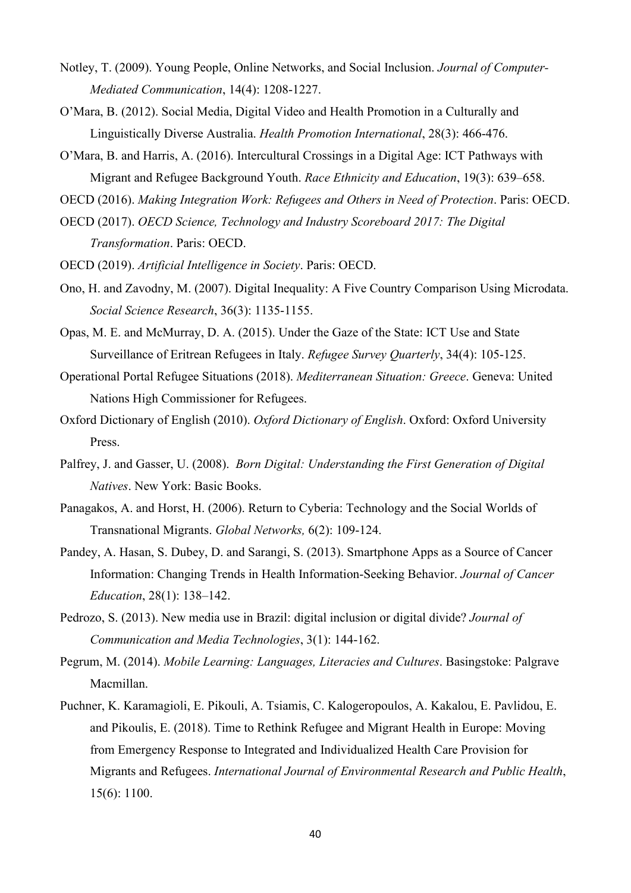Notley, T. (2009). Young People, Online Networks, and Social Inclusion. *Journal of Computer-Mediated Communication*, 14(4): 1208-1227.

O'Mara, B. (2012). Social Media, Digital Video and Health Promotion in a Culturally and Linguistically Diverse Australia. *Health Promotion International*, 28(3): 466-476.

O'Mara, B. and Harris, A. (2016). Intercultural Crossings in a Digital Age: ICT Pathways with Migrant and Refugee Background Youth. *Race Ethnicity and Education*, 19(3): 639–658.

OECD (2016). *Making Integration Work: Refugees and Others in Need of Protection*. Paris: OECD.

OECD (2017). *OECD Science, Technology and Industry Scoreboard 2017: The Digital Transformation*. Paris: OECD.

OECD (2019). *Artificial Intelligence in Society*. Paris: OECD.

Ono, H. and Zavodny, M. (2007). Digital Inequality: A Five Country Comparison Using Microdata. *Social Science Research*, 36(3): 1135-1155.

Opas, M. E. and McMurray, D. A. (2015). Under the Gaze of the State: ICT Use and State Surveillance of Eritrean Refugees in Italy. *Refugee Survey Quarterly*, 34(4): 105-125.

Operational Portal Refugee Situations (2018). *Mediterranean Situation: Greece*. Geneva: United Nations High Commissioner for Refugees.

Oxford Dictionary of English (2010). *Oxford Dictionary of English*. Oxford: Oxford University Press.

Palfrey, J. and Gasser, U. (2008). *Born Digital: Understanding the First Generation of Digital Natives*. New York: Basic Books.

Panagakos, A. and Horst, H. (2006). Return to Cyberia: Technology and the Social Worlds of Transnational Migrants. *Global Networks,* 6(2): 109-124.

Pandey, A. Hasan, S. Dubey, D. and Sarangi, S. (2013). Smartphone Apps as a Source of Cancer Information: Changing Trends in Health Information-Seeking Behavior. *Journal of Cancer Education*, 28(1): 138–142.

Pedrozo, S. (2013). New media use in Brazil: digital inclusion or digital divide? *Journal of Communication and Media Technologies*, 3(1): 144-162.

Pegrum, M. (2014). *Mobile Learning: Languages, Literacies and Cultures*. Basingstoke: Palgrave Macmillan.

Puchner, K. Karamagioli, E. Pikouli, A. Tsiamis, C. Kalogeropoulos, A. Kakalou, E. Pavlidou, E. and Pikoulis, E. (2018). Time to Rethink Refugee and Migrant Health in Europe: Moving from Emergency Response to Integrated and Individualized Health Care Provision for Migrants and Refugees. *International Journal of Environmental Research and Public Health*, 15(6): 1100.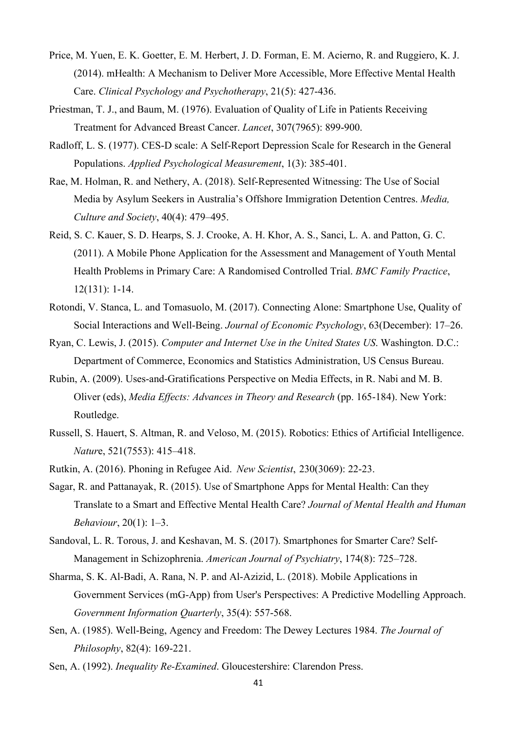Price, M. Yuen, E. K. Goetter, E. M. Herbert, J. D. Forman, E. M. Acierno, R. and Ruggiero, K. J. (2014). mHealth: A Mechanism to Deliver More Accessible, More Effective Mental Health Care. *Clinical Psychology and Psychotherapy*, 21(5): 427-436.

Priestman, T. J., and Baum, M. (1976). Evaluation of Quality of Life in Patients Receiving Treatment for Advanced Breast Cancer. *Lancet*, 307(7965): 899-900.

Radloff, L. S. (1977). CES-D scale: A Self-Report Depression Scale for Research in the General Populations. *Applied Psychological Measurement*, 1(3): 385-401.

Rae, M. Holman, R. and Nethery, A. (2018). Self-Represented Witnessing: The Use of Social Media by Asylum Seekers in Australia's Offshore Immigration Detention Centres. *Media, Culture and Society*, 40(4): 479–495.

Reid, S. C. Kauer, S. D. Hearps, S. J. Crooke, A. H. Khor, A. S., Sanci, L. A. and Patton, G. C. (2011). A Mobile Phone Application for the Assessment and Management of Youth Mental Health Problems in Primary Care: A Randomised Controlled Trial. *BMC Family Practice*, 12(131): 1-14.

Rotondi, V. Stanca, L. and Tomasuolo, M. (2017). Connecting Alone: Smartphone Use, Quality of Social Interactions and Well-Being. *Journal of Economic Psychology*, 63(December): 17–26.

Ryan, C. Lewis, J. (2015). *Computer and Internet Use in the United States US*. Washington. D.C.: Department of Commerce, Economics and Statistics Administration, US Census Bureau.

Rubin, A. (2009). Uses-and-Gratifications Perspective on Media Effects, in R. Nabi and M. B. Oliver (eds), *Media Effects: Advances in Theory and Research* (pp. 165-184). New York: Routledge.

Russell, S. Hauert, S. Altman, R. and Veloso, M. (2015). Robotics: Ethics of Artificial Intelligence. *Nature*, 521(7553): 415–418.

Rutkin, A. (2016). Phoning in Refugee Aid. *New Scientist*, 230(3069): 22-23.

Sagar, R. and Pattanayak, R. (2015). Use of Smartphone Apps for Mental Health: Can they Translate to a Smart and Effective Mental Health Care? *Journal of Mental Health and Human Behaviour*, 20(1): 1–3.

Sandoval, L. R. Torous, J. and Keshavan, M. S. (2017). Smartphones for Smarter Care? Self-Management in Schizophrenia. *American Journal of Psychiatry*, 174(8): 725–728.

Sharma, S. K. Al-Badi, A. Rana, N. P. and Al-Azizid, L. (2018). Mobile Applications in Government Services (mG-App) from User's Perspectives: A Predictive Modelling Approach. *Government Information Quarterly*, 35(4): 557-568.

Sen, A. (1985). Well-Being, Agency and Freedom: The Dewey Lectures 1984. *The Journal of Philosophy*, 82(4): 169-221.

Sen, A. (1992). *Inequality Re-Examined*. Gloucestershire: Clarendon Press.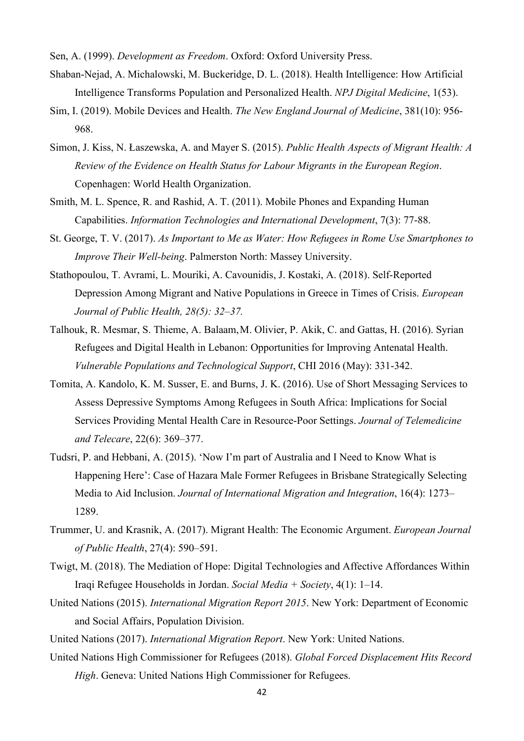Sen, A. (1999). *Development as Freedom*. Oxford: Oxford University Press.

Shaban-Nejad, A. Michalowski, M. Buckeridge, D. L. (2018). Health Intelligence: How Artificial Intelligence Transforms Population and Personalized Health. *NPJ Digital Medicine*, 1(53).

Sim, I. (2019). Mobile Devices and Health. *The New England Journal of Medicine*, 381(10): 956-968.

Simon, J. Kiss, N. Łaszewska, A. and Mayer S. (2015). *Public Health Aspects of Migrant Health: A Review of the Evidence on Health Status for Labour Migrants in the European Region*. Copenhagen: World Health Organization.

Smith, M. L. Spence, R. and Rashid, A. T. (2011). Mobile Phones and Expanding Human Capabilities. *Information Technologies and International Development*, 7(3): 77-88.

St. George, T. V. (2017). *As Important to Me as Water: How Refugees in Rome Use Smartphones to Improve Their Well-being*. Palmerston North: Massey University.

Stathopoulou, T. Avrami, L. Mouriki, A. Cavounidis, J. Kostaki, A. (2018). Self-Reported Depression Among Migrant and Native Populations in Greece in Times of Crisis. *European Journal of Public Health, 28(5): 32–37.*

Talhouk, R. Mesmar, S. Thieme, A. Balaam, M. Olivier, P. Akik, C. and Gattas, H. (2016). Syrian Refugees and Digital Health in Lebanon: Opportunities for Improving Antenatal Health. *Vulnerable Populations and Technological Support*, CHI 2016 (May): 331-342.

Tomita, A. Kandolo, K. M. Susser, E. and Burns, J. K. (2016). Use of Short Messaging Services to Assess Depressive Symptoms Among Refugees in South Africa: Implications for Social Services Providing Mental Health Care in Resource-Poor Settings. *Journal of Telemedicine and Telecare*, 22(6): 369–377.

Tudsri, P. and Hebbani, A. (2015). 'Now I'm part of Australia and I Need to Know What is Happening Here': Case of Hazara Male Former Refugees in Brisbane Strategically Selecting Media to Aid Inclusion. *Journal of International Migration and Integration*, 16(4): 1273–1289.

Trummer, U. and Krasnik, A. (2017). Migrant Health: The Economic Argument. *European Journal of Public Health*, 27(4): 590–591.

Twigt, M. (2018). The Mediation of Hope: Digital Technologies and Affective Affordances Within Iraqi Refugee Households in Jordan. *Social Media + Society*, 4(1): 1–14.

United Nations (2015). *International Migration Report 2015*. New York: Department of Economic and Social Affairs, Population Division.

United Nations (2017). *International Migration Report*. New York: United Nations.

United Nations High Commissioner for Refugees (2018). *Global Forced Displacement Hits Record High*. Geneva: United Nations High Commissioner for Refugees.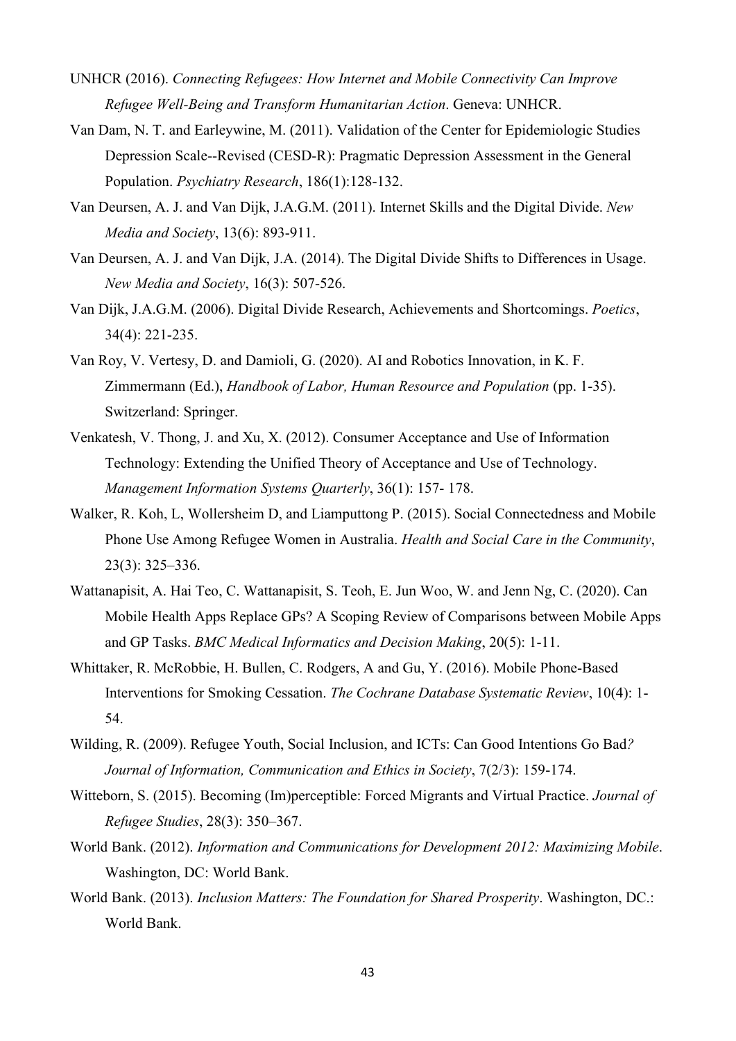UNHCR (2016). *Connecting Refugees: How Internet and Mobile Connectivity Can Improve Refugee Well-Being and Transform Humanitarian Action*. Geneva: UNHCR.

Van Dam, N. T. and Earleywine, M. (2011). Validation of the Center for Epidemiologic Studies Depression Scale--Revised (CESD-R): Pragmatic Depression Assessment in the General Population. *Psychiatry Research*, 186(1):128-132.

Van Deursen, A. J. and Van Dijk, J.A.G.M. (2011). Internet Skills and the Digital Divide. *New Media and Society*, 13(6): 893-911.

Van Deursen, A. J. and Van Dijk, J.A. (2014). The Digital Divide Shifts to Differences in Usage. *New Media and Society*, 16(3): 507-526.

Van Dijk, J.A.G.M. (2006). Digital Divide Research, Achievements and Shortcomings. *Poetics*, 34(4): 221-235.

Van Roy, V. Vertesy, D. and Damioli, G. (2020). AI and Robotics Innovation, in K. F. Zimmermann (Ed.), *Handbook of Labor, Human Resource and Population* (pp. 1-35). Switzerland: Springer.

Venkatesh, V. Thong, J. and Xu, X. (2012). Consumer Acceptance and Use of Information Technology: Extending the Unified Theory of Acceptance and Use of Technology. *Management Information Systems Quarterly*, 36(1): 157- 178.

Walker, R. Koh, L, Wollersheim D, and Liamputtong P. (2015). Social Connectedness and Mobile Phone Use Among Refugee Women in Australia. *Health and Social Care in the Community*, 23(3): 325–336.

Wattanapisit, A. Hai Teo, C. Wattanapisit, S. Teoh, E. Jun Woo, W. and Jenn Ng, C. (2020). Can Mobile Health Apps Replace GPs? A Scoping Review of Comparisons between Mobile Apps and GP Tasks. *BMC Medical Informatics and Decision Making*, 20(5): 1-11.

Whittaker, R. McRobbie, H. Bullen, C. Rodgers, A and Gu, Y. (2016). Mobile Phone-Based Interventions for Smoking Cessation. *The Cochrane Database Systematic Review*, 10(4): 1-54.

Wilding, R. (2009). Refugee Youth, Social Inclusion, and ICTs: Can Good Intentions Go Bad*?* *Journal of Information, Communication and Ethics in Society*, 7(2/3): 159-174.

Witteborn, S. (2015). Becoming (Im)perceptible: Forced Migrants and Virtual Practice. *Journal of Refugee Studies*, 28(3): 350–367.

World Bank. (2012). *Information and Communications for Development 2012: Maximizing Mobile*. Washington, DC: World Bank.

World Bank. (2013). *Inclusion Matters: The Foundation for Shared Prosperity*. Washington, DC.: World Bank.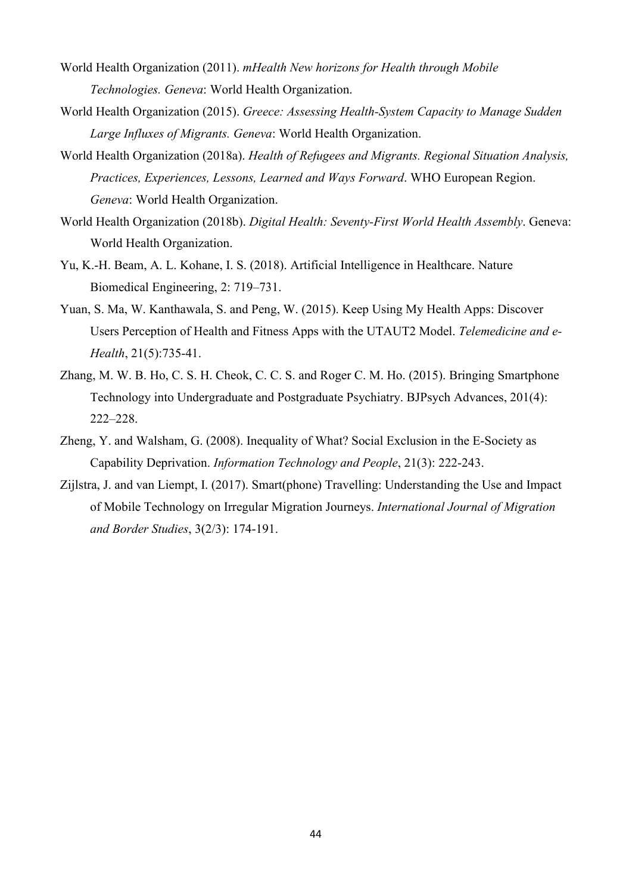World Health Organization (2011). *mHealth New horizons for Health through Mobile Technologies. Geneva*: World Health Organization.

World Health Organization (2015). *Greece: Assessing Health-System Capacity to Manage Sudden Large Influxes of Migrants. Geneva*: World Health Organization.

World Health Organization (2018a). *Health of Refugees and Migrants. Regional Situation Analysis, Practices, Experiences, Lessons, Learned and Ways Forward*. WHO European Region. *Geneva*: World Health Organization.

World Health Organization (2018b). *Digital Health: Seventy-First World Health Assembly*. Geneva: World Health Organization.

Yu, K.-H. Beam, A. L. Kohane, I. S. (2018). Artificial Intelligence in Healthcare. Nature Biomedical Engineering, 2: 719–731.

Yuan, S. Ma, W. Kanthawala, S. and Peng, W. (2015). Keep Using My Health Apps: Discover Users Perception of Health and Fitness Apps with the UTAUT2 Model. *Telemedicine and e-Health*, 21(5):735-41.

Zhang, M. W. B. Ho, C. S. H. Cheok, C. C. S. and Roger C. M. Ho. (2015). Bringing Smartphone Technology into Undergraduate and Postgraduate Psychiatry. BJPsych Advances, 201(4): 222–228.

Zheng, Y. and Walsham, G. (2008). Inequality of What? Social Exclusion in the E-Society as Capability Deprivation. *Information Technology and People*, 21(3): 222-243.

Zijlstra, J. and van Liempt, I. (2017). Smart(phone) Travelling: Understanding the Use and Impact of Mobile Technology on Irregular Migration Journeys. *International Journal of Migration and Border Studies*, 3(2/3): 174-191.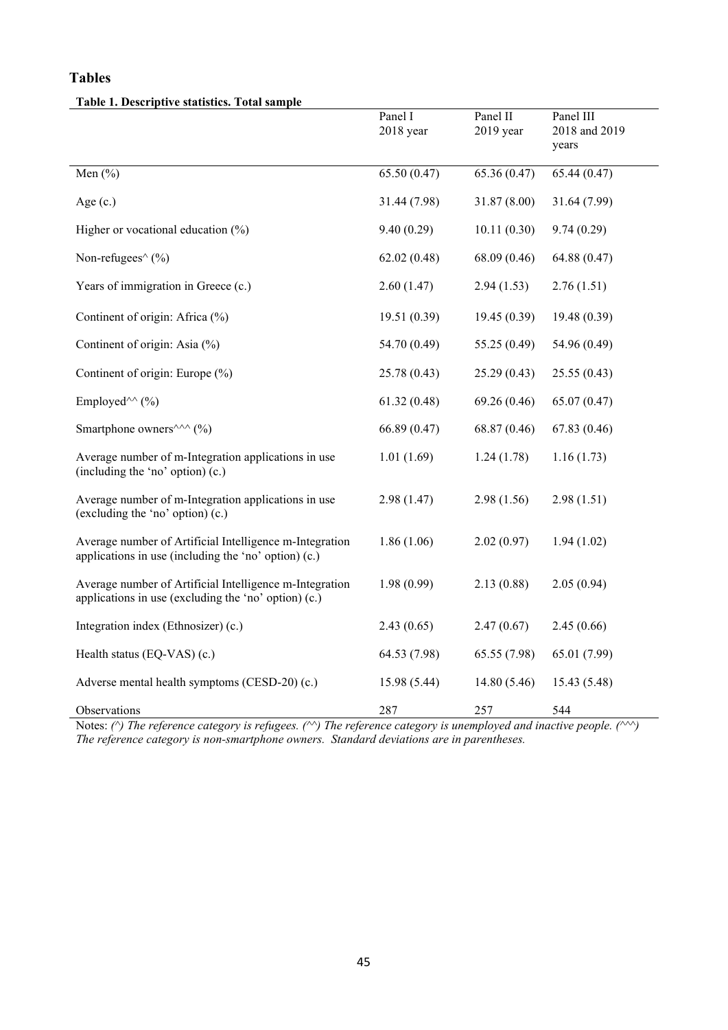## Tables

**Table 1. Descriptive statistics. Total sample**

| | Panel I 2018 year | Panel II 2019 year | Panel III 2018 and 2019 years |
|---|---|---|---|
| Men (%) | 65.50 (0.47) | 65.36 (0.47) | 65.44 (0.47) |
| Age (c.) | 31.44 (7.98) | 31.87 (8.00) | 31.64 (7.99) |
| Higher or vocational education (%) | 9.40 (0.29) | 10.11 (0.30) | 9.74 (0.29) |
| Non-refugees^ (%) | 62.02 (0.48) | 68.09 (0.46) | 64.88 (0.47) |
| Years of immigration in Greece (c.) | 2.60 (1.47) | 2.94 (1.53) | 2.76 (1.51) |
| Continent of origin: Africa (%) | 19.51 (0.39) | 19.45 (0.39) | 19.48 (0.39) |
| Continent of origin: Asia (%) | 54.70 (0.49) | 55.25 (0.49) | 54.96 (0.49) |
| Continent of origin: Europe (%) | 25.78 (0.43) | 25.29 (0.43) | 25.55 (0.43) |
| Employed^^ (%) | 61.32 (0.48) | 69.26 (0.46) | 65.07 (0.47) |
| Smartphone owners^^^ (%) | 66.89 (0.47) | 68.87 (0.46) | 67.83 (0.46) |
| Average number of m-Integration applications in use (including the 'no' option) (c.) | 1.01 (1.69) | 1.24 (1.78) | 1.16 (1.73) |
| Average number of m-Integration applications in use (excluding the 'no' option) (c.) | 2.98 (1.47) | 2.98 (1.56) | 2.98 (1.51) |
| Average number of Artificial Intelligence m-Integration applications in use (including the 'no' option) (c.) | 1.86 (1.06) | 2.02 (0.97) | 1.94 (1.02) |
| Average number of Artificial Intelligence m-Integration applications in use (excluding the 'no' option) (c.) | 1.98 (0.99) | 2.13 (0.88) | 2.05 (0.94) |
| Integration index (Ethnosizer) (c.) | 2.43 (0.65) | 2.47 (0.67) | 2.45 (0.66) |
| Health status (EQ-VAS) (c.) | 64.53 (7.98) | 65.55 (7.98) | 65.01 (7.99) |
| Adverse mental health symptoms (CESD-20) (c.) | 15.98 (5.44) | 14.80 (5.46) | 15.43 (5.48) |
| Observations | 287 | 257 | 544 |

Notes: *(^) The reference category is refugees. (^^) The reference category is unemployed and inactive people. (^^^) The reference category is non-smartphone owners. Standard deviations are in parentheses.*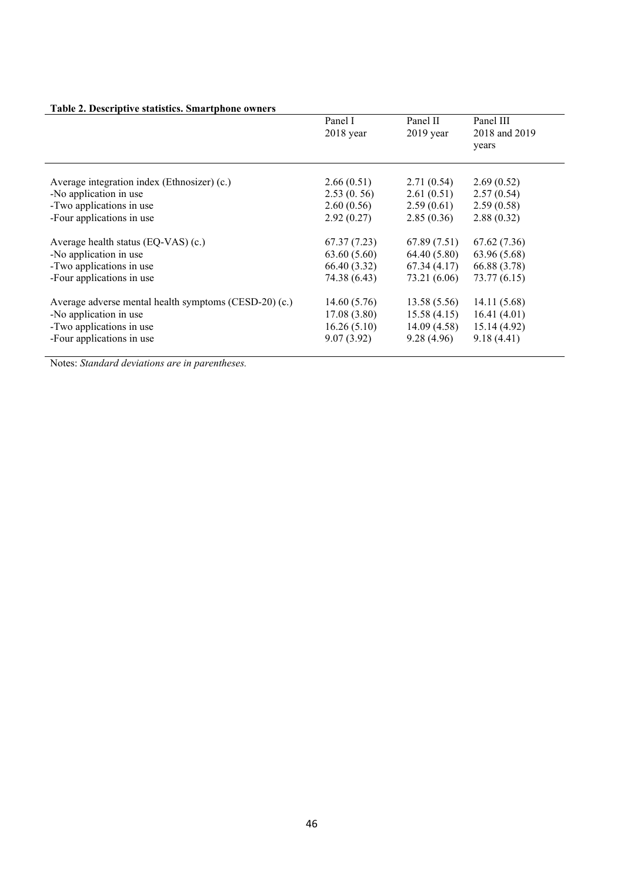**Table 2. Descriptive statistics. Smartphone owners**

| | Panel I<br>2018 year | Panel II<br>2019 year | Panel III<br>2018 and 2019 years |
|---|---|---|---|
| Average integration index (Ethnosizer) (c.) | 2.66 (0.51) | 2.71 (0.54) | 2.69 (0.52) |
| -No application in use | 2.53 (0. 56) | 2.61 (0.51) | 2.57 (0.54) |
| -Two applications in use | 2.60 (0.56) | 2.59 (0.61) | 2.59 (0.58) |
| -Four applications in use | 2.92 (0.27) | 2.85 (0.36) | 2.88 (0.32) |
| Average health status (EQ-VAS) (c.) | 67.37 (7.23) | 67.89 (7.51) | 67.62 (7.36) |
| -No application in use | 63.60 (5.60) | 64.40 (5.80) | 63.96 (5.68) |
| -Two applications in use | 66.40 (3.32) | 67.34 (4.17) | 66.88 (3.78) |
| -Four applications in use | 74.38 (6.43) | 73.21 (6.06) | 73.77 (6.15) |
| Average adverse mental health symptoms (CESD-20) (c.) | 14.60 (5.76) | 13.58 (5.56) | 14.11 (5.68) |
| -No application in use | 17.08 (3.80) | 15.58 (4.15) | 16.41 (4.01) |
| -Two applications in use | 16.26 (5.10) | 14.09 (4.58) | 15.14 (4.92) |
| -Four applications in use | 9.07 (3.92) | 9.28 (4.96) | 9.18 (4.41) |

Notes: *Standard deviations are in parentheses.*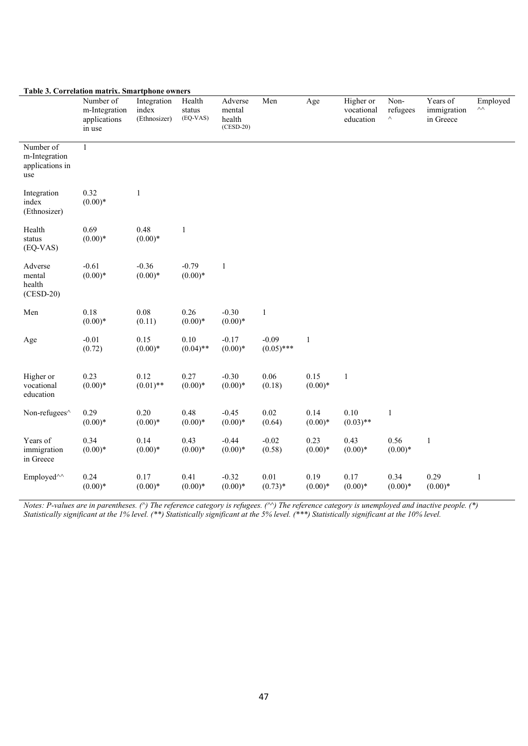**Table 3. Correlation matrix. Smartphone owners**

| | Number of m-Integration applications in use | Integration index (Ethnosizer) | Health status (EQ-VAS) | Adverse mental health (CESD-20) | Men | Age | Higher or vocational education | Non-refugees ^ | Years of immigration in Greece | Employed ^^ |
|---|---|---|---|---|---|---|---|---|---|---|
| Number of m-Integration applications in use | 1 | | | | | | | | | |
| Integration index (Ethnosizer) | 0.32 (0.00)* | 1 | | | | | | | | |
| Health status (EQ-VAS) | 0.69 (0.00)* | 0.48 (0.00)* | 1 | | | | | | | |
| Adverse mental health (CESD-20) | -0.61 (0.00)* | -0.36 (0.00)* | -0.79 (0.00)* | 1 | | | | | | |
| Men | 0.18 (0.00)* | 0.08 (0.11) | 0.26 (0.00)* | -0.30 (0.00)* | 1 | | | | | |
| Age | -0.01 (0.72) | 0.15 (0.00)* | 0.10 (0.04)** | -0.17 (0.00)* | -0.09 (0.05)*** | 1 | | | | |
| Higher or vocational education | 0.23 (0.00)* | 0.12 (0.01)** | 0.27 (0.00)* | -0.30 (0.00)* | 0.06 (0.18) | 0.15 (0.00)* | 1 | | | |
| Non-refugees^ | 0.29 (0.00)* | 0.20 (0.00)* | 0.48 (0.00)* | -0.45 (0.00)* | 0.02 (0.64) | 0.14 (0.00)* | 0.10 (0.03)** | 1 | | |
| Years of immigration in Greece | 0.34 (0.00)* | 0.14 (0.00)* | 0.43 (0.00)* | -0.44 (0.00)* | -0.02 (0.58) | 0.23 (0.00)* | 0.43 (0.00)* | 0.56 (0.00)* | 1 | |
| Employed^^ | 0.24 (0.00)* | 0.17 (0.00)* | 0.41 (0.00)* | -0.32 (0.00)* | 0.01 (0.73)* | 0.19 (0.00)* | 0.17 (0.00)* | 0.34 (0.00)* | 0.29 (0.00)* | 1 |

*Notes: P-values are in parentheses. (^) The reference category is refugees. (^^) The reference category is unemployed and inactive people. (*) Statistically significant at the 1% level. (**) Statistically significant at the 5% level. (***) Statistically significant at the 10% level.*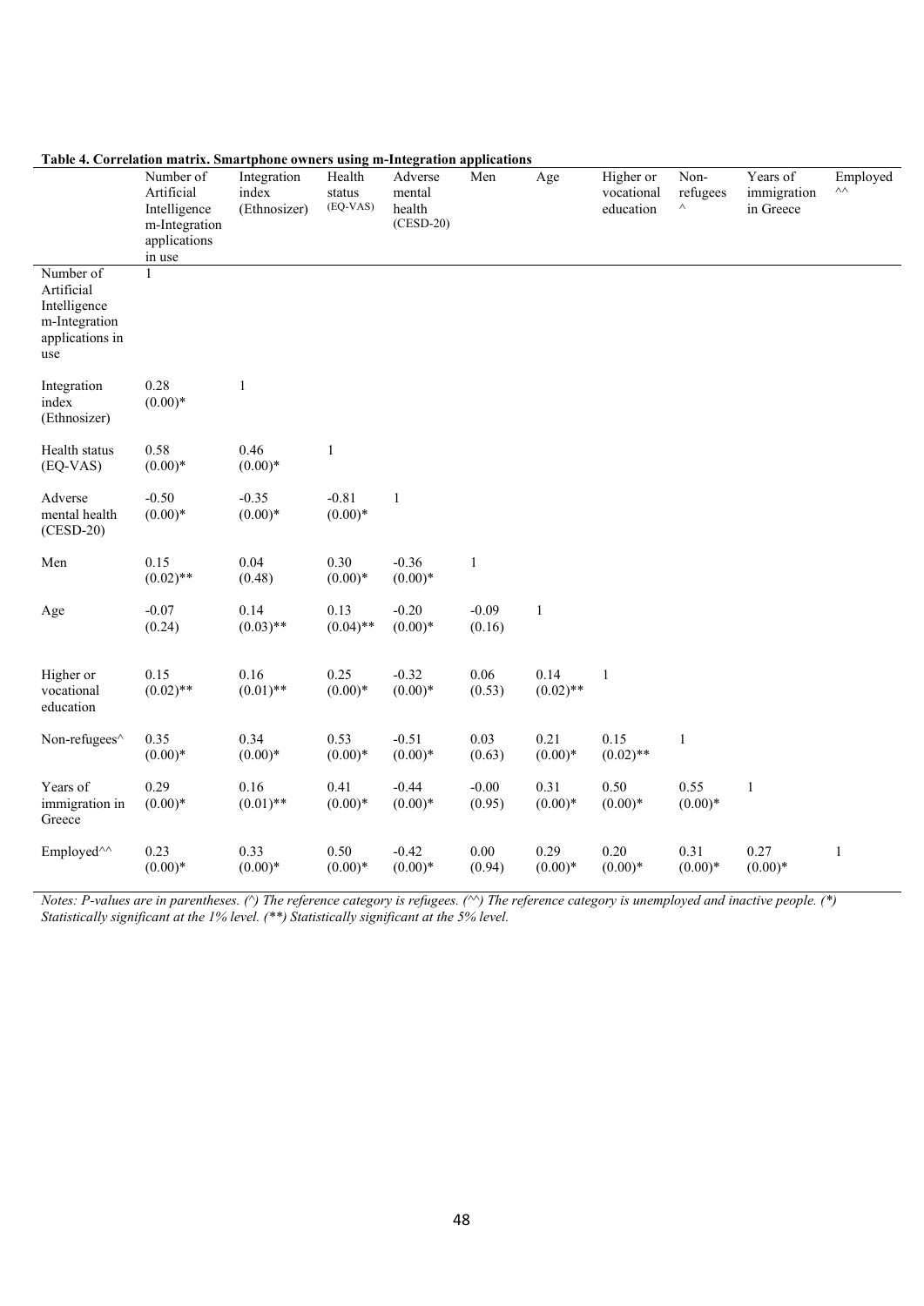**Table 4. Correlation matrix. Smartphone owners using m-Integration applications**

| | Number of Artificial Intelligence m-Integration applications in use | Integration index (Ethnosizer) | Health status (EQ-VAS) | Adverse mental health (CESD-20) | Men | Age | Higher or vocational education | Non-refugees ^ | Years of immigration in Greece | Employed ^^ |
|---|---|---|---|---|---|---|---|---|---|---|
| Number of Artificial Intelligence m-Integration applications in use | 1 | | | | | | | | | |
| Integration index (Ethnosizer) | 0.28 (0.00)* | 1 | | | | | | | | |
| Health status (EQ-VAS) | 0.58 (0.00)* | 0.46 (0.00)* | 1 | | | | | | | |
| Adverse mental health (CESD-20) | -0.50 (0.00)* | -0.35 (0.00)* | -0.81 (0.00)* | 1 | | | | | | |
| Men | 0.15 (0.02)** | 0.04 (0.48) | 0.30 (0.00)* | -0.36 (0.00)* | 1 | | | | | |
| Age | -0.07 (0.24) | 0.14 (0.03)** | 0.13 (0.04)** | -0.20 (0.00)* | -0.09 (0.16) | 1 | | | | |
| Higher or vocational education | 0.15 (0.02)** | 0.16 (0.01)** | 0.25 (0.00)* | -0.32 (0.00)* | 0.06 (0.53) | 0.14 (0.02)** | 1 | | | |
| Non-refugees^ | 0.35 (0.00)* | 0.34 (0.00)* | 0.53 (0.00)* | -0.51 (0.00)* | 0.03 (0.63) | 0.21 (0.00)* | 0.15 (0.02)** | 1 | | |
| Years of immigration in Greece | 0.29 (0.00)* | 0.16 (0.01)** | 0.41 (0.00)* | -0.44 (0.00)* | -0.00 (0.95) | 0.31 (0.00)* | 0.50 (0.00)* | 0.55 (0.00)* | 1 | |
| Employed^^ | 0.23 (0.00)* | 0.33 (0.00)* | 0.50 (0.00)* | -0.42 (0.00)* | 0.00 (0.94) | 0.29 (0.00)* | 0.20 (0.00)* | 0.31 (0.00)* | 0.27 (0.00)* | 1 |

*Notes: P-values are in parentheses. (^) The reference category is refugees. (^^) The reference category is unemployed and inactive people. (*) Statistically significant at the 1% level. (**) Statistically significant at the 5% level.*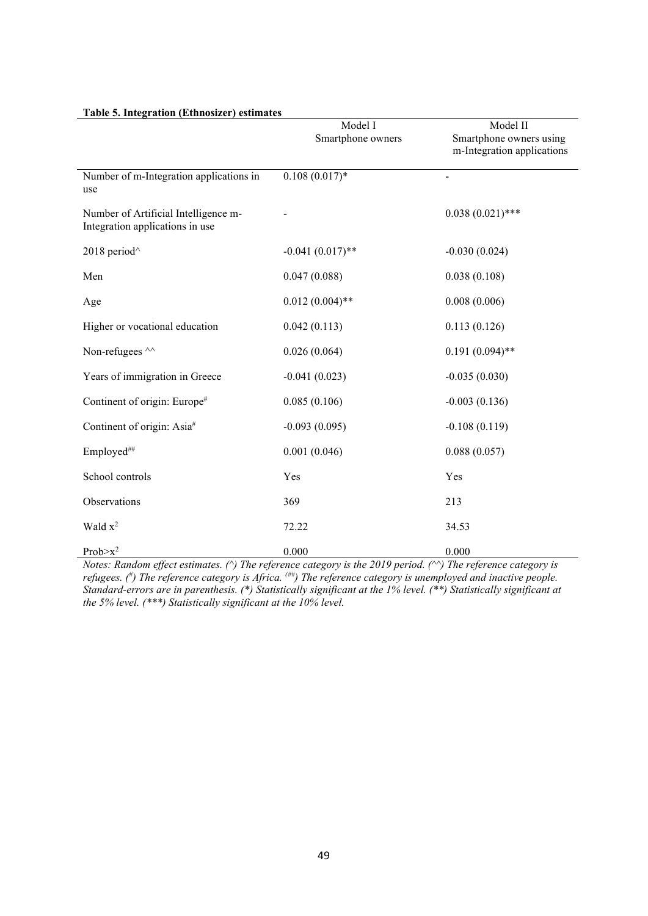**Table 5. Integration (Ethnosizer) estimates**

| | Model I<br>Smartphone owners | Model II<br>Smartphone owners using m-Integration applications |
|---|---|---|
| Number of m-Integration applications in use | 0.108 (0.017)* | - |
| Number of Artificial Intelligence m-Integration applications in use | - | 0.038 (0.021)*** |
| 2018 period^ | -0.041 (0.017)** | -0.030 (0.024) |
| Men | 0.047 (0.088) | 0.038 (0.108) |
| Age | 0.012 (0.004)** | 0.008 (0.006) |
| Higher or vocational education | 0.042 (0.113) | 0.113 (0.126) |
| Non-refugees ^^ | 0.026 (0.064) | 0.191 (0.094)** |
| Years of immigration in Greece | -0.041 (0.023) | -0.035 (0.030) |
| Continent of origin: Europe# | 0.085 (0.106) | -0.003 (0.136) |
| Continent of origin: Asia# | -0.093 (0.095) | -0.108 (0.119) |
| Employed## | 0.001 (0.046) | 0.088 (0.057) |
| School controls | Yes | Yes |
| Observations | 369 | 213 |
| Wald $x^2$ | 72.22 | 34.53 |
| Prob>$x^2$ | 0.000 | 0.000 |

*Notes: Random effect estimates. (^) The reference category is the 2019 period. (^^) The reference category is refugees. (#) The reference category is Africa. (##) The reference category is unemployed and inactive people. Standard-errors are in parenthesis. (*) Statistically significant at the 1% level. (**) Statistically significant at the 5% level. (***) Statistically significant at the 10% level.*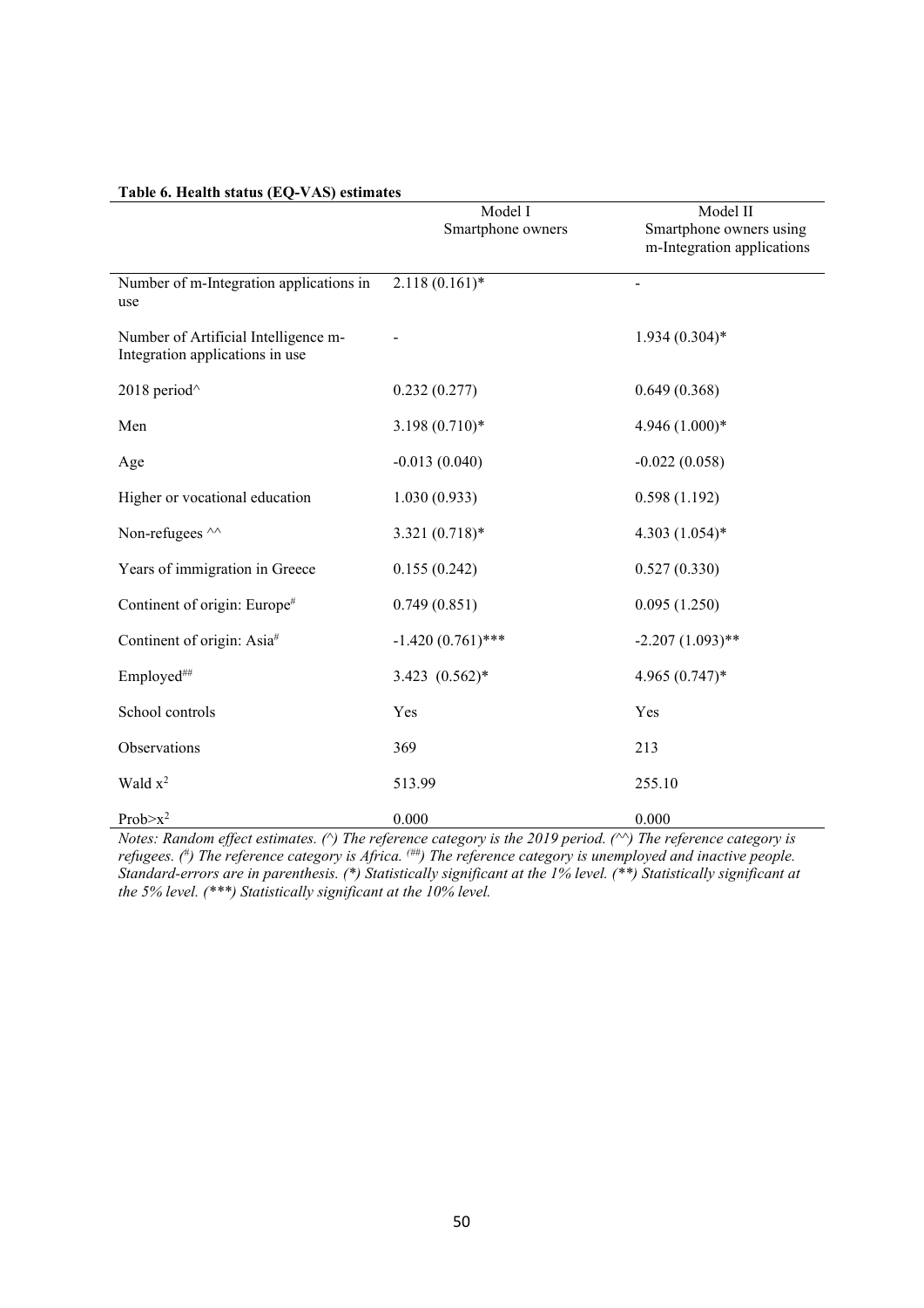**Table 6. Health status (EQ-VAS) estimates**

| | Model I<br>Smartphone owners | Model II<br>Smartphone owners using m-Integration applications |
|---|---|---|
| Number of m-Integration applications in use | 2.118 (0.161)* | - |
| Number of Artificial Intelligence m-Integration applications in use | - | 1.934 (0.304)* |
| 2018 period^ | 0.232 (0.277) | 0.649 (0.368) |
| Men | 3.198 (0.710)* | 4.946 (1.000)* |
| Age | -0.013 (0.040) | -0.022 (0.058) |
| Higher or vocational education | 1.030 (0.933) | 0.598 (1.192) |
| Non-refugees ^^ | 3.321 (0.718)* | 4.303 (1.054)* |
| Years of immigration in Greece | 0.155 (0.242) | 0.527 (0.330) |
| Continent of origin: Europe# | 0.749 (0.851) | 0.095 (1.250) |
| Continent of origin: Asia# | -1.420 (0.761)*** | -2.207 (1.093)** |
| Employed## | 3.423 (0.562)* | 4.965 (0.747)* |
| School controls | Yes | Yes |
| Observations | 369 | 213 |
| Wald $x^2$ | 513.99 | 255.10 |
| Prob>$x^2$ | 0.000 | 0.000 |

*Notes: Random effect estimates. (^) The reference category is the 2019 period. (^^) The reference category is refugees. (#) The reference category is Africa. (##) The reference category is unemployed and inactive people. Standard-errors are in parenthesis. (*) Statistically significant at the 1% level. (**) Statistically significant at the 5% level. (***) Statistically significant at the 10% level.*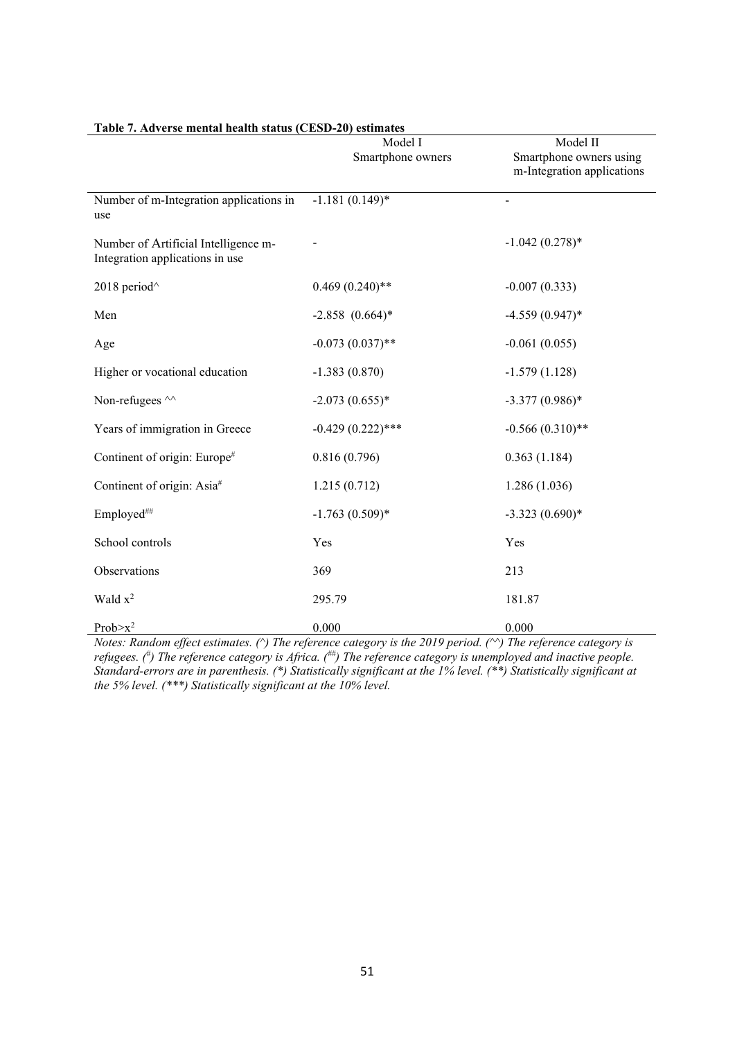**Table 7. Adverse mental health status (CESD-20) estimates**

| | Model I<br>Smartphone owners | Model II<br>Smartphone owners using m-Integration applications |
|---|---|---|
| Number of m-Integration applications in use | -1.181 (0.149)* | - |
| Number of Artificial Intelligence m-Integration applications in use | - | -1.042 (0.278)* |
| 2018 period^ | 0.469 (0.240)** | -0.007 (0.333) |
| Men | -2.858 (0.664)* | -4.559 (0.947)* |
| Age | -0.073 (0.037)** | -0.061 (0.055) |
| Higher or vocational education | -1.383 (0.870) | -1.579 (1.128) |
| Non-refugees ^^ | -2.073 (0.655)* | -3.377 (0.986)* |
| Years of immigration in Greece | -0.429 (0.222)*** | -0.566 (0.310)** |
| Continent of origin: Europe# | 0.816 (0.796) | 0.363 (1.184) |
| Continent of origin: Asia# | 1.215 (0.712) | 1.286 (1.036) |
| Employed## | -1.763 (0.509)* | -3.323 (0.690)* |
| School controls | Yes | Yes |
| Observations | 369 | 213 |
| Wald $x^2$ | 295.79 | 181.87 |
| Prob>$x^2$ | 0.000 | 0.000 |

*Notes: Random effect estimates. (^) The reference category is the 2019 period. (^^) The reference category is refugees. (#) The reference category is Africa. (##) The reference category is unemployed and inactive people. Standard-errors are in parenthesis. (*) Statistically significant at the 1% level. (**) Statistically significant at the 5% level. (***) Statistically significant at the 10% level.*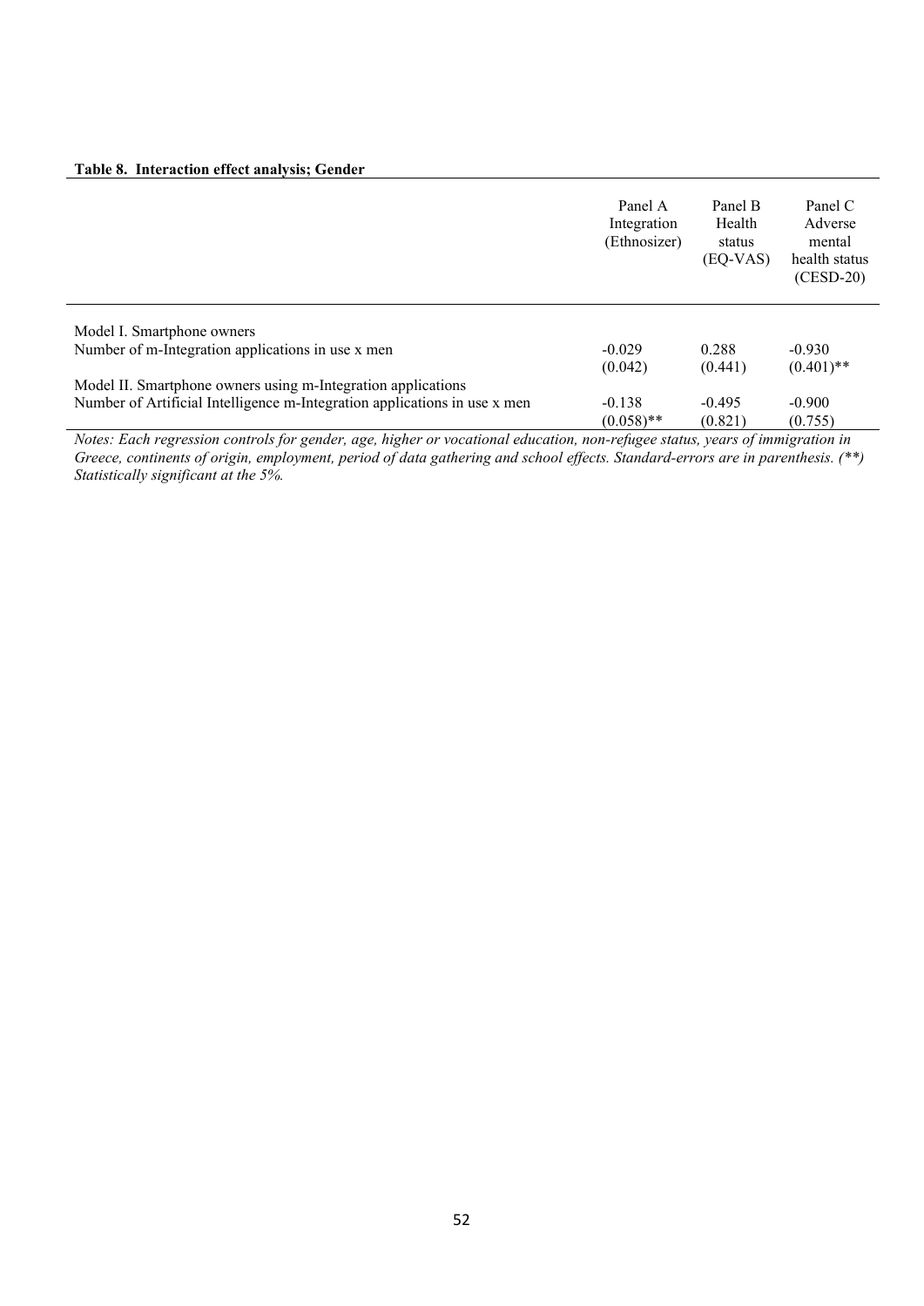**Table 8. Interaction effect analysis; Gender**

| | Panel A Integration (Ethnosizer) | Panel B Health status (EQ-VAS) | Panel C Adverse mental health status (CESD-20) |
|---|---|---|---|
| Model I. Smartphone owners | | | |
| Number of m-Integration applications in use x men | -0.029 | 0.288 | -0.930 |
| | (0.042) | (0.441) | (0.401)** |
| Model II. Smartphone owners using m-Integration applications | | | |
| Number of Artificial Intelligence m-Integration applications in use x men | -0.138 | -0.495 | -0.900 |
| | (0.058)** | (0.821) | (0.755) |

*Notes: Each regression controls for gender, age, higher or vocational education, non-refugee status, years of immigration in Greece, continents of origin, employment, period of data gathering and school effects. Standard-errors are in parenthesis. (**) Statistically significant at the 5%.*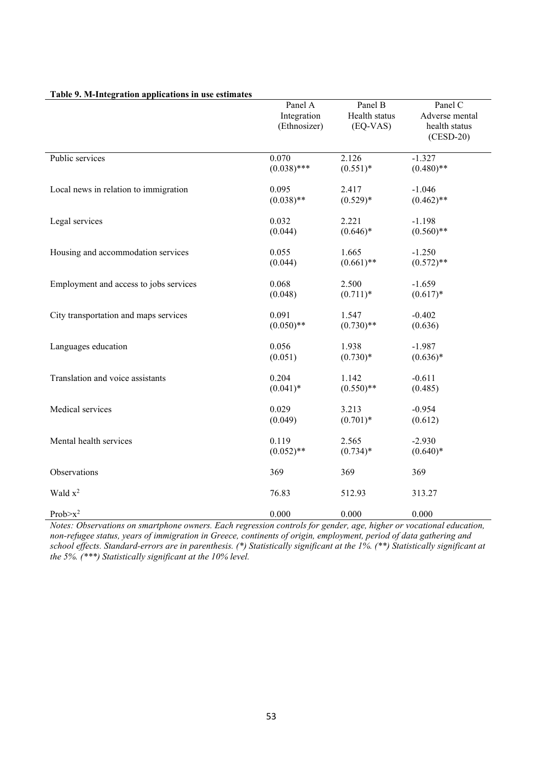**Table 9. M-Integration applications in use estimates**

| | Panel A Integration (Ethnosizer) | Panel B Health status (EQ-VAS) | Panel C Adverse mental health status (CESD-20) |
|---|---|---|---|
| Public services | 0.070 | 2.126 | -1.327 |
| | (0.038)*** | (0.551)* | (0.480)** |
| Local news in relation to immigration | 0.095 | 2.417 | -1.046 |
| | (0.038)** | (0.529)* | (0.462)** |
| Legal services | 0.032 | 2.221 | -1.198 |
| | (0.044) | (0.646)* | (0.560)** |
| Housing and accommodation services | 0.055 | 1.665 | -1.250 |
| | (0.044) | (0.661)** | (0.572)** |
| Employment and access to jobs services | 0.068 | 2.500 | -1.659 |
| | (0.048) | (0.711)* | (0.617)* |
| City transportation and maps services | 0.091 | 1.547 | -0.402 |
| | (0.050)** | (0.730)** | (0.636) |
| Languages education | 0.056 | 1.938 | -1.987 |
| | (0.051) | (0.730)* | (0.636)* |
| Translation and voice assistants | 0.204 | 1.142 | -0.611 |
| | (0.041)* | (0.550)** | (0.485) |
| Medical services | 0.029 | 3.213 | -0.954 |
| | (0.049) | (0.701)* | (0.612) |
| Mental health services | 0.119 | 2.565 | -2.930 |
| | (0.052)** | (0.734)* | (0.640)* |
| Observations | 369 | 369 | 369 |
| Wald $x^2$ | 76.83 | 512.93 | 313.27 |
| Prob>$x^2$ | 0.000 | 0.000 | 0.000 |

*Notes: Observations on smartphone owners. Each regression controls for gender, age, higher or vocational education, non-refugee status, years of immigration in Greece, continents of origin, employment, period of data gathering and school effects. Standard-errors are in parenthesis. (*) Statistically significant at the 1%. (**) Statistically significant at the 5%. (***) Statistically significant at the 10% level.*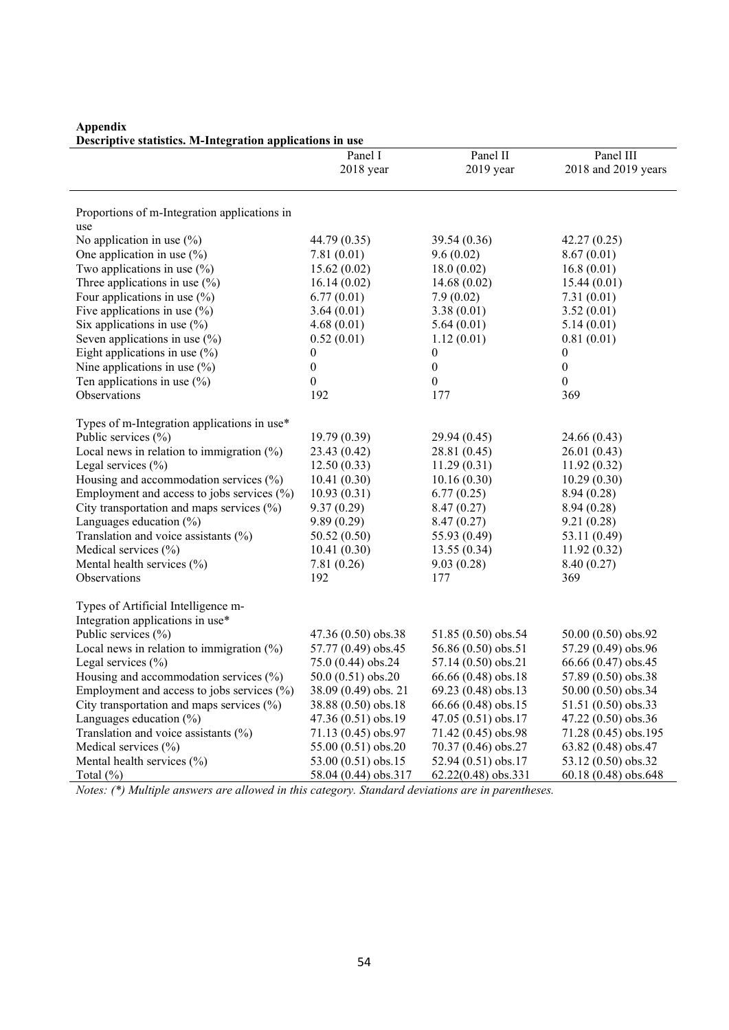**Appendix**

**Descriptive statistics. M-Integration applications in use**

| | Panel I 2018 year | Panel II 2019 year | Panel III 2018 and 2019 years |
|---|---|---|---|
| Proportions of m-Integration applications in use | | | |
| No application in use (%) | 44.79 (0.35) | 39.54 (0.36) | 42.27 (0.25) |
| One application in use (%) | 7.81 (0.01) | 9.6 (0.02) | 8.67 (0.01) |
| Two applications in use (%) | 15.62 (0.02) | 18.0 (0.02) | 16.8 (0.01) |
| Three applications in use (%) | 16.14 (0.02) | 14.68 (0.02) | 15.44 (0.01) |
| Four applications in use (%) | 6.77 (0.01) | 7.9 (0.02) | 7.31 (0.01) |
| Five applications in use (%) | 3.64 (0.01) | 3.38 (0.01) | 3.52 (0.01) |
| Six applications in use (%) | 4.68 (0.01) | 5.64 (0.01) | 5.14 (0.01) |
| Seven applications in use (%) | 0.52 (0.01) | 1.12 (0.01) | 0.81 (0.01) |
| Eight applications in use (%) | 0 | 0 | 0 |
| Nine applications in use (%) | 0 | 0 | 0 |
| Ten applications in use (%) | 0 | 0 | 0 |
| Observations | 192 | 177 | 369 |
| Types of m-Integration applications in use* | | | |
| Public services (%) | 19.79 (0.39) | 29.94 (0.45) | 24.66 (0.43) |
| Local news in relation to immigration (%) | 23.43 (0.42) | 28.81 (0.45) | 26.01 (0.43) |
| Legal services (%) | 12.50 (0.33) | 11.29 (0.31) | 11.92 (0.32) |
| Housing and accommodation services (%) | 10.41 (0.30) | 10.16 (0.30) | 10.29 (0.30) |
| Employment and access to jobs services (%) | 10.93 (0.31) | 6.77 (0.25) | 8.94 (0.28) |
| City transportation and maps services (%) | 9.37 (0.29) | 8.47 (0.27) | 8.94 (0.28) |
| Languages education (%) | 9.89 (0.29) | 8.47 (0.27) | 9.21 (0.28) |
| Translation and voice assistants (%) | 50.52 (0.50) | 55.93 (0.49) | 53.11 (0.49) |
| Medical services (%) | 10.41 (0.30) | 13.55 (0.34) | 11.92 (0.32) |
| Mental health services (%) | 7.81 (0.26) | 9.03 (0.28) | 8.40 (0.27) |
| Observations | 192 | 177 | 369 |
| Types of Artificial Intelligence m-Integration applications in use* | | | |
| Public services (%) | 47.36 (0.50) obs.38 | 51.85 (0.50) obs.54 | 50.00 (0.50) obs.92 |
| Local news in relation to immigration (%) | 57.77 (0.49) obs.45 | 56.86 (0.50) obs.51 | 57.29 (0.49) obs.96 |
| Legal services (%) | 75.0 (0.44) obs.24 | 57.14 (0.50) obs.21 | 66.66 (0.47) obs.45 |
| Housing and accommodation services (%) | 50.0 (0.51) obs.20 | 66.66 (0.48) obs.18 | 57.89 (0.50) obs.38 |
| Employment and access to jobs services (%) | 38.09 (0.49) obs. 21 | 69.23 (0.48) obs.13 | 50.00 (0.50) obs.34 |
| City transportation and maps services (%) | 38.88 (0.50) obs.18 | 66.66 (0.48) obs.15 | 51.51 (0.50) obs.33 |
| Languages education (%) | 47.36 (0.51) obs.19 | 47.05 (0.51) obs.17 | 47.22 (0.50) obs.36 |
| Translation and voice assistants (%) | 71.13 (0.45) obs.97 | 71.42 (0.45) obs.98 | 71.28 (0.45) obs.195 |
| Medical services (%) | 55.00 (0.51) obs.20 | 70.37 (0.46) obs.27 | 63.82 (0.48) obs.47 |
| Mental health services (%) | 53.00 (0.51) obs.15 | 52.94 (0.51) obs.17 | 53.12 (0.50) obs.32 |
| Total (%) | 58.04 (0.44) obs.317 | 62.22(0.48) obs.331 | 60.18 (0.48) obs.648 |

*Notes: (\*) Multiple answers are allowed in this category. Standard deviations are in parentheses.*